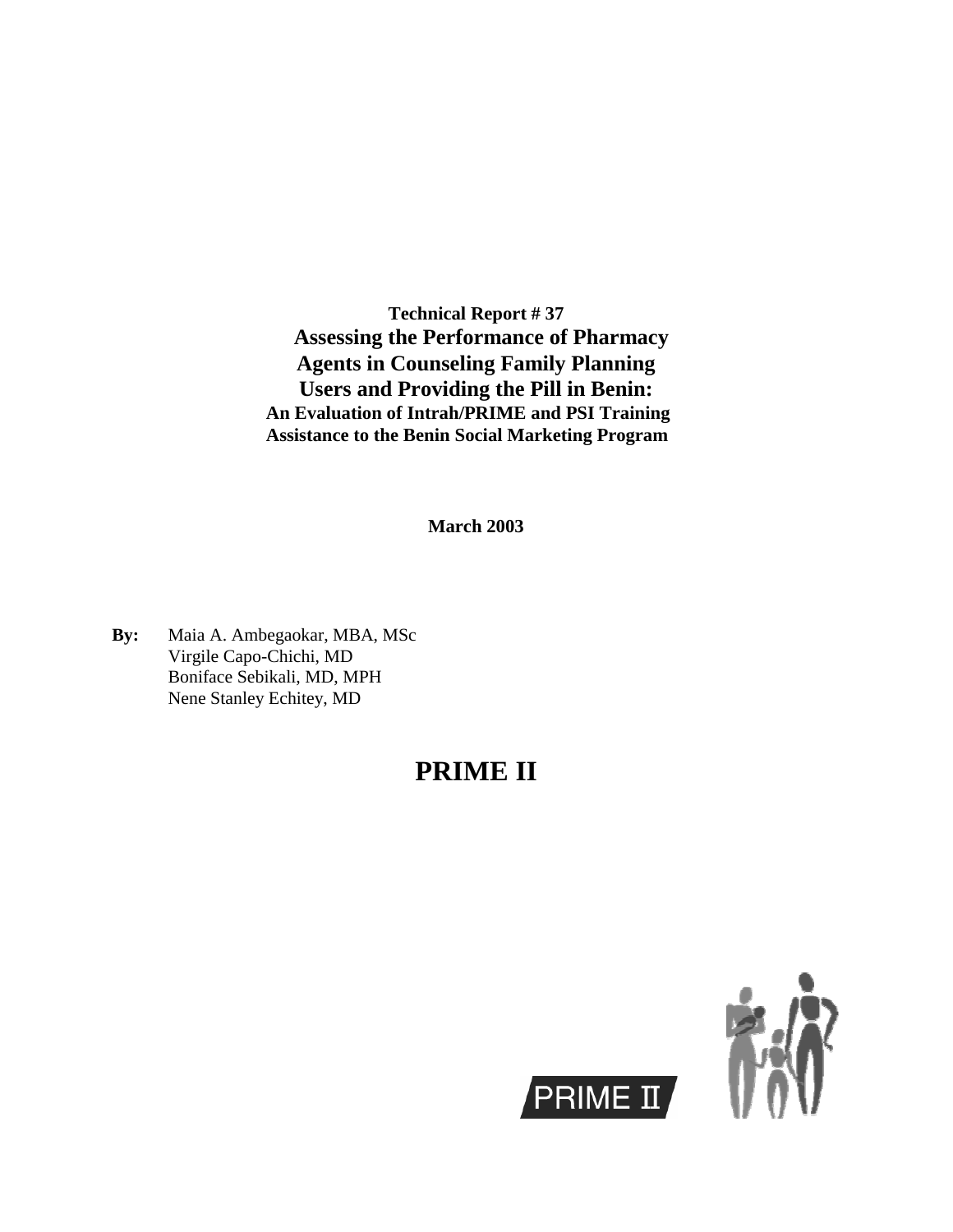**Technical Report # 37**

# Assessing the Performance of Pharmacy Agents in Counseling Family Planning Users and Providing the Pill in Benin:

**An Evaluation of Intrah/PRIME and PSI Training Assistance to the Benin Social Marketing Program**

**March 2003**

**By:** Maia A. Ambegaokar, MBA, MSc
Virgile Capo-Chichi, MD
Boniface Sebikali, MD, MPH
Nene Stanley Echitey, MD

# PRIME II

PRIME II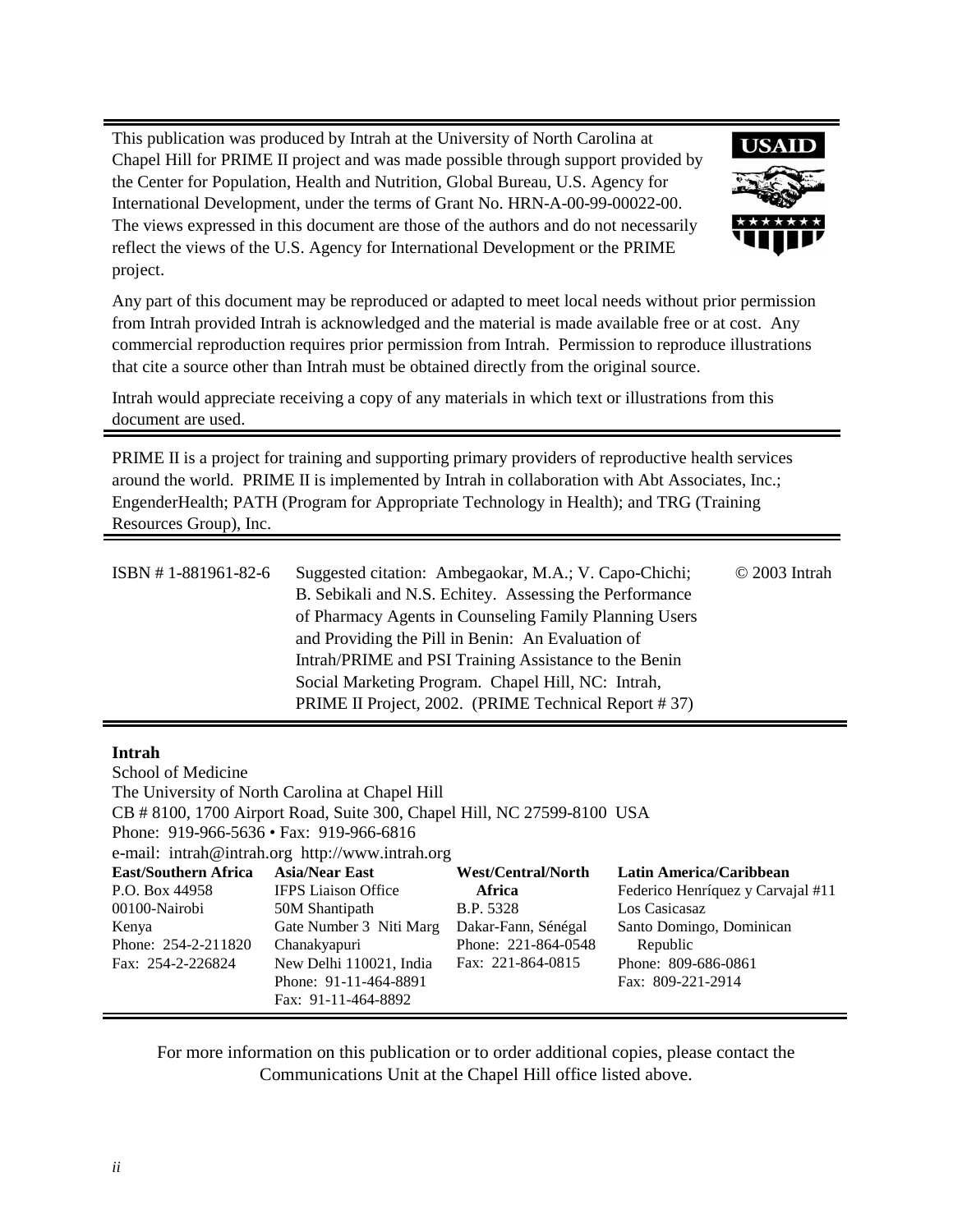This publication was produced by Intrah at the University of North Carolina at Chapel Hill for PRIME II project and was made possible through support provided by the Center for Population, Health and Nutrition, Global Bureau, U.S. Agency for International Development, under the terms of Grant No. HRN-A-00-99-00022-00. The views expressed in this document are those of the authors and do not necessarily reflect the views of the U.S. Agency for International Development or the PRIME project.

Any part of this document may be reproduced or adapted to meet local needs without prior permission from Intrah provided Intrah is acknowledged and the material is made available free or at cost. Any commercial reproduction requires prior permission from Intrah. Permission to reproduce illustrations that cite a source other than Intrah must be obtained directly from the original source.

Intrah would appreciate receiving a copy of any materials in which text or illustrations from this document are used.

---

PRIME II is a project for training and supporting primary providers of reproductive health services around the world. PRIME II is implemented by Intrah in collaboration with Abt Associates, Inc.; EngenderHealth; PATH (Program for Appropriate Technology in Health); and TRG (Training Resources Group), Inc.

---

ISBN # 1-881961-82-6

Suggested citation: Ambegaokar, M.A.; V. Capo-Chichi; B. Sebikali and N.S. Echitey. Assessing the Performance of Pharmacy Agents in Counseling Family Planning Users and Providing the Pill in Benin: An Evaluation of Intrah/PRIME and PSI Training Assistance to the Benin Social Marketing Program. Chapel Hill, NC: Intrah, PRIME II Project, 2002. (PRIME Technical Report # 37)

© 2003 Intrah

---

**Intrah**
School of Medicine
The University of North Carolina at Chapel Hill
CB # 8100, 1700 Airport Road, Suite 300, Chapel Hill, NC 27599-8100 USA
Phone: 919-966-5636 • Fax: 919-966-6816
e-mail: intrah@intrah.org http://www.intrah.org

**East/Southern Africa**
P.O. Box 44958
00100-Nairobi
Kenya
Phone: 254-2-211820
Fax: 254-2-226824

**Asia/Near East**
IFPS Liaison Office
50M Shantipath
Gate Number 3 Niti Marg
Chanakyapuri
New Delhi 110021, India
Phone: 91-11-464-8891
Fax: 91-11-464-8892

**West/Central/North Africa**
B.P. 5328
Dakar-Fann, Sénégal
Phone: 221-864-0548
Fax: 221-864-0815

**Latin America/Caribbean**
Federico Henríquez y Carvajal #11
Los Casicasaz
Santo Domingo, Dominican Republic
Phone: 809-686-0861
Fax: 809-221-2914

---

For more information on this publication or to order additional copies, please contact the Communications Unit at the Chapel Hill office listed above.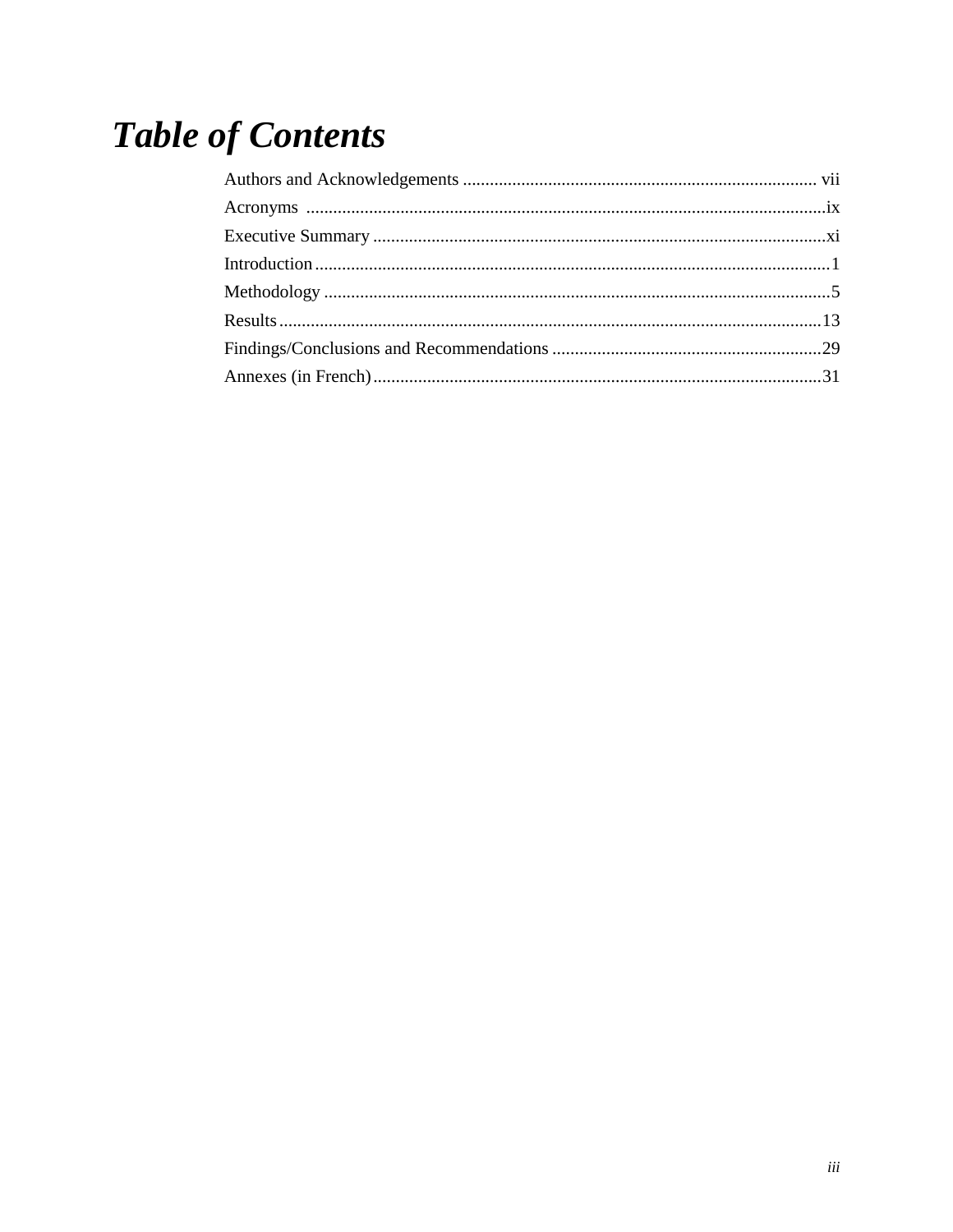# *Table of Contents*

Authors and Acknowledgements ............................................................................... vii

Acronyms ....................................................................................................................ix

Executive Summary .....................................................................................................xi

Introduction ..................................................................................................................1

Methodology .................................................................................................................5

Results .........................................................................................................................13

Findings/Conclusions and Recommendations ............................................................29

Annexes (in French) ....................................................................................................31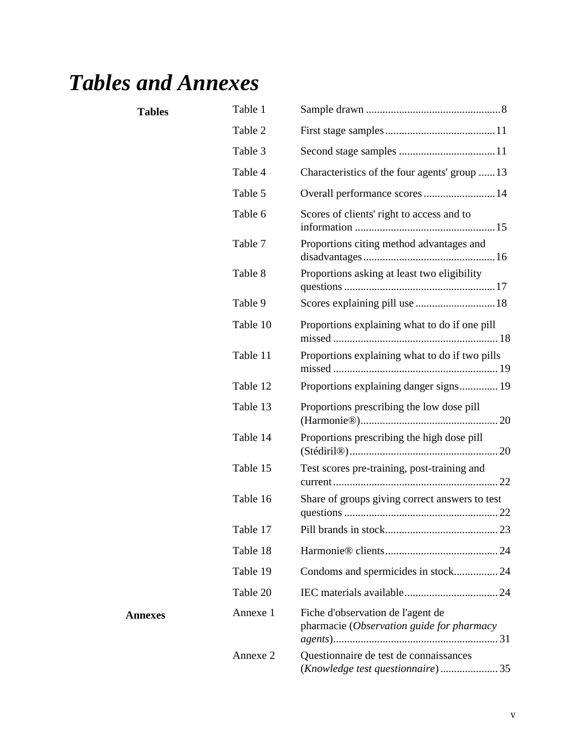# *Tables and Annexes*

**Tables**

| | | |
|---|---|---|
| Table 1 | Sample drawn | 8 |
| Table 2 | First stage samples | 11 |
| Table 3 | Second stage samples | 11 |
| Table 4 | Characteristics of the four agents' group | 13 |
| Table 5 | Overall performance scores | 14 |
| Table 6 | Scores of clients' right to access and to information | 15 |
| Table 7 | Proportions citing method advantages and disadvantages | 16 |
| Table 8 | Proportions asking at least two eligibility questions | 17 |
| Table 9 | Scores explaining pill use | 18 |
| Table 10 | Proportions explaining what to do if one pill missed | 18 |
| Table 11 | Proportions explaining what to do if two pills missed | 19 |
| Table 12 | Proportions explaining danger signs | 19 |
| Table 13 | Proportions prescribing the low dose pill (Harmonie®) | 20 |
| Table 14 | Proportions prescribing the high dose pill (Stédiril®) | 20 |
| Table 15 | Test scores pre-training, post-training and current | 22 |
| Table 16 | Share of groups giving correct answers to test questions | 22 |
| Table 17 | Pill brands in stock | 23 |
| Table 18 | Harmonie® clients | 24 |
| Table 19 | Condoms and spermicides in stock | 24 |
| Table 20 | IEC materials available | 24 |

**Annexes**

| | | |
|---|---|---|
| Annexe 1 | Fiche d'observation de l'agent de pharmacie (*Observation guide for pharmacy agents*) | 31 |
| Annexe 2 | Questionnaire de test de connaissances (*Knowledge test questionnaire*) | 35 |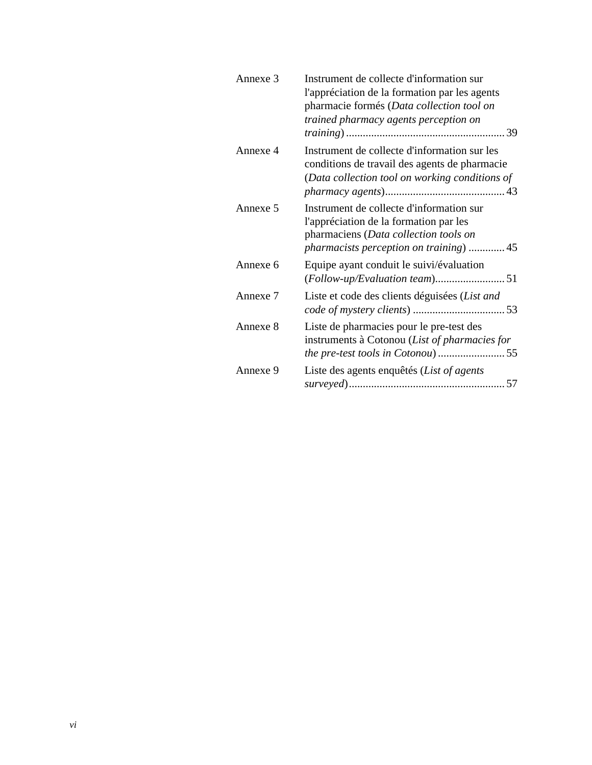| | | |
|---|---|---|
| Annexe 3 | Instrument de collecte d'information sur l'appréciation de la formation par les agents pharmacie formés (*Data collection tool on trained pharmacy agents perception on training*) | 39 |
| Annexe 4 | Instrument de collecte d'information sur les conditions de travail des agents de pharmacie (*Data collection tool on working conditions of pharmacy agents*) | 43 |
| Annexe 5 | Instrument de collecte d'information sur l'appréciation de la formation par les pharmaciens (*Data collection tools on pharmacists perception on training*) | 45 |
| Annexe 6 | Equipe ayant conduit le suivi/évaluation (*Follow-up/Evaluation team*) | 51 |
| Annexe 7 | Liste et code des clients déguisées (*List and code of mystery clients*) | 53 |
| Annexe 8 | Liste de pharmacies pour le pre-test des instruments à Cotonou (*List of pharmacies for the pre-test tools in Cotonou*) | 55 |
| Annexe 9 | Liste des agents enquêtés (*List of agents surveyed*) | 57 |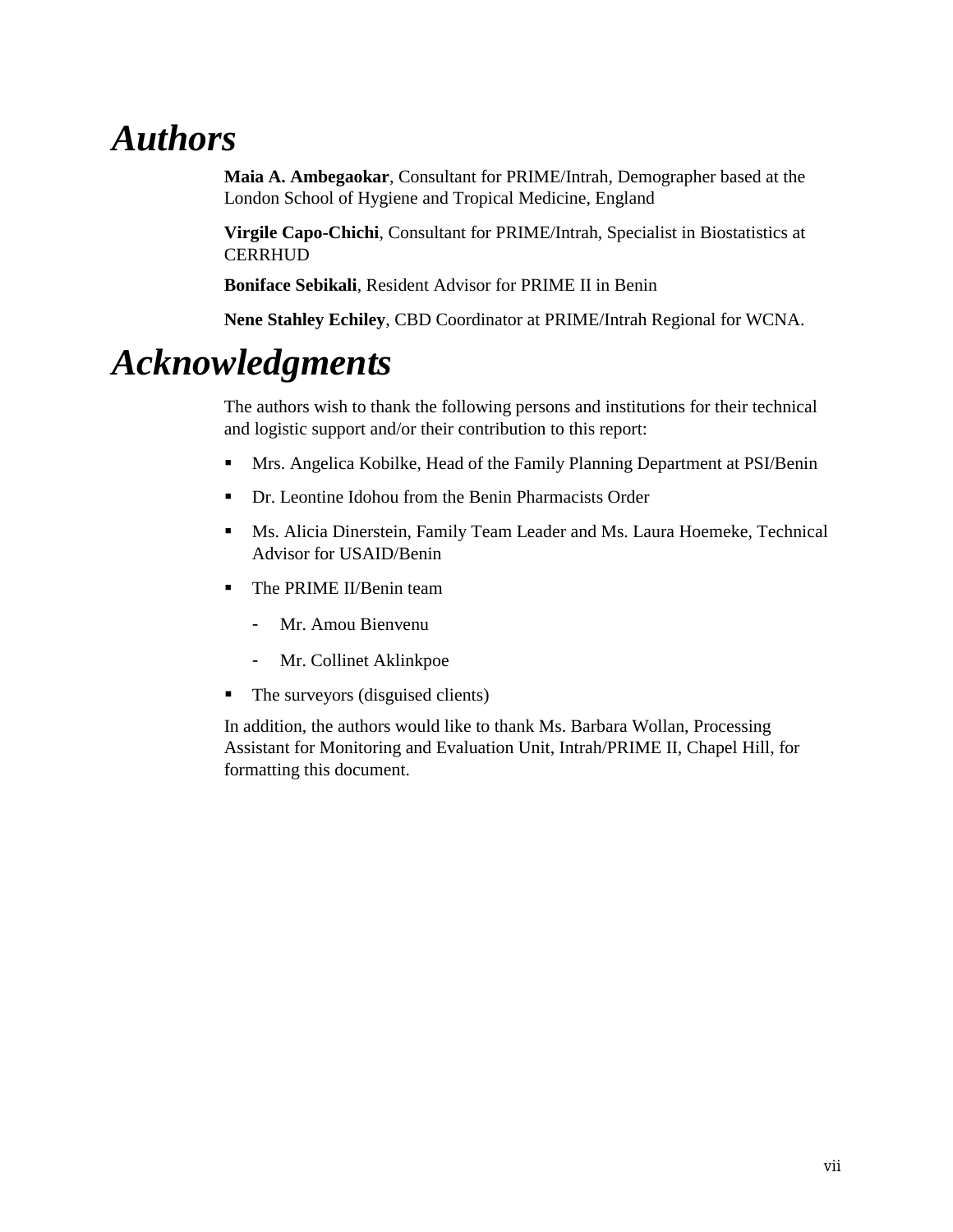# *Authors*

**Maia A. Ambegaokar**, Consultant for PRIME/Intrah, Demographer based at the London School of Hygiene and Tropical Medicine, England

**Virgile Capo-Chichi**, Consultant for PRIME/Intrah, Specialist in Biostatistics at CERRHUD

**Boniface Sebikali**, Resident Advisor for PRIME II in Benin

**Nene Stahley Echiley**, CBD Coordinator at PRIME/Intrah Regional for WCNA.

# *Acknowledgments*

The authors wish to thank the following persons and institutions for their technical and logistic support and/or their contribution to this report:

- Mrs. Angelica Kobilke, Head of the Family Planning Department at PSI/Benin
- Dr. Leontine Idohou from the Benin Pharmacists Order
- Ms. Alicia Dinerstein, Family Team Leader and Ms. Laura Hoemeke, Technical Advisor for USAID/Benin
- The PRIME II/Benin team
    - Mr. Amou Bienvenu
    - Mr. Collinet Aklinkpoe
- The surveyors (disguised clients)

In addition, the authors would like to thank Ms. Barbara Wollan, Processing Assistant for Monitoring and Evaluation Unit, Intrah/PRIME II, Chapel Hill, for formatting this document.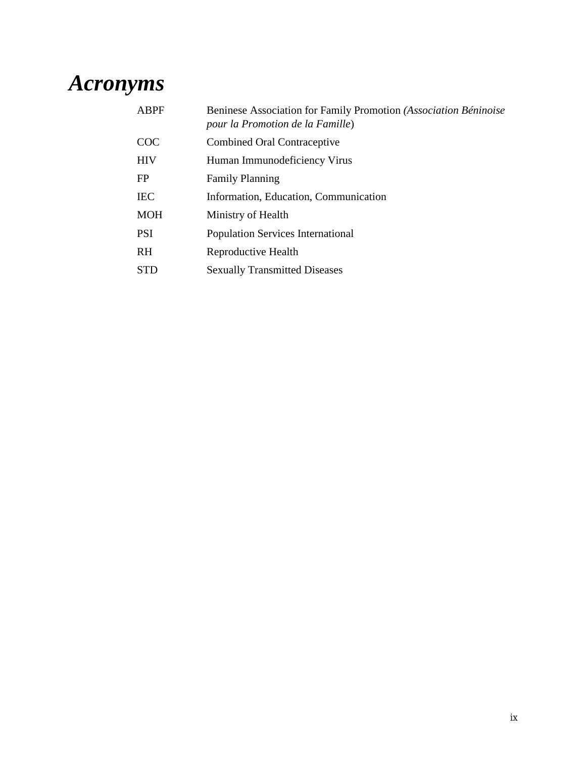# *Acronyms*

| | |
|---|---|
| ABPF | Beninese Association for Family Promotion *(Association Béninoise pour la Promotion de la Famille*) |
| COC | Combined Oral Contraceptive |
| HIV | Human Immunodeficiency Virus |
| FP | Family Planning |
| IEC | Information, Education, Communication |
| MOH | Ministry of Health |
| PSI | Population Services International |
| RH | Reproductive Health |
| STD | Sexually Transmitted Diseases |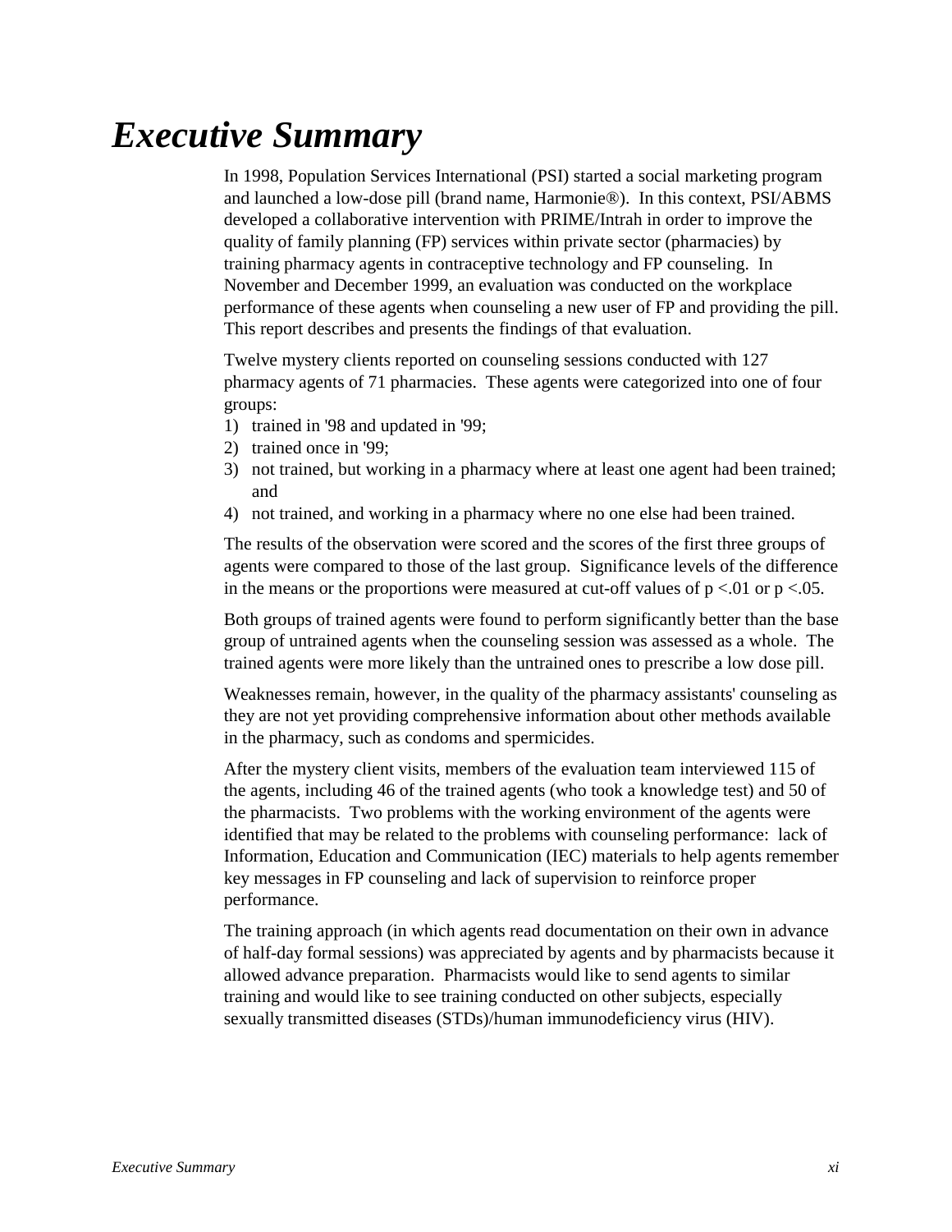# Executive Summary

In 1998, Population Services International (PSI) started a social marketing program and launched a low-dose pill (brand name, Harmonie®). In this context, PSI/ABMS developed a collaborative intervention with PRIME/Intrah in order to improve the quality of family planning (FP) services within private sector (pharmacies) by training pharmacy agents in contraceptive technology and FP counseling. In November and December 1999, an evaluation was conducted on the workplace performance of these agents when counseling a new user of FP and providing the pill. This report describes and presents the findings of that evaluation.

Twelve mystery clients reported on counseling sessions conducted with 127 pharmacy agents of 71 pharmacies. These agents were categorized into one of four groups:

1) trained in '98 and updated in '99;
2) trained once in '99;
3) not trained, but working in a pharmacy where at least one agent had been trained; and
4) not trained, and working in a pharmacy where no one else had been trained.

The results of the observation were scored and the scores of the first three groups of agents were compared to those of the last group. Significance levels of the difference in the means or the proportions were measured at cut-off values of $p < .01$ or $p < .05$.

Both groups of trained agents were found to perform significantly better than the base group of untrained agents when the counseling session was assessed as a whole. The trained agents were more likely than the untrained ones to prescribe a low dose pill.

Weaknesses remain, however, in the quality of the pharmacy assistants' counseling as they are not yet providing comprehensive information about other methods available in the pharmacy, such as condoms and spermicides.

After the mystery client visits, members of the evaluation team interviewed 115 of the agents, including 46 of the trained agents (who took a knowledge test) and 50 of the pharmacists. Two problems with the working environment of the agents were identified that may be related to the problems with counseling performance: lack of Information, Education and Communication (IEC) materials to help agents remember key messages in FP counseling and lack of supervision to reinforce proper performance.

The training approach (in which agents read documentation on their own in advance of half-day formal sessions) was appreciated by agents and by pharmacists because it allowed advance preparation. Pharmacists would like to send agents to similar training and would like to see training conducted on other subjects, especially sexually transmitted diseases (STDs)/human immunodeficiency virus (HIV).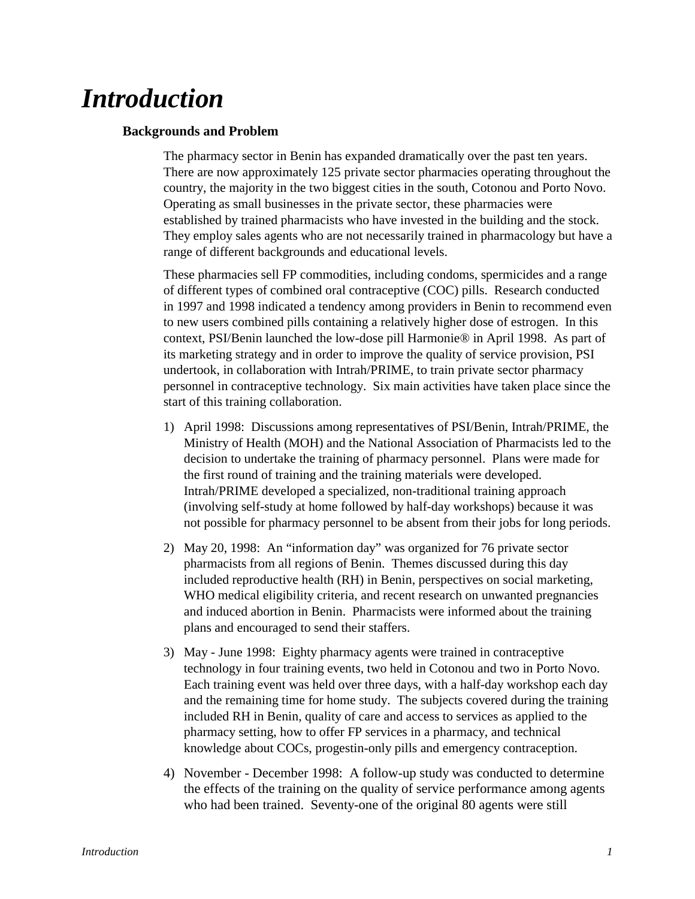# *Introduction*

### Backgrounds and Problem

The pharmacy sector in Benin has expanded dramatically over the past ten years. There are now approximately 125 private sector pharmacies operating throughout the country, the majority in the two biggest cities in the south, Cotonou and Porto Novo. Operating as small businesses in the private sector, these pharmacies were established by trained pharmacists who have invested in the building and the stock. They employ sales agents who are not necessarily trained in pharmacology but have a range of different backgrounds and educational levels.

These pharmacies sell FP commodities, including condoms, spermicides and a range of different types of combined oral contraceptive (COC) pills. Research conducted in 1997 and 1998 indicated a tendency among providers in Benin to recommend even to new users combined pills containing a relatively higher dose of estrogen. In this context, PSI/Benin launched the low-dose pill Harmonie® in April 1998. As part of its marketing strategy and in order to improve the quality of service provision, PSI undertook, in collaboration with Intrah/PRIME, to train private sector pharmacy personnel in contraceptive technology. Six main activities have taken place since the start of this training collaboration.

1) April 1998: Discussions among representatives of PSI/Benin, Intrah/PRIME, the Ministry of Health (MOH) and the National Association of Pharmacists led to the decision to undertake the training of pharmacy personnel. Plans were made for the first round of training and the training materials were developed. Intrah/PRIME developed a specialized, non-traditional training approach (involving self-study at home followed by half-day workshops) because it was not possible for pharmacy personnel to be absent from their jobs for long periods.

2) May 20, 1998: An "information day" was organized for 76 private sector pharmacists from all regions of Benin. Themes discussed during this day included reproductive health (RH) in Benin, perspectives on social marketing, WHO medical eligibility criteria, and recent research on unwanted pregnancies and induced abortion in Benin. Pharmacists were informed about the training plans and encouraged to send their staffers.

3) May - June 1998: Eighty pharmacy agents were trained in contraceptive technology in four training events, two held in Cotonou and two in Porto Novo. Each training event was held over three days, with a half-day workshop each day and the remaining time for home study. The subjects covered during the training included RH in Benin, quality of care and access to services as applied to the pharmacy setting, how to offer FP services in a pharmacy, and technical knowledge about COCs, progestin-only pills and emergency contraception.

4) November - December 1998: A follow-up study was conducted to determine the effects of the training on the quality of service performance among agents who had been trained. Seventy-one of the original 80 agents were still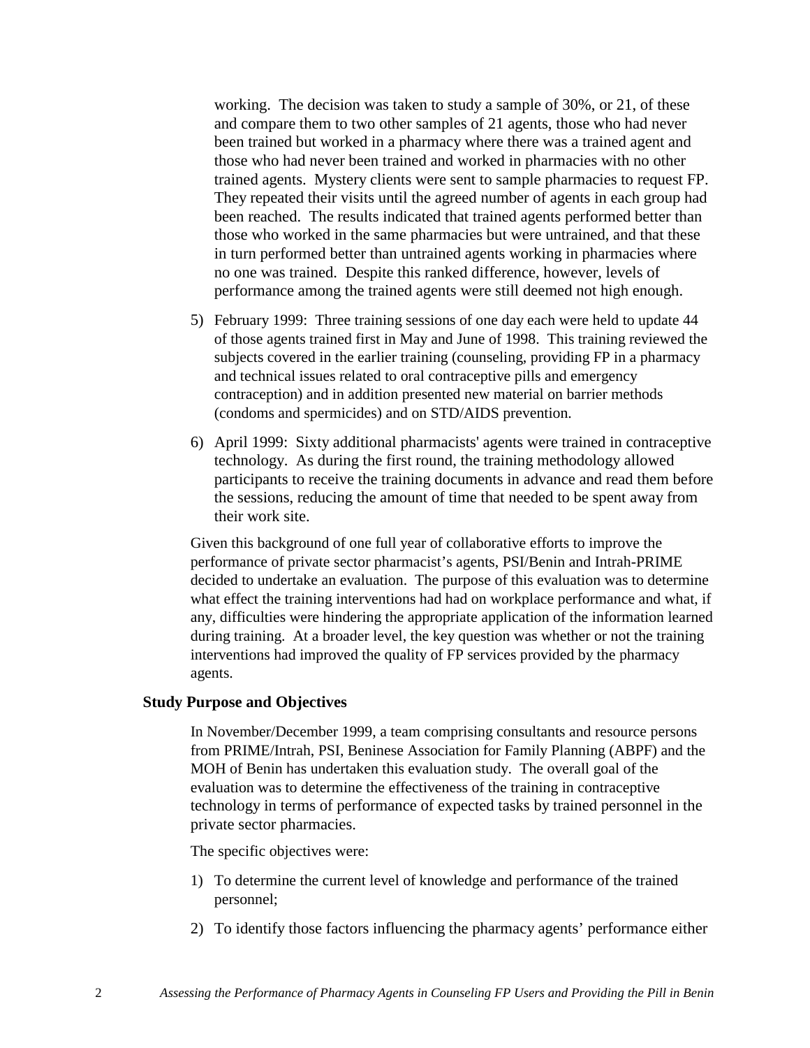working. The decision was taken to study a sample of 30%, or 21, of these and compare them to two other samples of 21 agents, those who had never been trained but worked in a pharmacy where there was a trained agent and those who had never been trained and worked in pharmacies with no other trained agents. Mystery clients were sent to sample pharmacies to request FP. They repeated their visits until the agreed number of agents in each group had been reached. The results indicated that trained agents performed better than those who worked in the same pharmacies but were untrained, and that these in turn performed better than untrained agents working in pharmacies where no one was trained. Despite this ranked difference, however, levels of performance among the trained agents were still deemed not high enough.

5) February 1999: Three training sessions of one day each were held to update 44 of those agents trained first in May and June of 1998. This training reviewed the subjects covered in the earlier training (counseling, providing FP in a pharmacy and technical issues related to oral contraceptive pills and emergency contraception) and in addition presented new material on barrier methods (condoms and spermicides) and on STD/AIDS prevention.

6) April 1999: Sixty additional pharmacists' agents were trained in contraceptive technology. As during the first round, the training methodology allowed participants to receive the training documents in advance and read them before the sessions, reducing the amount of time that needed to be spent away from their work site.

Given this background of one full year of collaborative efforts to improve the performance of private sector pharmacist's agents, PSI/Benin and Intrah-PRIME decided to undertake an evaluation. The purpose of this evaluation was to determine what effect the training interventions had had on workplace performance and what, if any, difficulties were hindering the appropriate application of the information learned during training. At a broader level, the key question was whether or not the training interventions had improved the quality of FP services provided by the pharmacy agents.

## Study Purpose and Objectives

In November/December 1999, a team comprising consultants and resource persons from PRIME/Intrah, PSI, Beninese Association for Family Planning (ABPF) and the MOH of Benin has undertaken this evaluation study. The overall goal of the evaluation was to determine the effectiveness of the training in contraceptive technology in terms of performance of expected tasks by trained personnel in the private sector pharmacies.

The specific objectives were:

1) To determine the current level of knowledge and performance of the trained personnel;

2) To identify those factors influencing the pharmacy agents' performance either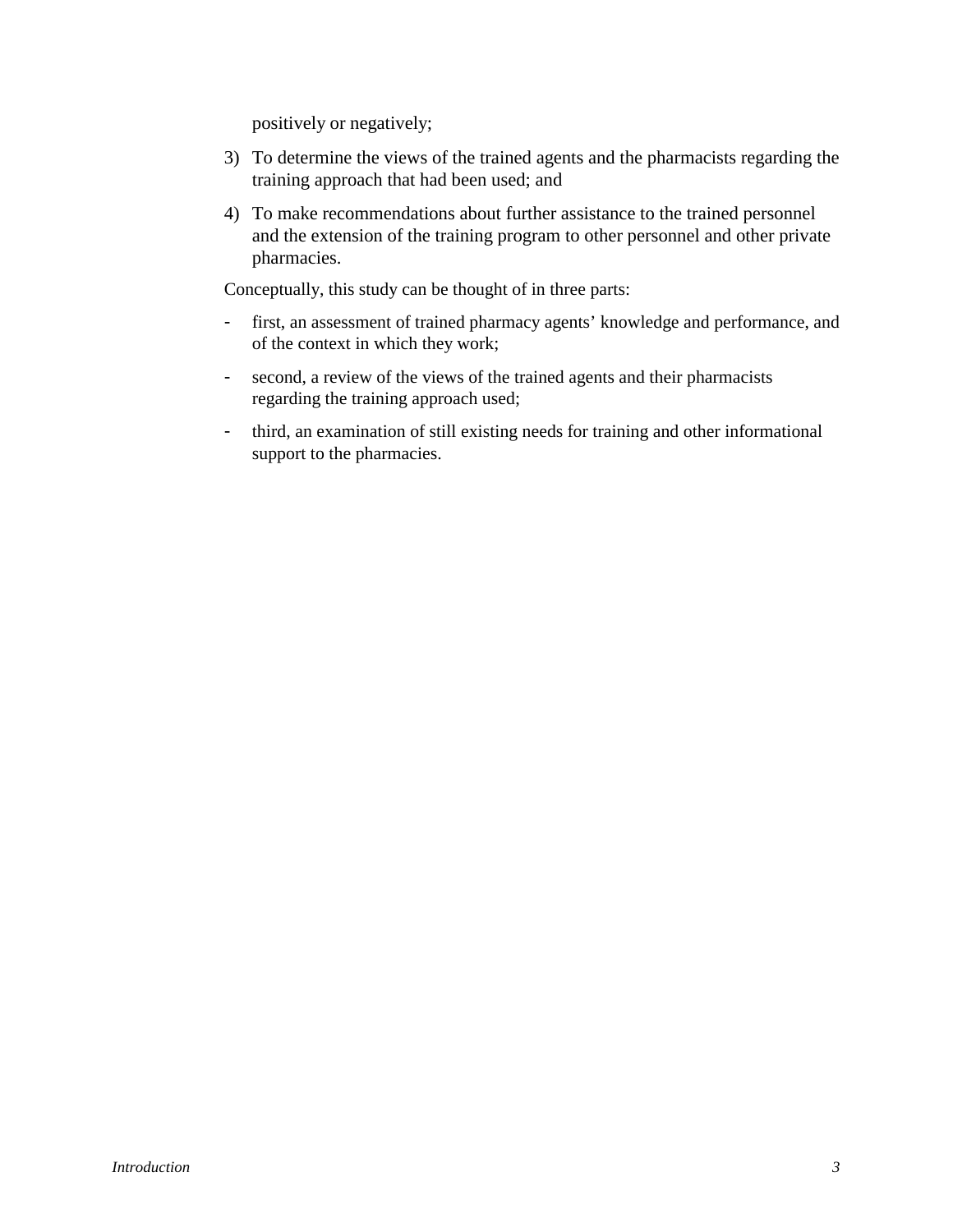positively or negatively;

3) To determine the views of the trained agents and the pharmacists regarding the training approach that had been used; and

4) To make recommendations about further assistance to the trained personnel and the extension of the training program to other personnel and other private pharmacies.

Conceptually, this study can be thought of in three parts:

- first, an assessment of trained pharmacy agents' knowledge and performance, and of the context in which they work;
- second, a review of the views of the trained agents and their pharmacists regarding the training approach used;
- third, an examination of still existing needs for training and other informational support to the pharmacies.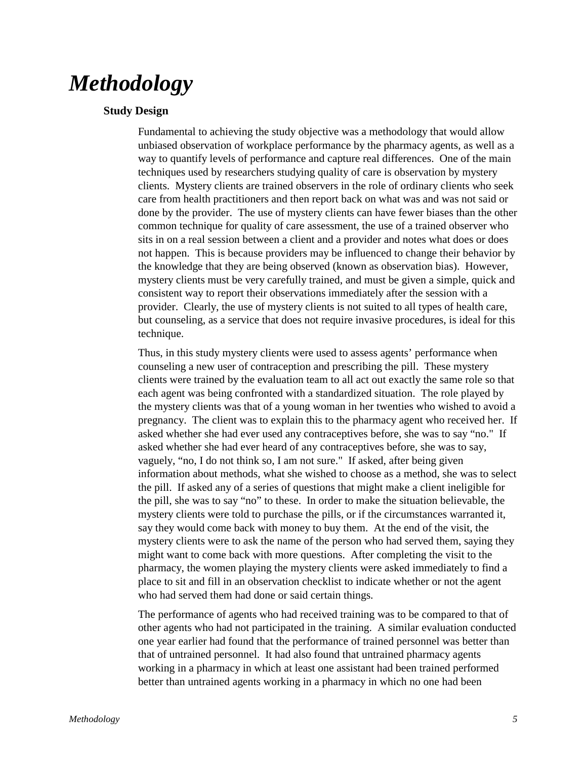# *Methodology*

## Study Design

Fundamental to achieving the study objective was a methodology that would allow unbiased observation of workplace performance by the pharmacy agents, as well as a way to quantify levels of performance and capture real differences. One of the main techniques used by researchers studying quality of care is observation by mystery clients. Mystery clients are trained observers in the role of ordinary clients who seek care from health practitioners and then report back on what was and was not said or done by the provider. The use of mystery clients can have fewer biases than the other common technique for quality of care assessment, the use of a trained observer who sits in on a real session between a client and a provider and notes what does or does not happen. This is because providers may be influenced to change their behavior by the knowledge that they are being observed (known as observation bias). However, mystery clients must be very carefully trained, and must be given a simple, quick and consistent way to report their observations immediately after the session with a provider. Clearly, the use of mystery clients is not suited to all types of health care, but counseling, as a service that does not require invasive procedures, is ideal for this technique.

Thus, in this study mystery clients were used to assess agents' performance when counseling a new user of contraception and prescribing the pill. These mystery clients were trained by the evaluation team to all act out exactly the same role so that each agent was being confronted with a standardized situation. The role played by the mystery clients was that of a young woman in her twenties who wished to avoid a pregnancy. The client was to explain this to the pharmacy agent who received her. If asked whether she had ever used any contraceptives before, she was to say "no." If asked whether she had ever heard of any contraceptives before, she was to say, vaguely, "no, I do not think so, I am not sure." If asked, after being given information about methods, what she wished to choose as a method, she was to select the pill. If asked any of a series of questions that might make a client ineligible for the pill, she was to say "no" to these. In order to make the situation believable, the mystery clients were told to purchase the pills, or if the circumstances warranted it, say they would come back with money to buy them. At the end of the visit, the mystery clients were to ask the name of the person who had served them, saying they might want to come back with more questions. After completing the visit to the pharmacy, the women playing the mystery clients were asked immediately to find a place to sit and fill in an observation checklist to indicate whether or not the agent who had served them had done or said certain things.

The performance of agents who had received training was to be compared to that of other agents who had not participated in the training. A similar evaluation conducted one year earlier had found that the performance of trained personnel was better than that of untrained personnel. It had also found that untrained pharmacy agents working in a pharmacy in which at least one assistant had been trained performed better than untrained agents working in a pharmacy in which no one had been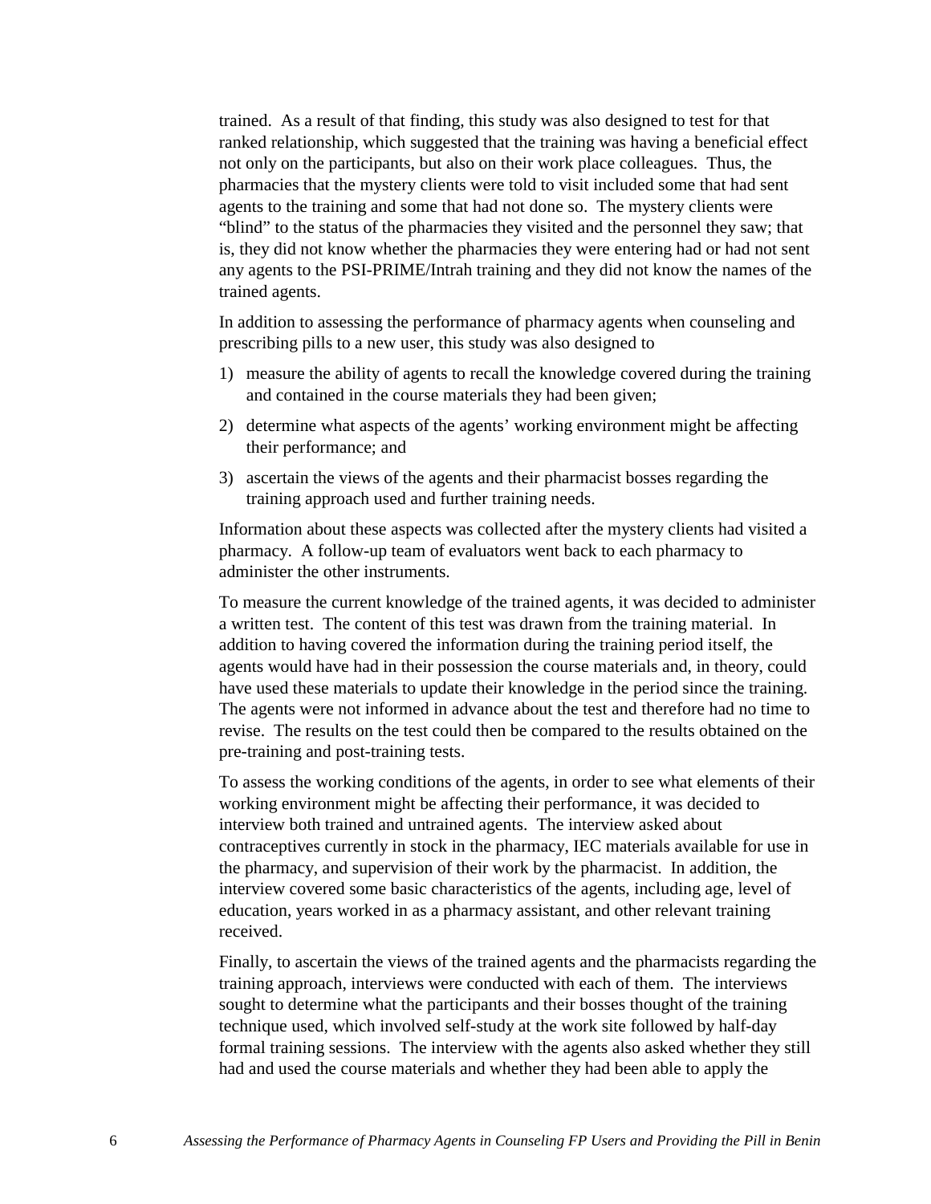trained. As a result of that finding, this study was also designed to test for that ranked relationship, which suggested that the training was having a beneficial effect not only on the participants, but also on their work place colleagues. Thus, the pharmacies that the mystery clients were told to visit included some that had sent agents to the training and some that had not done so. The mystery clients were "blind" to the status of the pharmacies they visited and the personnel they saw; that is, they did not know whether the pharmacies they were entering had or had not sent any agents to the PSI-PRIME/Intrah training and they did not know the names of the trained agents.

In addition to assessing the performance of pharmacy agents when counseling and prescribing pills to a new user, this study was also designed to

1) measure the ability of agents to recall the knowledge covered during the training and contained in the course materials they had been given;
2) determine what aspects of the agents' working environment might be affecting their performance; and
3) ascertain the views of the agents and their pharmacist bosses regarding the training approach used and further training needs.

Information about these aspects was collected after the mystery clients had visited a pharmacy. A follow-up team of evaluators went back to each pharmacy to administer the other instruments.

To measure the current knowledge of the trained agents, it was decided to administer a written test. The content of this test was drawn from the training material. In addition to having covered the information during the training period itself, the agents would have had in their possession the course materials and, in theory, could have used these materials to update their knowledge in the period since the training. The agents were not informed in advance about the test and therefore had no time to revise. The results on the test could then be compared to the results obtained on the pre-training and post-training tests.

To assess the working conditions of the agents, in order to see what elements of their working environment might be affecting their performance, it was decided to interview both trained and untrained agents. The interview asked about contraceptives currently in stock in the pharmacy, IEC materials available for use in the pharmacy, and supervision of their work by the pharmacist. In addition, the interview covered some basic characteristics of the agents, including age, level of education, years worked in as a pharmacy assistant, and other relevant training received.

Finally, to ascertain the views of the trained agents and the pharmacists regarding the training approach, interviews were conducted with each of them. The interviews sought to determine what the participants and their bosses thought of the training technique used, which involved self-study at the work site followed by half-day formal training sessions. The interview with the agents also asked whether they still had and used the course materials and whether they had been able to apply the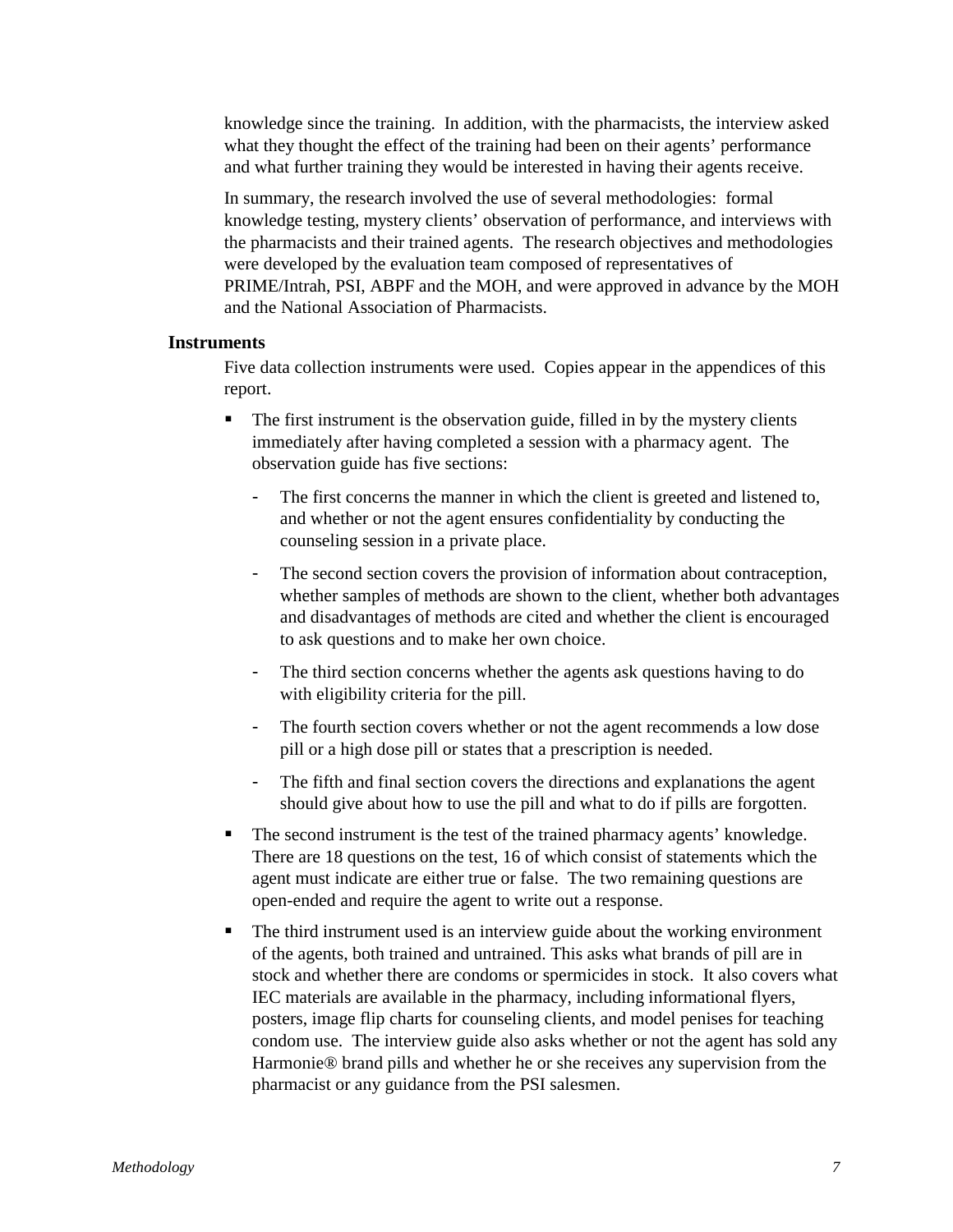knowledge since the training. In addition, with the pharmacists, the interview asked what they thought the effect of the training had been on their agents' performance and what further training they would be interested in having their agents receive.

In summary, the research involved the use of several methodologies: formal knowledge testing, mystery clients' observation of performance, and interviews with the pharmacists and their trained agents. The research objectives and methodologies were developed by the evaluation team composed of representatives of PRIME/Intrah, PSI, ABPF and the MOH, and were approved in advance by the MOH and the National Association of Pharmacists.

### Instruments

Five data collection instruments were used. Copies appear in the appendices of this report.

- The first instrument is the observation guide, filled in by the mystery clients immediately after having completed a session with a pharmacy agent. The observation guide has five sections:
  - The first concerns the manner in which the client is greeted and listened to, and whether or not the agent ensures confidentiality by conducting the counseling session in a private place.
  - The second section covers the provision of information about contraception, whether samples of methods are shown to the client, whether both advantages and disadvantages of methods are cited and whether the client is encouraged to ask questions and to make her own choice.
  - The third section concerns whether the agents ask questions having to do with eligibility criteria for the pill.
  - The fourth section covers whether or not the agent recommends a low dose pill or a high dose pill or states that a prescription is needed.
  - The fifth and final section covers the directions and explanations the agent should give about how to use the pill and what to do if pills are forgotten.
- The second instrument is the test of the trained pharmacy agents' knowledge. There are 18 questions on the test, 16 of which consist of statements which the agent must indicate are either true or false. The two remaining questions are open-ended and require the agent to write out a response.
- The third instrument used is an interview guide about the working environment of the agents, both trained and untrained. This asks what brands of pill are in stock and whether there are condoms or spermicides in stock. It also covers what IEC materials are available in the pharmacy, including informational flyers, posters, image flip charts for counseling clients, and model penises for teaching condom use. The interview guide also asks whether or not the agent has sold any Harmonie® brand pills and whether he or she receives any supervision from the pharmacist or any guidance from the PSI salesmen.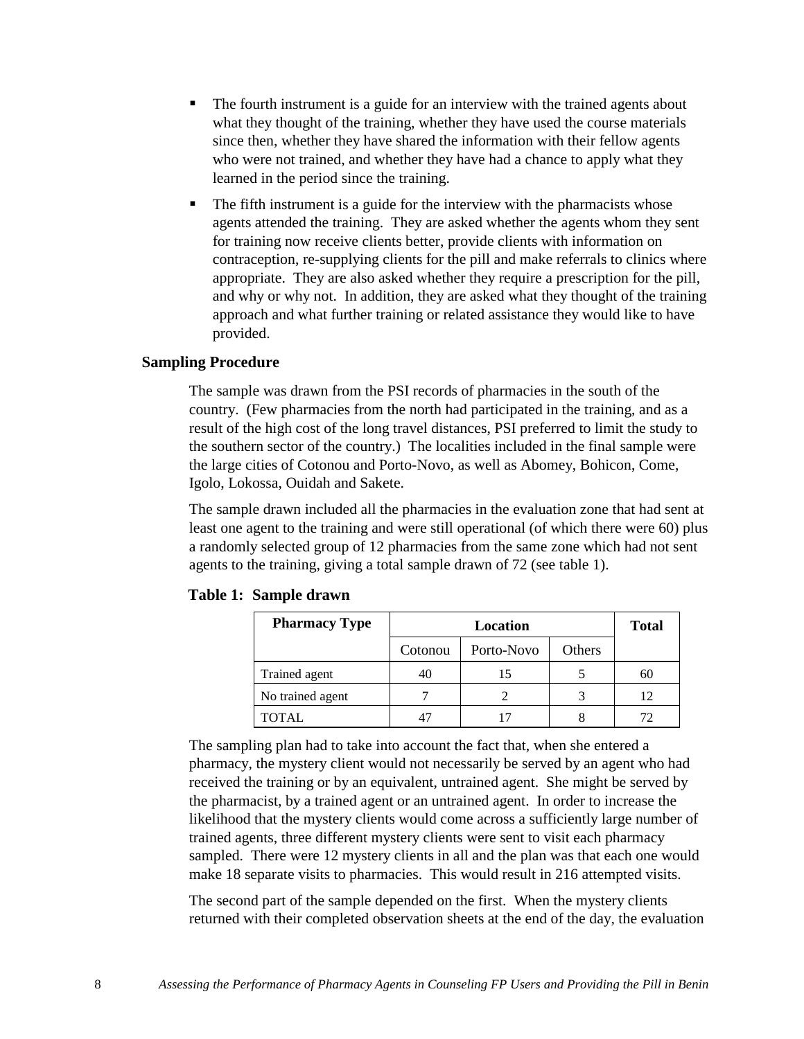- The fourth instrument is a guide for an interview with the trained agents about what they thought of the training, whether they have used the course materials since then, whether they have shared the information with their fellow agents who were not trained, and whether they have had a chance to apply what they learned in the period since the training.
- The fifth instrument is a guide for the interview with the pharmacists whose agents attended the training. They are asked whether the agents whom they sent for training now receive clients better, provide clients with information on contraception, re-supplying clients for the pill and make referrals to clinics where appropriate. They are also asked whether they require a prescription for the pill, and why or why not. In addition, they are asked what they thought of the training approach and what further training or related assistance they would like to have provided.

### Sampling Procedure

The sample was drawn from the PSI records of pharmacies in the south of the country. (Few pharmacies from the north had participated in the training, and as a result of the high cost of the long travel distances, PSI preferred to limit the study to the southern sector of the country.) The localities included in the final sample were the large cities of Cotonou and Porto-Novo, as well as Abomey, Bohicon, Come, Igolo, Lokossa, Ouidah and Sakete.

The sample drawn included all the pharmacies in the evaluation zone that had sent at least one agent to the training and were still operational (of which there were 60) plus a randomly selected group of 12 pharmacies from the same zone which had not sent agents to the training, giving a total sample drawn of 72 (see table 1).

**Table 1: Sample drawn**

| Pharmacy Type | Location | | | Total |
|---|---|---|---|---|
| | Cotonou | Porto-Novo | Others | |
| Trained agent | 40 | 15 | 5 | 60 |
| No trained agent | 7 | 2 | 3 | 12 |
| TOTAL | 47 | 17 | 8 | 72 |

The sampling plan had to take into account the fact that, when she entered a pharmacy, the mystery client would not necessarily be served by an agent who had received the training or by an equivalent, untrained agent. She might be served by the pharmacist, by a trained agent or an untrained agent. In order to increase the likelihood that the mystery clients would come across a sufficiently large number of trained agents, three different mystery clients were sent to visit each pharmacy sampled. There were 12 mystery clients in all and the plan was that each one would make 18 separate visits to pharmacies. This would result in 216 attempted visits.

The second part of the sample depended on the first. When the mystery clients returned with their completed observation sheets at the end of the day, the evaluation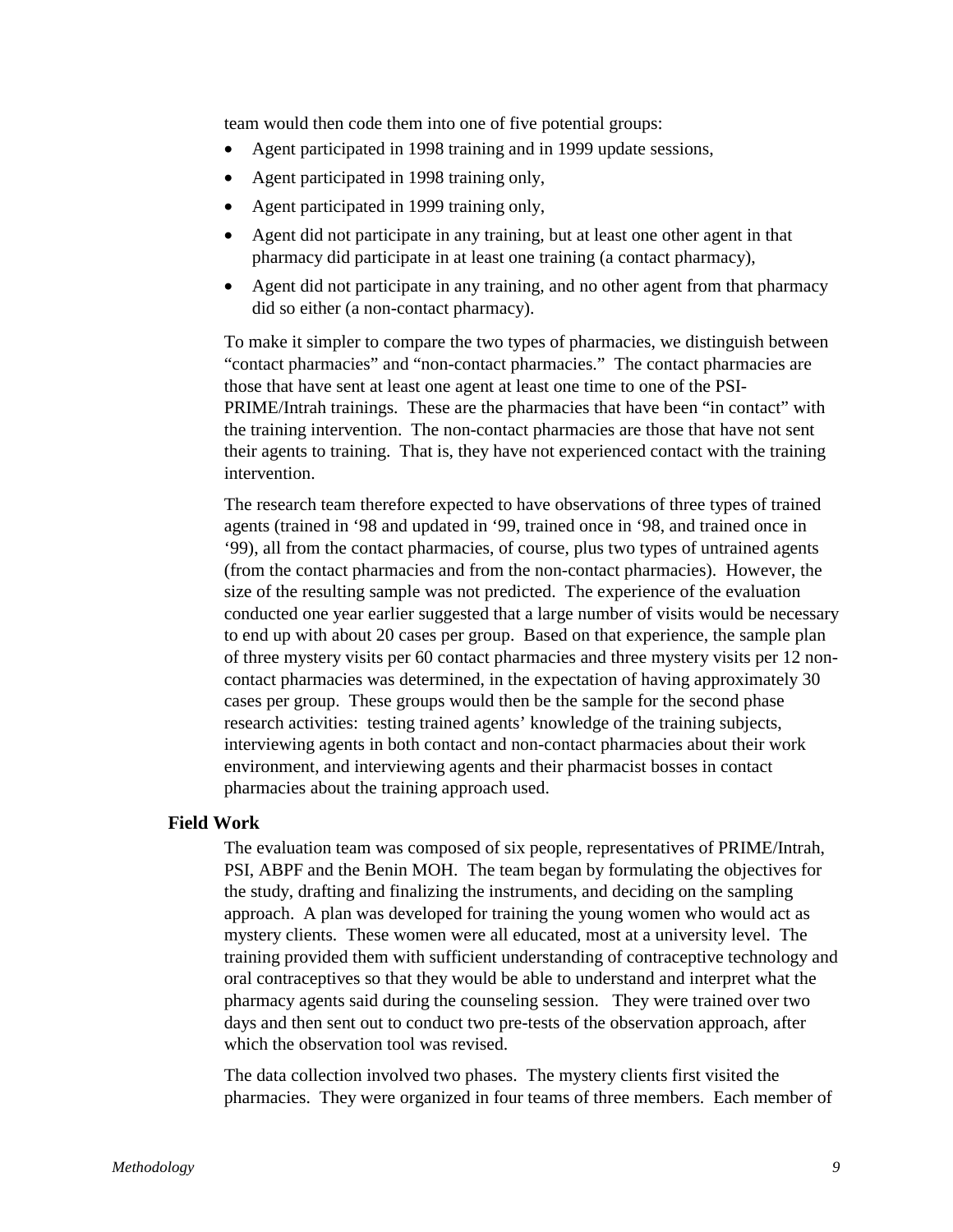team would then code them into one of five potential groups:

- Agent participated in 1998 training and in 1999 update sessions,
- Agent participated in 1998 training only,
- Agent participated in 1999 training only,
- Agent did not participate in any training, but at least one other agent in that pharmacy did participate in at least one training (a contact pharmacy),
- Agent did not participate in any training, and no other agent from that pharmacy did so either (a non-contact pharmacy).

To make it simpler to compare the two types of pharmacies, we distinguish between "contact pharmacies" and "non-contact pharmacies." The contact pharmacies are those that have sent at least one agent at least one time to one of the PSI-PRIME/Intrah trainings. These are the pharmacies that have been "in contact" with the training intervention. The non-contact pharmacies are those that have not sent their agents to training. That is, they have not experienced contact with the training intervention.

The research team therefore expected to have observations of three types of trained agents (trained in '98 and updated in '99, trained once in '98, and trained once in '99), all from the contact pharmacies, of course, plus two types of untrained agents (from the contact pharmacies and from the non-contact pharmacies). However, the size of the resulting sample was not predicted. The experience of the evaluation conducted one year earlier suggested that a large number of visits would be necessary to end up with about 20 cases per group. Based on that experience, the sample plan of three mystery visits per 60 contact pharmacies and three mystery visits per 12 non-contact pharmacies was determined, in the expectation of having approximately 30 cases per group. These groups would then be the sample for the second phase research activities: testing trained agents' knowledge of the training subjects, interviewing agents in both contact and non-contact pharmacies about their work environment, and interviewing agents and their pharmacist bosses in contact pharmacies about the training approach used.

## Field Work

The evaluation team was composed of six people, representatives of PRIME/Intrah, PSI, ABPF and the Benin MOH. The team began by formulating the objectives for the study, drafting and finalizing the instruments, and deciding on the sampling approach. A plan was developed for training the young women who would act as mystery clients. These women were all educated, most at a university level. The training provided them with sufficient understanding of contraceptive technology and oral contraceptives so that they would be able to understand and interpret what the pharmacy agents said during the counseling session. They were trained over two days and then sent out to conduct two pre-tests of the observation approach, after which the observation tool was revised.

The data collection involved two phases. The mystery clients first visited the pharmacies. They were organized in four teams of three members. Each member of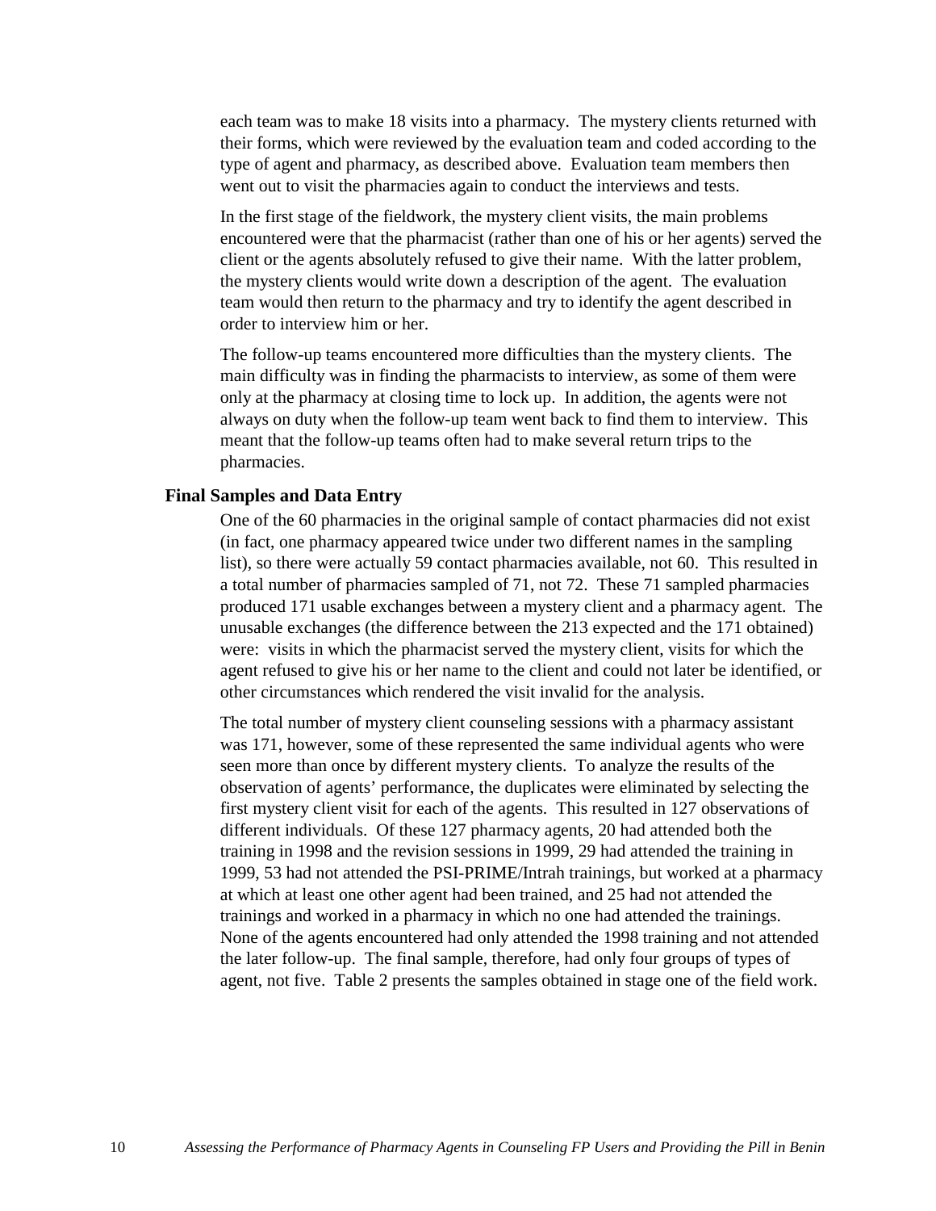each team was to make 18 visits into a pharmacy. The mystery clients returned with their forms, which were reviewed by the evaluation team and coded according to the type of agent and pharmacy, as described above. Evaluation team members then went out to visit the pharmacies again to conduct the interviews and tests.

In the first stage of the fieldwork, the mystery client visits, the main problems encountered were that the pharmacist (rather than one of his or her agents) served the client or the agents absolutely refused to give their name. With the latter problem, the mystery clients would write down a description of the agent. The evaluation team would then return to the pharmacy and try to identify the agent described in order to interview him or her.

The follow-up teams encountered more difficulties than the mystery clients. The main difficulty was in finding the pharmacists to interview, as some of them were only at the pharmacy at closing time to lock up. In addition, the agents were not always on duty when the follow-up team went back to find them to interview. This meant that the follow-up teams often had to make several return trips to the pharmacies.

### Final Samples and Data Entry

One of the 60 pharmacies in the original sample of contact pharmacies did not exist (in fact, one pharmacy appeared twice under two different names in the sampling list), so there were actually 59 contact pharmacies available, not 60. This resulted in a total number of pharmacies sampled of 71, not 72. These 71 sampled pharmacies produced 171 usable exchanges between a mystery client and a pharmacy agent. The unusable exchanges (the difference between the 213 expected and the 171 obtained) were: visits in which the pharmacist served the mystery client, visits for which the agent refused to give his or her name to the client and could not later be identified, or other circumstances which rendered the visit invalid for the analysis.

The total number of mystery client counseling sessions with a pharmacy assistant was 171, however, some of these represented the same individual agents who were seen more than once by different mystery clients. To analyze the results of the observation of agents' performance, the duplicates were eliminated by selecting the first mystery client visit for each of the agents. This resulted in 127 observations of different individuals. Of these 127 pharmacy agents, 20 had attended both the training in 1998 and the revision sessions in 1999, 29 had attended the training in 1999, 53 had not attended the PSI-PRIME/Intrah trainings, but worked at a pharmacy at which at least one other agent had been trained, and 25 had not attended the trainings and worked in a pharmacy in which no one had attended the trainings. None of the agents encountered had only attended the 1998 training and not attended the later follow-up. The final sample, therefore, had only four groups of types of agent, not five. Table 2 presents the samples obtained in stage one of the field work.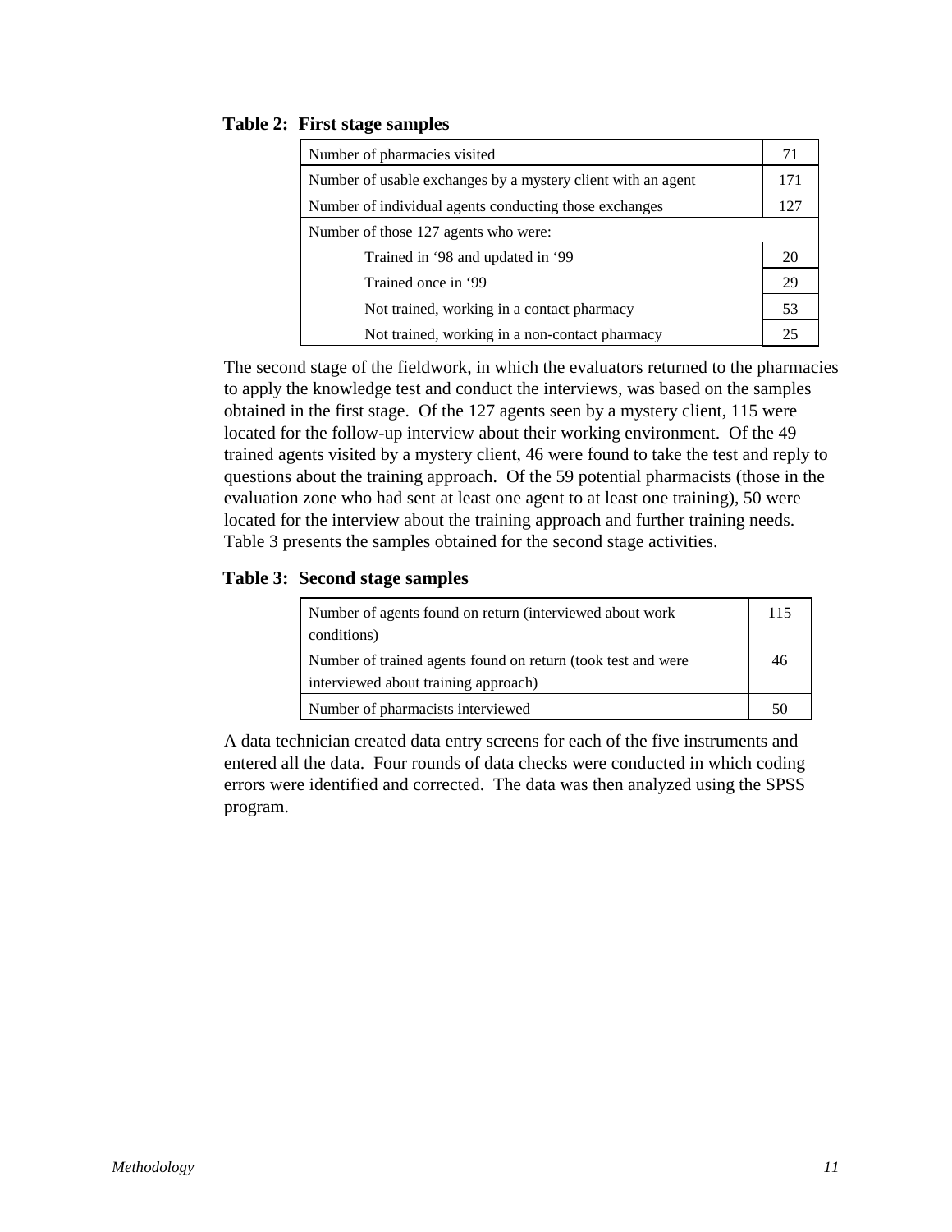**Table 2: First stage samples**

| Number of pharmacies visited | 71 |
| --- | --- |
| Number of usable exchanges by a mystery client with an agent | 171 |
| Number of individual agents conducting those exchanges | 127 |
| Number of those 127 agents who were: | |
| Trained in '98 and updated in '99 | 20 |
| Trained once in '99 | 29 |
| Not trained, working in a contact pharmacy | 53 |
| Not trained, working in a non-contact pharmacy | 25 |

The second stage of the fieldwork, in which the evaluators returned to the pharmacies to apply the knowledge test and conduct the interviews, was based on the samples obtained in the first stage. Of the 127 agents seen by a mystery client, 115 were located for the follow-up interview about their working environment. Of the 49 trained agents visited by a mystery client, 46 were found to take the test and reply to questions about the training approach. Of the 59 potential pharmacists (those in the evaluation zone who had sent at least one agent to at least one training), 50 were located for the interview about the training approach and further training needs. Table 3 presents the samples obtained for the second stage activities.

**Table 3: Second stage samples**

| Number of agents found on return (interviewed about work conditions) | 115 |
| --- | --- |
| Number of trained agents found on return (took test and were interviewed about training approach) | 46 |
| Number of pharmacists interviewed | 50 |

A data technician created data entry screens for each of the five instruments and entered all the data. Four rounds of data checks were conducted in which coding errors were identified and corrected. The data was then analyzed using the SPSS program.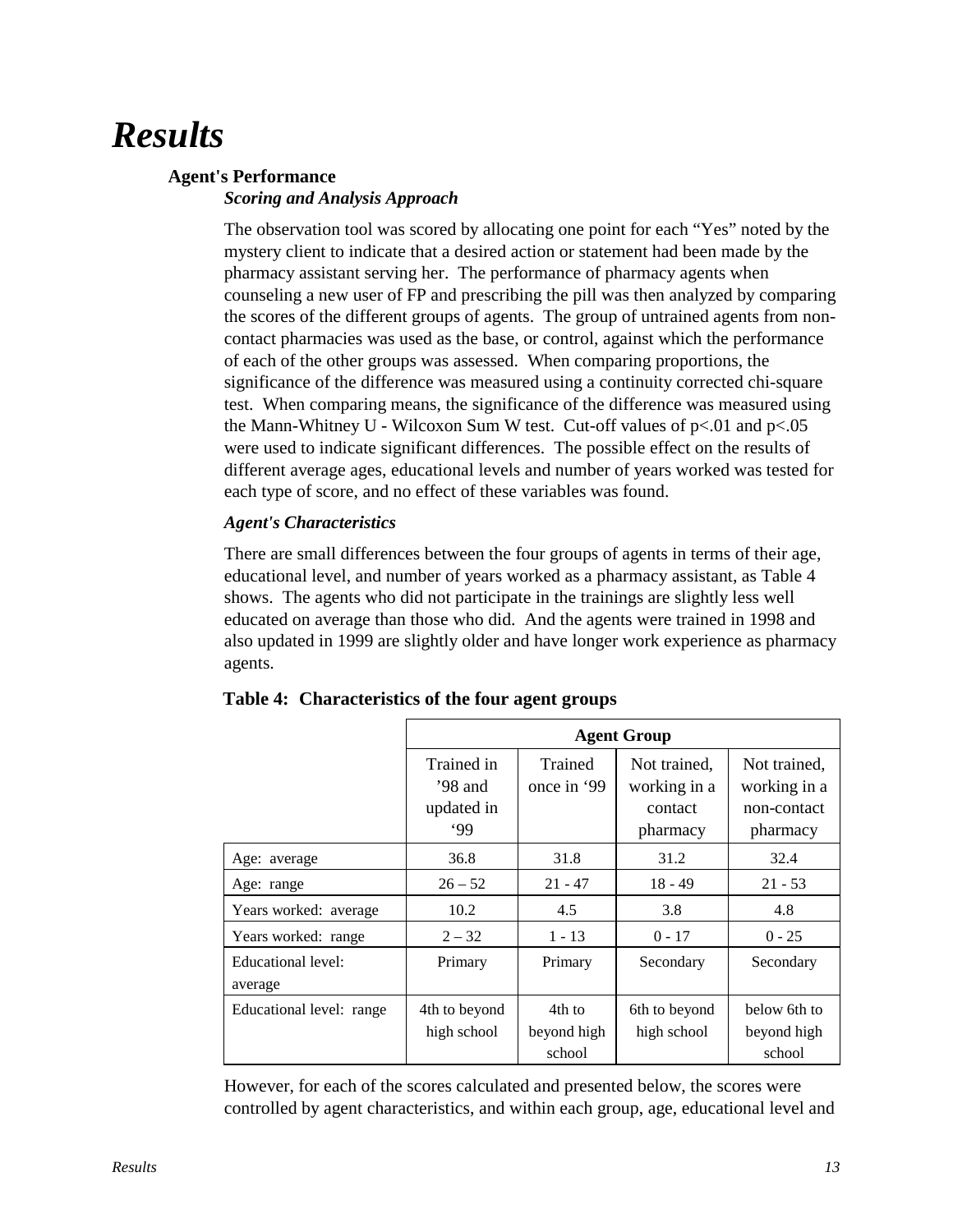# Results

## Agent's Performance

### *Scoring and Analysis Approach*

The observation tool was scored by allocating one point for each "Yes" noted by the mystery client to indicate that a desired action or statement had been made by the pharmacy assistant serving her. The performance of pharmacy agents when counseling a new user of FP and prescribing the pill was then analyzed by comparing the scores of the different groups of agents. The group of untrained agents from non-contact pharmacies was used as the base, or control, against which the performance of each of the other groups was assessed. When comparing proportions, the significance of the difference was measured using a continuity corrected chi-square test. When comparing means, the significance of the difference was measured using the Mann-Whitney U - Wilcoxon Sum W test. Cut-off values of $p<.01$ and $p<.05$ were used to indicate significant differences. The possible effect on the results of different average ages, educational levels and number of years worked was tested for each type of score, and no effect of these variables was found.

### *Agent's Characteristics*

There are small differences between the four groups of agents in terms of their age, educational level, and number of years worked as a pharmacy assistant, as Table 4 shows. The agents who did not participate in the trainings are slightly less well educated on average than those who did. And the agents were trained in 1998 and also updated in 1999 are slightly older and have longer work experience as pharmacy agents.

**Table 4: Characteristics of the four agent groups**

| | Agent Group | | | |
|---|---|---|---|---|
| | Trained in '98 and updated in '99 | Trained once in '99 | Not trained, working in a contact pharmacy | Not trained, working in a non-contact pharmacy |
| Age: average | 36.8 | 31.8 | 31.2 | 32.4 |
| Age: range | 26 – 52 | 21 - 47 | 18 - 49 | 21 - 53 |
| Years worked: average | 10.2 | 4.5 | 3.8 | 4.8 |
| Years worked: range | 2 – 32 | 1 - 13 | 0 - 17 | 0 - 25 |
| Educational level: average | Primary | Primary | Secondary | Secondary |
| Educational level: range | 4th to beyond high school | 4th to beyond high school | 6th to beyond high school | below 6th to beyond high school |

However, for each of the scores calculated and presented below, the scores were controlled by agent characteristics, and within each group, age, educational level and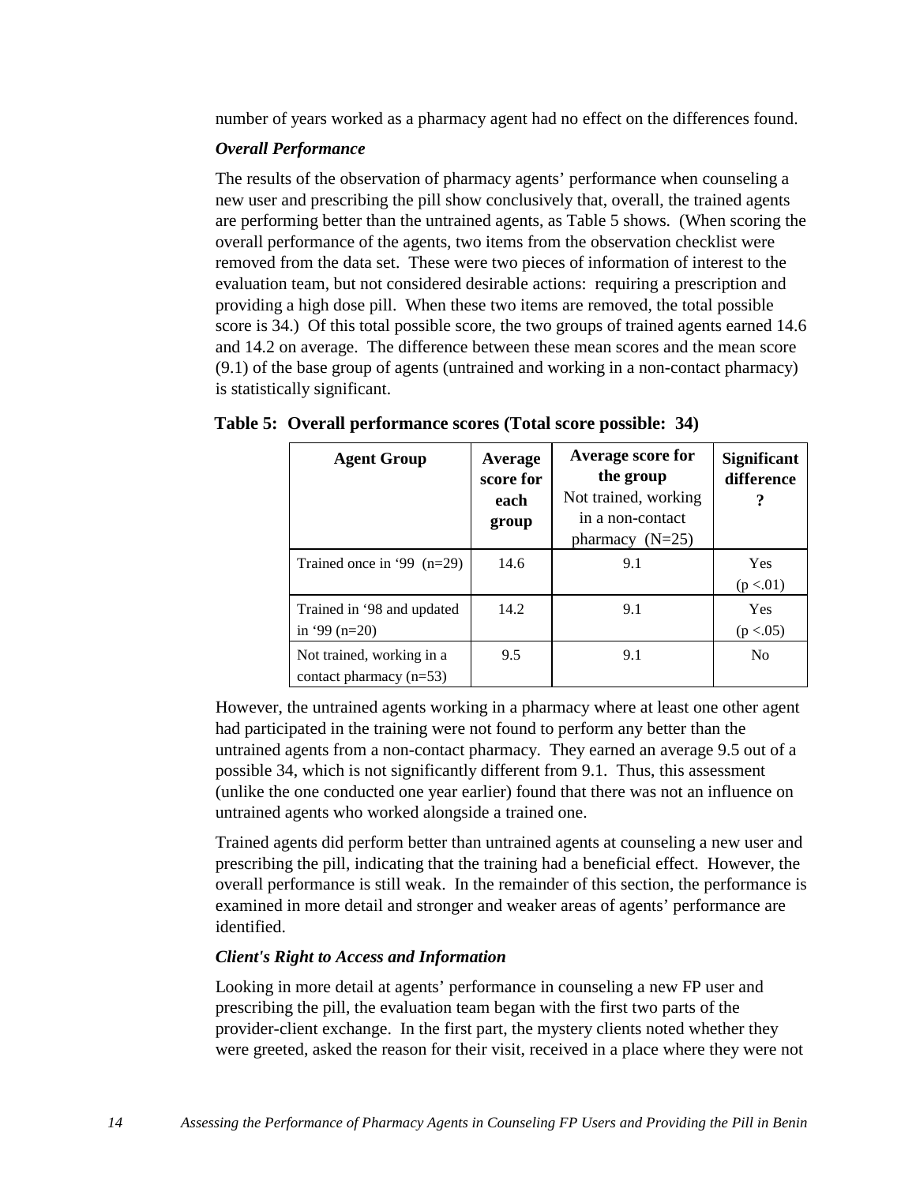number of years worked as a pharmacy agent had no effect on the differences found.

### *Overall Performance*

The results of the observation of pharmacy agents' performance when counseling a new user and prescribing the pill show conclusively that, overall, the trained agents are performing better than the untrained agents, as Table 5 shows. (When scoring the overall performance of the agents, two items from the observation checklist were removed from the data set. These were two pieces of information of interest to the evaluation team, but not considered desirable actions: requiring a prescription and providing a high dose pill. When these two items are removed, the total possible score is 34.) Of this total possible score, the two groups of trained agents earned 14.6 and 14.2 on average. The difference between these mean scores and the mean score (9.1) of the base group of agents (untrained and working in a non-contact pharmacy) is statistically significant.

**Table 5: Overall performance scores (Total score possible: 34)**

| **Agent Group** | **Average score for each group** | **Average score for the group** Not trained, working in a non-contact pharmacy (N=25) | **Significant difference ?** |
|---|---|---|---|
| Trained once in '99 (n=29) | 14.6 | 9.1 | Yes ($p < .01$) |
| Trained in '98 and updated in '99 (n=20) | 14.2 | 9.1 | Yes ($p < .05$) |
| Not trained, working in a contact pharmacy (n=53) | 9.5 | 9.1 | No |

However, the untrained agents working in a pharmacy where at least one other agent had participated in the training were not found to perform any better than the untrained agents from a non-contact pharmacy. They earned an average 9.5 out of a possible 34, which is not significantly different from 9.1. Thus, this assessment (unlike the one conducted one year earlier) found that there was not an influence on untrained agents who worked alongside a trained one.

Trained agents did perform better than untrained agents at counseling a new user and prescribing the pill, indicating that the training had a beneficial effect. However, the overall performance is still weak. In the remainder of this section, the performance is examined in more detail and stronger and weaker areas of agents' performance are identified.

### *Client's Right to Access and Information*

Looking in more detail at agents' performance in counseling a new FP user and prescribing the pill, the evaluation team began with the first two parts of the provider-client exchange. In the first part, the mystery clients noted whether they were greeted, asked the reason for their visit, received in a place where they were not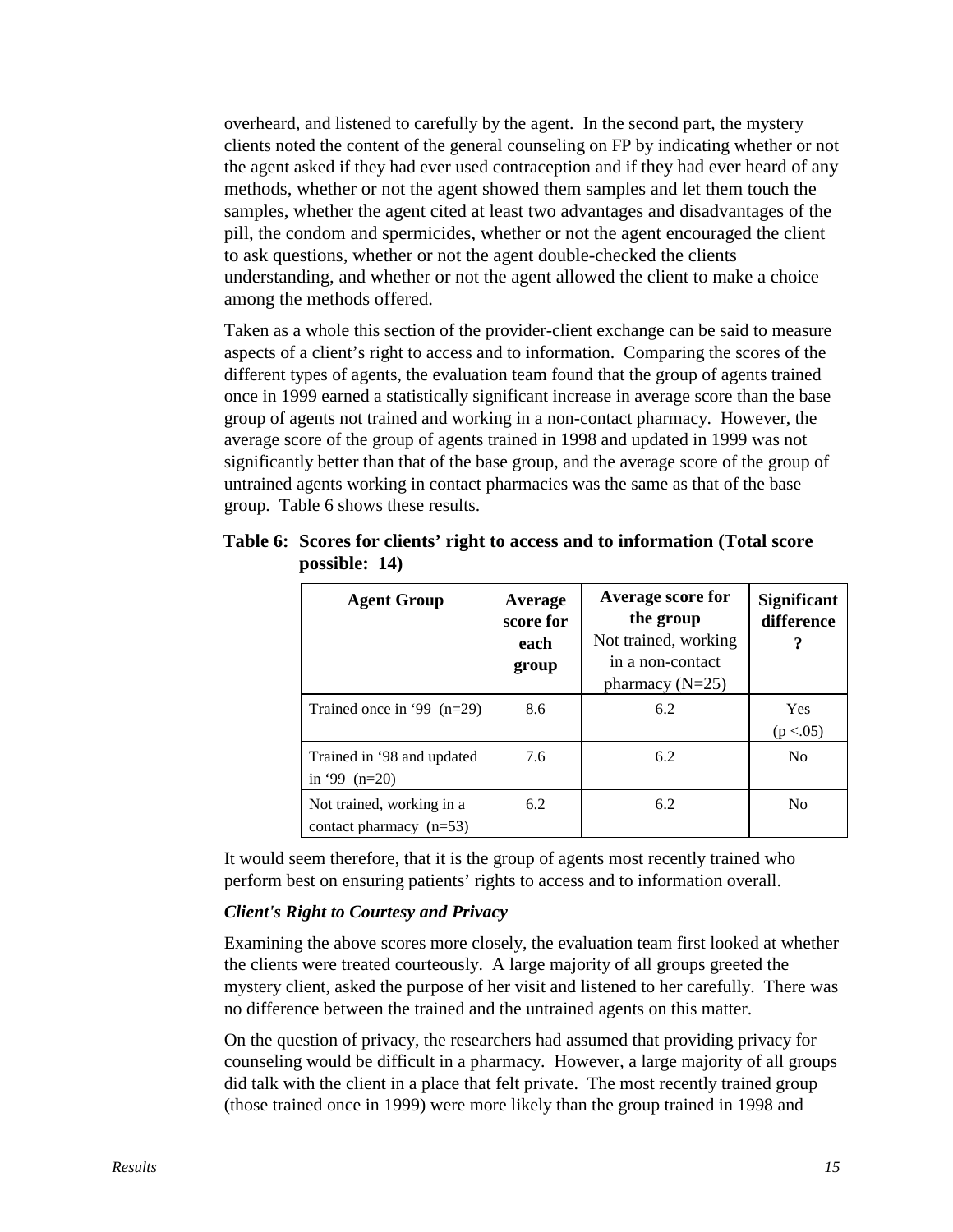overheard, and listened to carefully by the agent. In the second part, the mystery clients noted the content of the general counseling on FP by indicating whether or not the agent asked if they had ever used contraception and if they had ever heard of any methods, whether or not the agent showed them samples and let them touch the samples, whether the agent cited at least two advantages and disadvantages of the pill, the condom and spermicides, whether or not the agent encouraged the client to ask questions, whether or not the agent double-checked the clients understanding, and whether or not the agent allowed the client to make a choice among the methods offered.

Taken as a whole this section of the provider-client exchange can be said to measure aspects of a client's right to access and to information. Comparing the scores of the different types of agents, the evaluation team found that the group of agents trained once in 1999 earned a statistically significant increase in average score than the base group of agents not trained and working in a non-contact pharmacy. However, the average score of the group of agents trained in 1998 and updated in 1999 was not significantly better than that of the base group, and the average score of the group of untrained agents working in contact pharmacies was the same as that of the base group. Table 6 shows these results.

**Table 6: Scores for clients' right to access and to information (Total score possible: 14)**

| Agent Group | Average score for each group | **Average score for the group** Not trained, working in a non-contact pharmacy (N=25) | Significant difference ? |
|---|---|---|---|
| Trained once in '99 (n=29) | 8.6 | 6.2 | Yes ($p < .05$) |
| Trained in '98 and updated in '99 (n=20) | 7.6 | 6.2 | No |
| Not trained, working in a contact pharmacy (n=53) | 6.2 | 6.2 | No |

It would seem therefore, that it is the group of agents most recently trained who perform best on ensuring patients' rights to access and to information overall.

***Client's Right to Courtesy and Privacy***

Examining the above scores more closely, the evaluation team first looked at whether the clients were treated courteously. A large majority of all groups greeted the mystery client, asked the purpose of her visit and listened to her carefully. There was no difference between the trained and the untrained agents on this matter.

On the question of privacy, the researchers had assumed that providing privacy for counseling would be difficult in a pharmacy. However, a large majority of all groups did talk with the client in a place that felt private. The most recently trained group (those trained once in 1999) were more likely than the group trained in 1998 and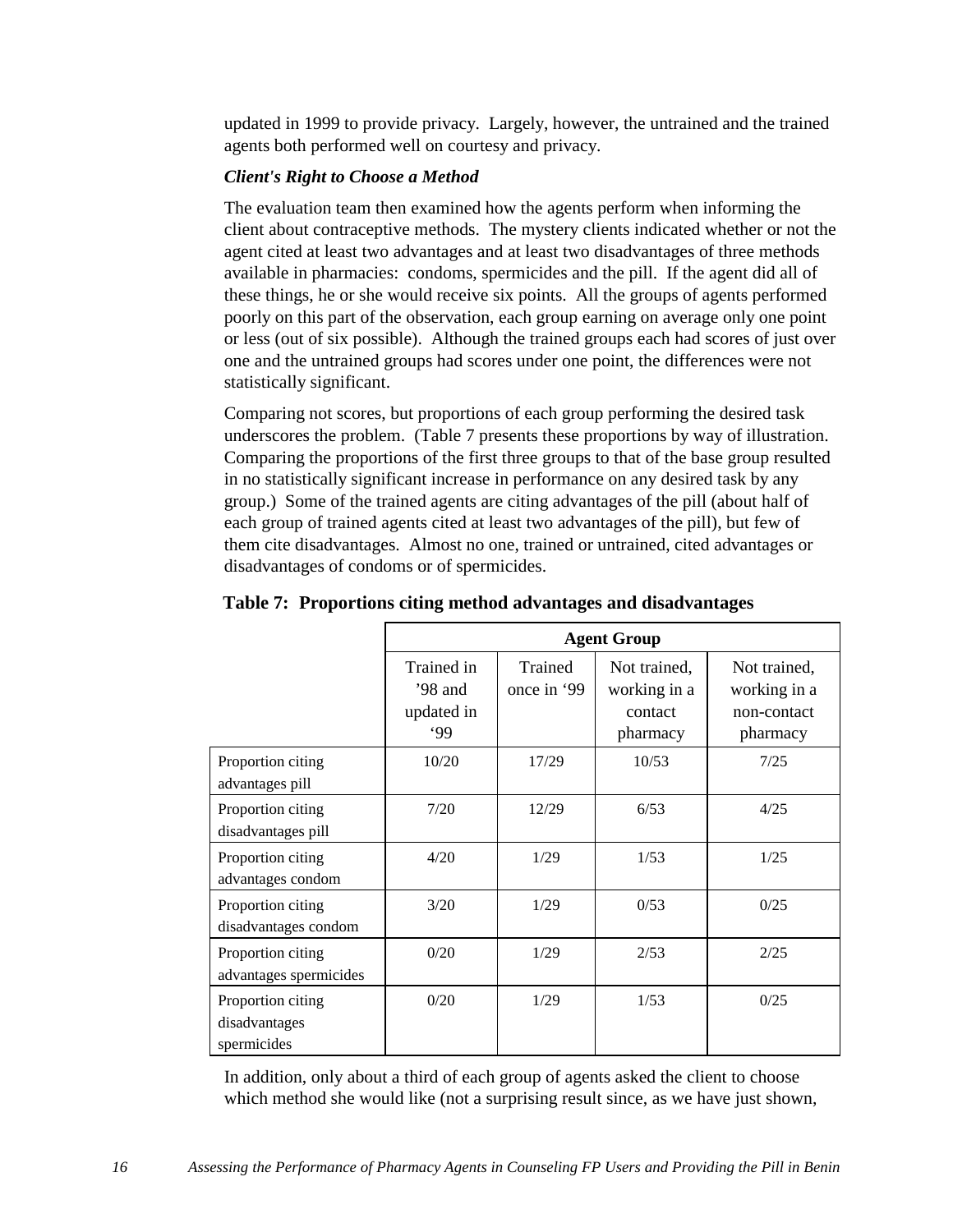updated in 1999 to provide privacy. Largely, however, the untrained and the trained agents both performed well on courtesy and privacy.

***Client's Right to Choose a Method***

The evaluation team then examined how the agents perform when informing the client about contraceptive methods. The mystery clients indicated whether or not the agent cited at least two advantages and at least two disadvantages of three methods available in pharmacies: condoms, spermicides and the pill. If the agent did all of these things, he or she would receive six points. All the groups of agents performed poorly on this part of the observation, each group earning on average only one point or less (out of six possible). Although the trained groups each had scores of just over one and the untrained groups had scores under one point, the differences were not statistically significant.

Comparing not scores, but proportions of each group performing the desired task underscores the problem. (Table 7 presents these proportions by way of illustration. Comparing the proportions of the first three groups to that of the base group resulted in no statistically significant increase in performance on any desired task by any group.) Some of the trained agents are citing advantages of the pill (about half of each group of trained agents cited at least two advantages of the pill), but few of them cite disadvantages. Almost no one, trained or untrained, cited advantages or disadvantages of condoms or of spermicides.

**Table 7: Proportions citing method advantages and disadvantages**

| | Agent Group | | | |
|---|---|---|---|---|
| | Trained in '98 and updated in '99 | Trained once in '99 | Not trained, working in a contact pharmacy | Not trained, working in a non-contact pharmacy |
| Proportion citing advantages pill | 10/20 | 17/29 | 10/53 | 7/25 |
| Proportion citing disadvantages pill | 7/20 | 12/29 | 6/53 | 4/25 |
| Proportion citing advantages condom | 4/20 | 1/29 | 1/53 | 1/25 |
| Proportion citing disadvantages condom | 3/20 | 1/29 | 0/53 | 0/25 |
| Proportion citing advantages spermicides | 0/20 | 1/29 | 2/53 | 2/25 |
| Proportion citing disadvantages spermicides | 0/20 | 1/29 | 1/53 | 0/25 |

In addition, only about a third of each group of agents asked the client to choose which method she would like (not a surprising result since, as we have just shown,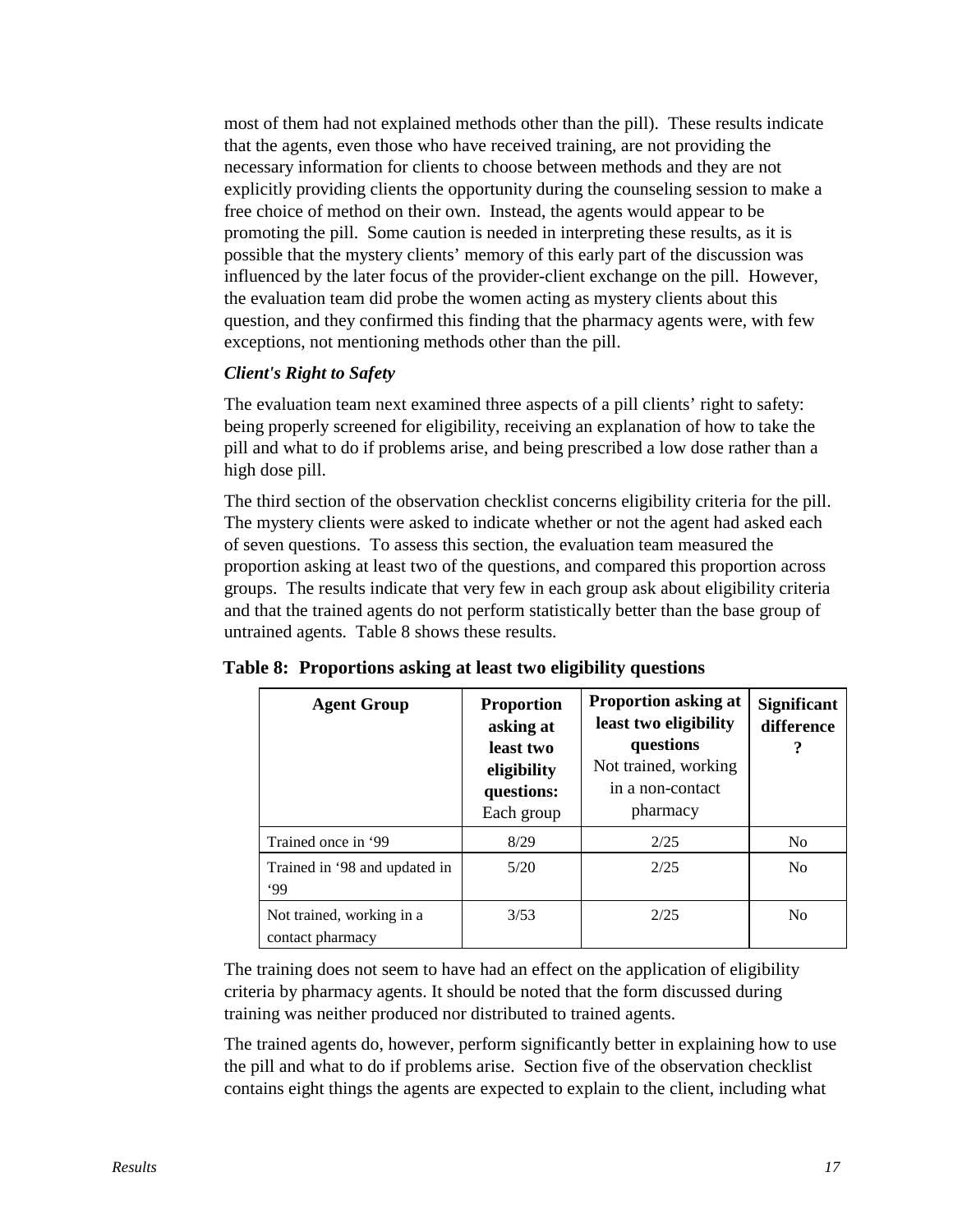most of them had not explained methods other than the pill). These results indicate that the agents, even those who have received training, are not providing the necessary information for clients to choose between methods and they are not explicitly providing clients the opportunity during the counseling session to make a free choice of method on their own. Instead, the agents would appear to be promoting the pill. Some caution is needed in interpreting these results, as it is possible that the mystery clients' memory of this early part of the discussion was influenced by the later focus of the provider-client exchange on the pill. However, the evaluation team did probe the women acting as mystery clients about this question, and they confirmed this finding that the pharmacy agents were, with few exceptions, not mentioning methods other than the pill.

***Client's Right to Safety***

The evaluation team next examined three aspects of a pill clients' right to safety: being properly screened for eligibility, receiving an explanation of how to take the pill and what to do if problems arise, and being prescribed a low dose rather than a high dose pill.

The third section of the observation checklist concerns eligibility criteria for the pill. The mystery clients were asked to indicate whether or not the agent had asked each of seven questions. To assess this section, the evaluation team measured the proportion asking at least two of the questions, and compared this proportion across groups. The results indicate that very few in each group ask about eligibility criteria and that the trained agents do not perform statistically better than the base group of untrained agents. Table 8 shows these results.

**Table 8: Proportions asking at least two eligibility questions**

| Agent Group | **Proportion asking at least two eligibility questions:** Each group | **Proportion asking at least two eligibility questions** Not trained, working in a non-contact pharmacy | Significant difference ? |
|---|---|---|---|
| Trained once in '99 | 8/29 | 2/25 | No |
| Trained in '98 and updated in '99 | 5/20 | 2/25 | No |
| Not trained, working in a contact pharmacy | 3/53 | 2/25 | No |

The training does not seem to have had an effect on the application of eligibility criteria by pharmacy agents. It should be noted that the form discussed during training was neither produced nor distributed to trained agents.

The trained agents do, however, perform significantly better in explaining how to use the pill and what to do if problems arise. Section five of the observation checklist contains eight things the agents are expected to explain to the client, including what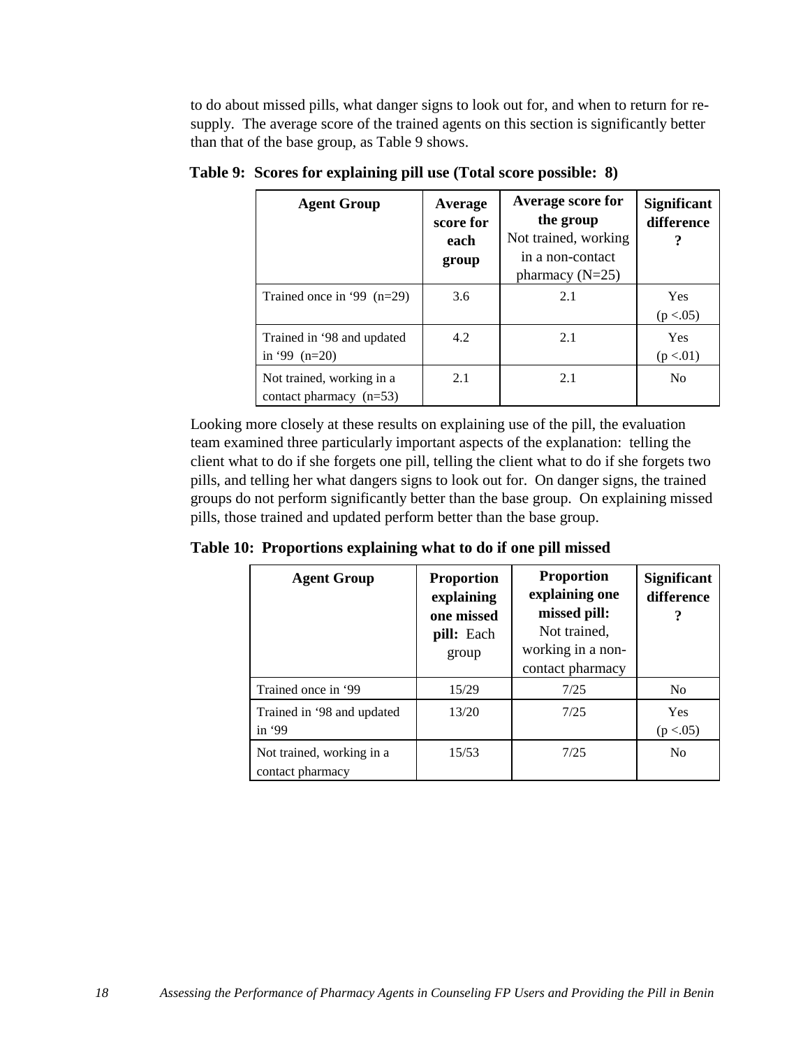to do about missed pills, what danger signs to look out for, and when to return for re-supply. The average score of the trained agents on this section is significantly better than that of the base group, as Table 9 shows.

**Table 9: Scores for explaining pill use (Total score possible: 8)**

| **Agent Group** | **Average score for each group** | **Average score for the group** Not trained, working in a non-contact pharmacy (N=25) | **Significant difference ?** |
|---|---|---|---|
| Trained once in '99 (n=29) | 3.6 | 2.1 | Yes ($p < .05$) |
| Trained in '98 and updated in '99 (n=20) | 4.2 | 2.1 | Yes ($p < .01$) |
| Not trained, working in a contact pharmacy (n=53) | 2.1 | 2.1 | No |

Looking more closely at these results on explaining use of the pill, the evaluation team examined three particularly important aspects of the explanation: telling the client what to do if she forgets one pill, telling the client what to do if she forgets two pills, and telling her what dangers signs to look out for. On danger signs, the trained groups do not perform significantly better than the base group. On explaining missed pills, those trained and updated perform better than the base group.

**Table 10: Proportions explaining what to do if one pill missed**

| **Agent Group** | **Proportion explaining one missed pill:** Each group | **Proportion explaining one missed pill:** Not trained, working in a non-contact pharmacy | **Significant difference ?** |
|---|---|---|---|
| Trained once in '99 | 15/29 | 7/25 | No |
| Trained in '98 and updated in '99 | 13/20 | 7/25 | Yes ($p < .05$) |
| Not trained, working in a contact pharmacy | 15/53 | 7/25 | No |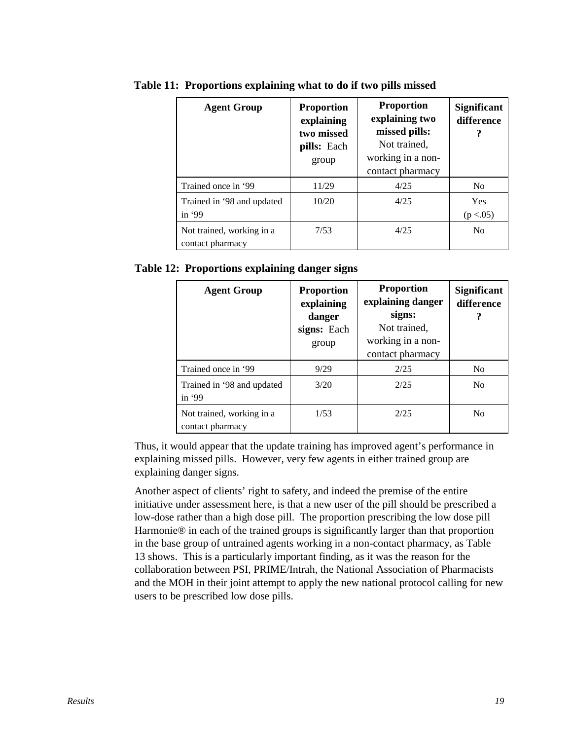**Table 11: Proportions explaining what to do if two pills missed**

| Agent Group | **Proportion explaining two missed pills:** Each group | **Proportion explaining two missed pills:** Not trained, working in a non-contact pharmacy | Significant difference ? |
|---|---|---|---|
| Trained once in '99 | 11/29 | 4/25 | No |
| Trained in '98 and updated in '99 | 10/20 | 4/25 | Yes ($p < .05$) |
| Not trained, working in a contact pharmacy | 7/53 | 4/25 | No |

**Table 12: Proportions explaining danger signs**

| Agent Group | **Proportion explaining danger signs:** Each group | **Proportion explaining danger signs:** Not trained, working in a non-contact pharmacy | Significant difference ? |
|---|---|---|---|
| Trained once in '99 | 9/29 | 2/25 | No |
| Trained in '98 and updated in '99 | 3/20 | 2/25 | No |
| Not trained, working in a contact pharmacy | 1/53 | 2/25 | No |

Thus, it would appear that the update training has improved agent's performance in explaining missed pills. However, very few agents in either trained group are explaining danger signs.

Another aspect of clients' right to safety, and indeed the premise of the entire initiative under assessment here, is that a new user of the pill should be prescribed a low-dose rather than a high dose pill. The proportion prescribing the low dose pill Harmonie® in each of the trained groups is significantly larger than that proportion in the base group of untrained agents working in a non-contact pharmacy, as Table 13 shows. This is a particularly important finding, as it was the reason for the collaboration between PSI, PRIME/Intrah, the National Association of Pharmacists and the MOH in their joint attempt to apply the new national protocol calling for new users to be prescribed low dose pills.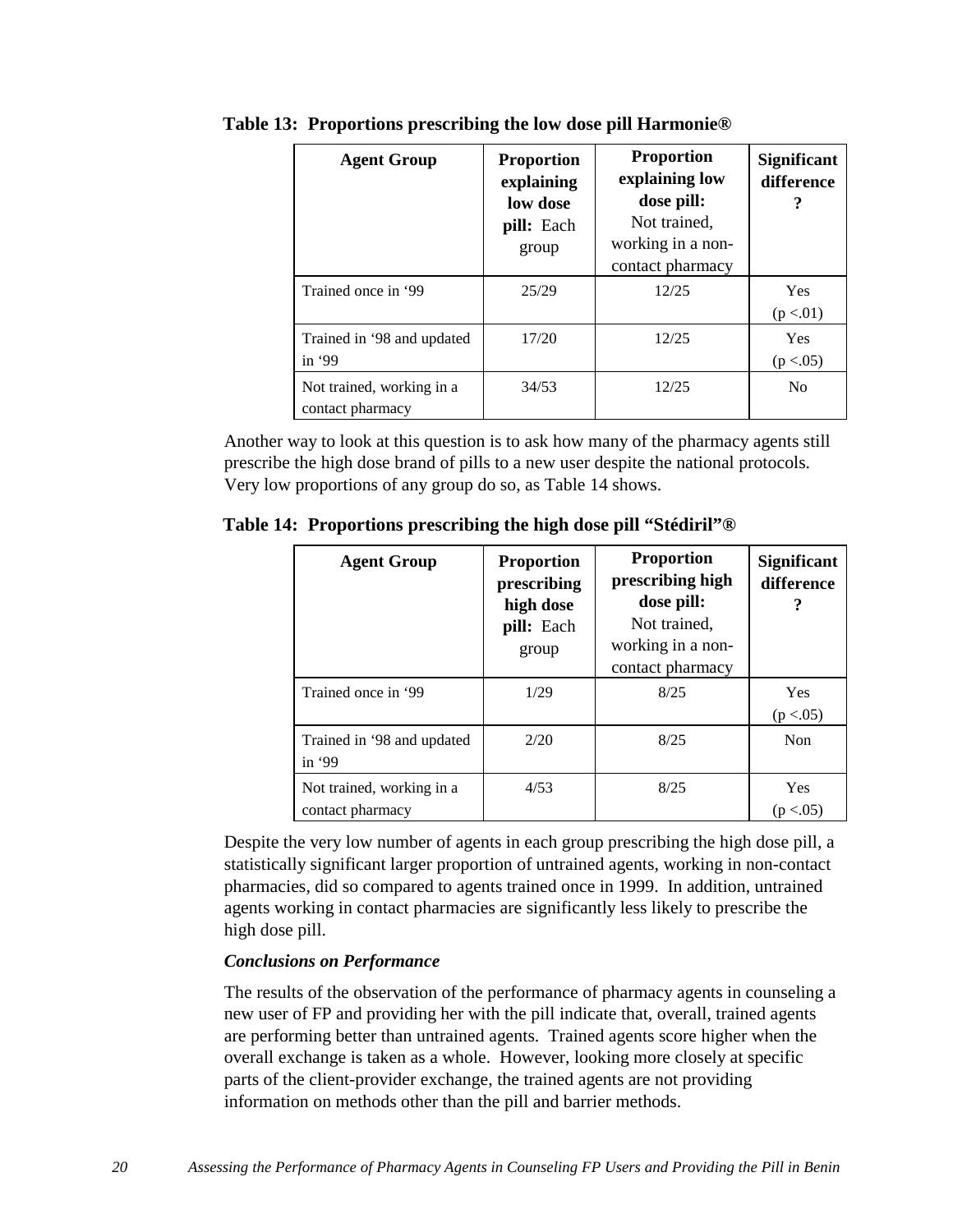**Table 13: Proportions prescribing the low dose pill Harmonie®**

| Agent Group | **Proportion explaining low dose pill:** Each group | **Proportion explaining low dose pill:** Not trained, working in a non-contact pharmacy | Significant difference ? |
|---|---|---|---|
| Trained once in '99 | 25/29 | 12/25 | Yes (p <.01) |
| Trained in '98 and updated in '99 | 17/20 | 12/25 | Yes (p <.05) |
| Not trained, working in a contact pharmacy | 34/53 | 12/25 | No |

Another way to look at this question is to ask how many of the pharmacy agents still prescribe the high dose brand of pills to a new user despite the national protocols. Very low proportions of any group do so, as Table 14 shows.

**Table 14: Proportions prescribing the high dose pill "Stédiril"®**

| Agent Group | **Proportion prescribing high dose pill:** Each group | **Proportion prescribing high dose pill:** Not trained, working in a non-contact pharmacy | Significant difference ? |
|---|---|---|---|
| Trained once in '99 | 1/29 | 8/25 | Yes (p <.05) |
| Trained in '98 and updated in '99 | 2/20 | 8/25 | Non |
| Not trained, working in a contact pharmacy | 4/53 | 8/25 | Yes (p <.05) |

Despite the very low number of agents in each group prescribing the high dose pill, a statistically significant larger proportion of untrained agents, working in non-contact pharmacies, did so compared to agents trained once in 1999. In addition, untrained agents working in contact pharmacies are significantly less likely to prescribe the high dose pill.

***Conclusions on Performance***

The results of the observation of the performance of pharmacy agents in counseling a new user of FP and providing her with the pill indicate that, overall, trained agents are performing better than untrained agents. Trained agents score higher when the overall exchange is taken as a whole. However, looking more closely at specific parts of the client-provider exchange, the trained agents are not providing information on methods other than the pill and barrier methods.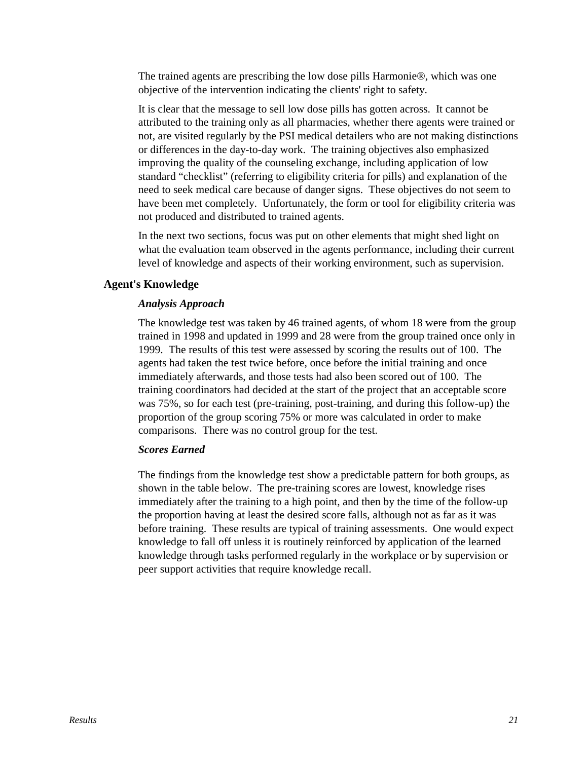The trained agents are prescribing the low dose pills Harmonie®, which was one objective of the intervention indicating the clients' right to safety.

It is clear that the message to sell low dose pills has gotten across. It cannot be attributed to the training only as all pharmacies, whether there agents were trained or not, are visited regularly by the PSI medical detailers who are not making distinctions or differences in the day-to-day work. The training objectives also emphasized improving the quality of the counseling exchange, including application of low standard "checklist" (referring to eligibility criteria for pills) and explanation of the need to seek medical care because of danger signs. These objectives do not seem to have been met completely. Unfortunately, the form or tool for eligibility criteria was not produced and distributed to trained agents.

In the next two sections, focus was put on other elements that might shed light on what the evaluation team observed in the agents performance, including their current level of knowledge and aspects of their working environment, such as supervision.

## Agent's Knowledge

### *Analysis Approach*

The knowledge test was taken by 46 trained agents, of whom 18 were from the group trained in 1998 and updated in 1999 and 28 were from the group trained once only in 1999. The results of this test were assessed by scoring the results out of 100. The agents had taken the test twice before, once before the initial training and once immediately afterwards, and those tests had also been scored out of 100. The training coordinators had decided at the start of the project that an acceptable score was 75%, so for each test (pre-training, post-training, and during this follow-up) the proportion of the group scoring 75% or more was calculated in order to make comparisons. There was no control group for the test.

### *Scores Earned*

The findings from the knowledge test show a predictable pattern for both groups, as shown in the table below. The pre-training scores are lowest, knowledge rises immediately after the training to a high point, and then by the time of the follow-up the proportion having at least the desired score falls, although not as far as it was before training. These results are typical of training assessments. One would expect knowledge to fall off unless it is routinely reinforced by application of the learned knowledge through tasks performed regularly in the workplace or by supervision or peer support activities that require knowledge recall.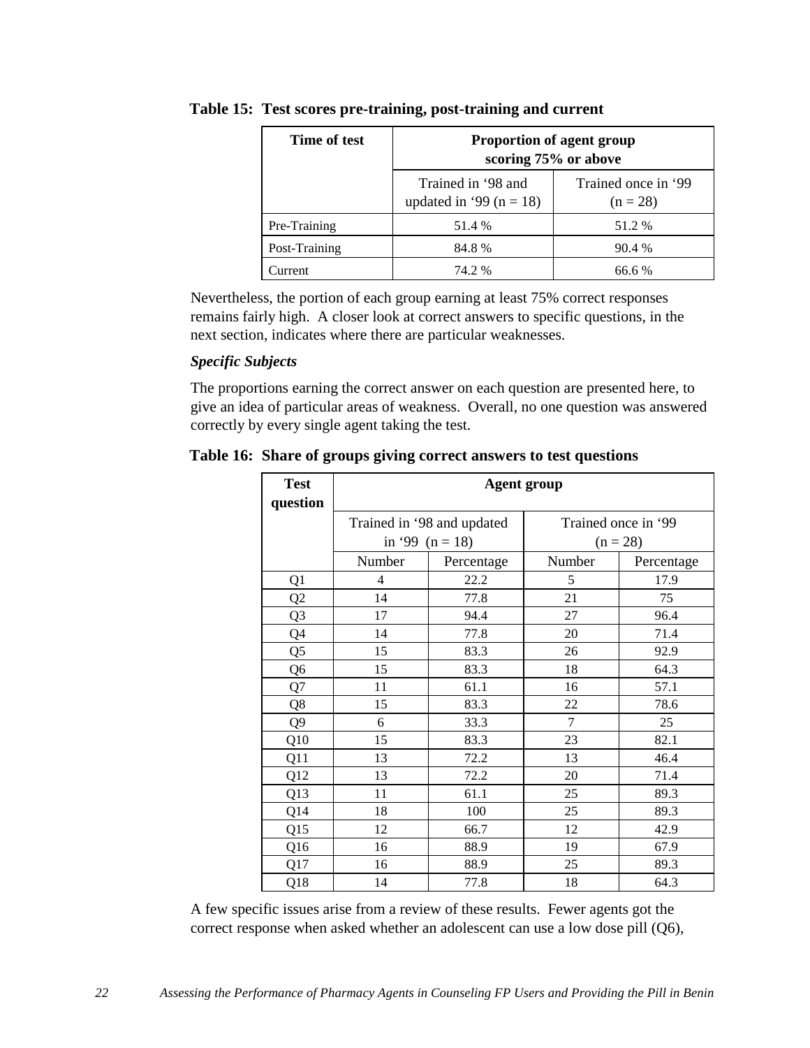**Table 15: Test scores pre-training, post-training and current**

| Time of test | Proportion of agent group scoring 75% or above | |
|---|---|---|
| | Trained in '98 and updated in '99 (n = 18) | Trained once in '99 (n = 28) |
| Pre-Training | 51.4 % | 51.2 % |
| Post-Training | 84.8 % | 90.4 % |
| Current | 74.2 % | 66.6 % |

Nevertheless, the portion of each group earning at least 75% correct responses remains fairly high. A closer look at correct answers to specific questions, in the next section, indicates where there are particular weaknesses.

***Specific Subjects***

The proportions earning the correct answer on each question are presented here, to give an idea of particular areas of weakness. Overall, no one question was answered correctly by every single agent taking the test.

**Table 16: Share of groups giving correct answers to test questions**

| Test question | Agent group | | | |
|---|---|---|---|---|
| | Trained in '98 and updated in '99 (n = 18) | | Trained once in '99 (n = 28) | |
| | Number | Percentage | Number | Percentage |
| Q1 | 4 | 22.2 | 5 | 17.9 |
| Q2 | 14 | 77.8 | 21 | 75 |
| Q3 | 17 | 94.4 | 27 | 96.4 |
| Q4 | 14 | 77.8 | 20 | 71.4 |
| Q5 | 15 | 83.3 | 26 | 92.9 |
| Q6 | 15 | 83.3 | 18 | 64.3 |
| Q7 | 11 | 61.1 | 16 | 57.1 |
| Q8 | 15 | 83.3 | 22 | 78.6 |
| Q9 | 6 | 33.3 | 7 | 25 |
| Q10 | 15 | 83.3 | 23 | 82.1 |
| Q11 | 13 | 72.2 | 13 | 46.4 |
| Q12 | 13 | 72.2 | 20 | 71.4 |
| Q13 | 11 | 61.1 | 25 | 89.3 |
| Q14 | 18 | 100 | 25 | 89.3 |
| Q15 | 12 | 66.7 | 12 | 42.9 |
| Q16 | 16 | 88.9 | 19 | 67.9 |
| Q17 | 16 | 88.9 | 25 | 89.3 |
| Q18 | 14 | 77.8 | 18 | 64.3 |

A few specific issues arise from a review of these results. Fewer agents got the correct response when asked whether an adolescent can use a low dose pill (Q6),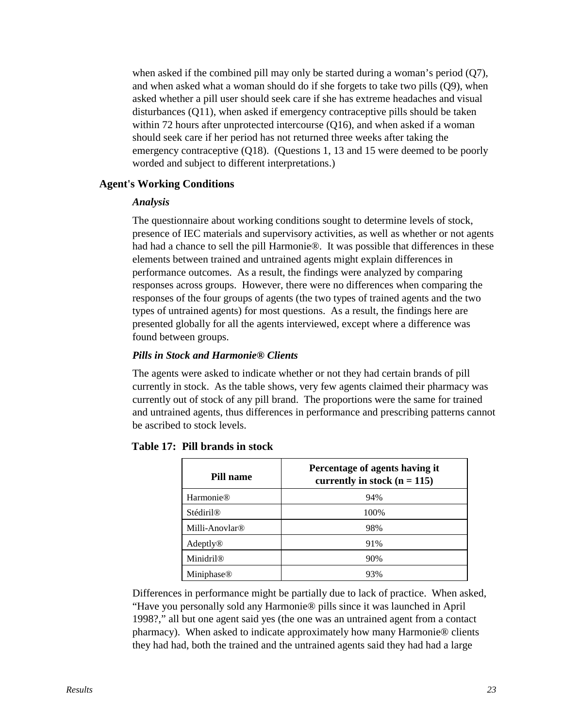when asked if the combined pill may only be started during a woman's period (Q7), and when asked what a woman should do if she forgets to take two pills (Q9), when asked whether a pill user should seek care if she has extreme headaches and visual disturbances (Q11), when asked if emergency contraceptive pills should be taken within 72 hours after unprotected intercourse (Q16), and when asked if a woman should seek care if her period has not returned three weeks after taking the emergency contraceptive (Q18). (Questions 1, 13 and 15 were deemed to be poorly worded and subject to different interpretations.)

## Agent's Working Conditions

### *Analysis*

The questionnaire about working conditions sought to determine levels of stock, presence of IEC materials and supervisory activities, as well as whether or not agents had had a chance to sell the pill Harmonie®. It was possible that differences in these elements between trained and untrained agents might explain differences in performance outcomes. As a result, the findings were analyzed by comparing responses across groups. However, there were no differences when comparing the responses of the four groups of agents (the two types of trained agents and the two types of untrained agents) for most questions. As a result, the findings here are presented globally for all the agents interviewed, except where a difference was found between groups.

### *Pills in Stock and Harmonie® Clients*

The agents were asked to indicate whether or not they had certain brands of pill currently in stock. As the table shows, very few agents claimed their pharmacy was currently out of stock of any pill brand. The proportions were the same for trained and untrained agents, thus differences in performance and prescribing patterns cannot be ascribed to stock levels.

**Table 17: Pill brands in stock**

| Pill name | Percentage of agents having it currently in stock (n = 115) |
| --- | --- |
| Harmonie® | 94% |
| Stédiril® | 100% |
| Milli-Anovlar® | 98% |
| Adeptly® | 91% |
| Minidril® | 90% |
| Miniphase® | 93% |

Differences in performance might be partially due to lack of practice. When asked, "Have you personally sold any Harmonie® pills since it was launched in April 1998?," all but one agent said yes (the one was an untrained agent from a contact pharmacy). When asked to indicate approximately how many Harmonie® clients they had had, both the trained and the untrained agents said they had had a large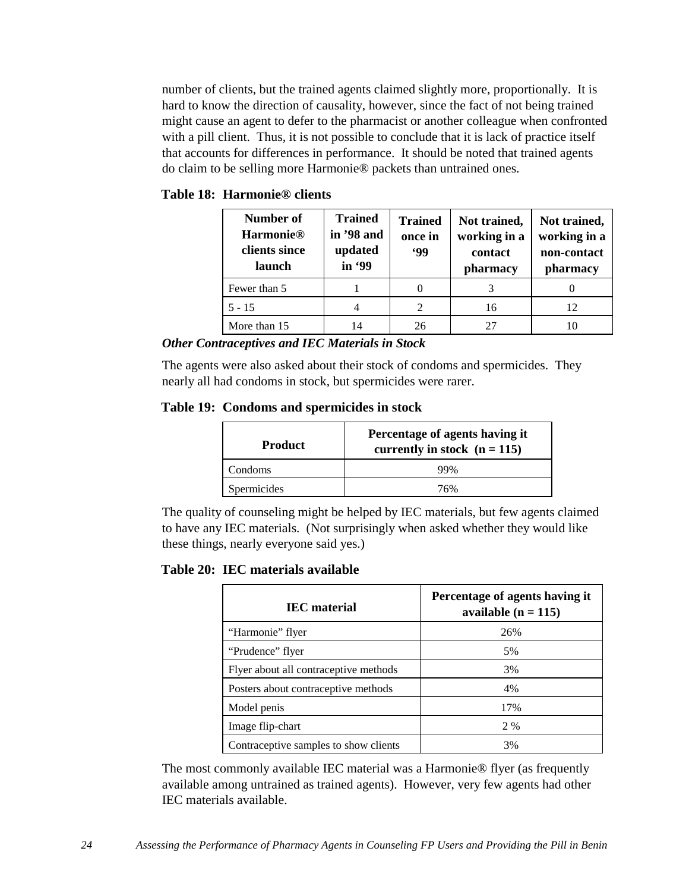number of clients, but the trained agents claimed slightly more, proportionally. It is hard to know the direction of causality, however, since the fact of not being trained might cause an agent to defer to the pharmacist or another colleague when confronted with a pill client. Thus, it is not possible to conclude that it is lack of practice itself that accounts for differences in performance. It should be noted that trained agents do claim to be selling more Harmonie® packets than untrained ones.

**Table 18: Harmonie® clients**

| Number of Harmonie® clients since launch | Trained in '98 and updated in '99 | Trained once in '99 | Not trained, working in a contact pharmacy | Not trained, working in a non-contact pharmacy |
|---|---|---|---|---|
| Fewer than 5 | 1 | 0 | 3 | 0 |
| 5 - 15 | 4 | 2 | 16 | 12 |
| More than 15 | 14 | 26 | 27 | 10 |

***Other Contraceptives and IEC Materials in Stock***

The agents were also asked about their stock of condoms and spermicides. They nearly all had condoms in stock, but spermicides were rarer.

**Table 19: Condoms and spermicides in stock**

| Product | Percentage of agents having it currently in stock (n = 115) |
|---|---|
| Condoms | 99% |
| Spermicides | 76% |

The quality of counseling might be helped by IEC materials, but few agents claimed to have any IEC materials. (Not surprisingly when asked whether they would like these things, nearly everyone said yes.)

**Table 20: IEC materials available**

| IEC material | Percentage of agents having it available (n = 115) |
|---|---|
| "Harmonie" flyer | 26% |
| "Prudence" flyer | 5% |
| Flyer about all contraceptive methods | 3% |
| Posters about contraceptive methods | 4% |
| Model penis | 17% |
| Image flip-chart | 2 % |
| Contraceptive samples to show clients | 3% |

The most commonly available IEC material was a Harmonie® flyer (as frequently available among untrained as trained agents). However, very few agents had other IEC materials available.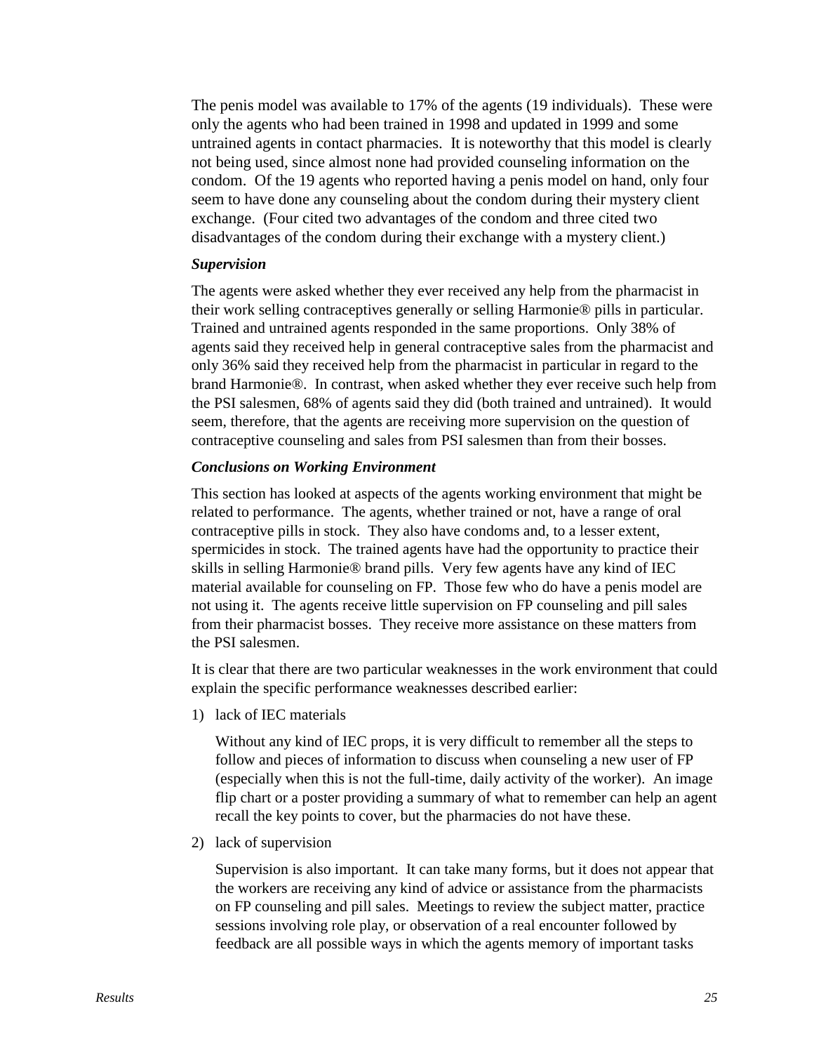The penis model was available to 17% of the agents (19 individuals). These were only the agents who had been trained in 1998 and updated in 1999 and some untrained agents in contact pharmacies. It is noteworthy that this model is clearly not being used, since almost none had provided counseling information on the condom. Of the 19 agents who reported having a penis model on hand, only four seem to have done any counseling about the condom during their mystery client exchange. (Four cited two advantages of the condom and three cited two disadvantages of the condom during their exchange with a mystery client.)

***Supervision***

The agents were asked whether they ever received any help from the pharmacist in their work selling contraceptives generally or selling Harmonie® pills in particular. Trained and untrained agents responded in the same proportions. Only 38% of agents said they received help in general contraceptive sales from the pharmacist and only 36% said they received help from the pharmacist in particular in regard to the brand Harmonie®. In contrast, when asked whether they ever receive such help from the PSI salesmen, 68% of agents said they did (both trained and untrained). It would seem, therefore, that the agents are receiving more supervision on the question of contraceptive counseling and sales from PSI salesmen than from their bosses.

***Conclusions on Working Environment***

This section has looked at aspects of the agents working environment that might be related to performance. The agents, whether trained or not, have a range of oral contraceptive pills in stock. They also have condoms and, to a lesser extent, spermicides in stock. The trained agents have had the opportunity to practice their skills in selling Harmonie® brand pills. Very few agents have any kind of IEC material available for counseling on FP. Those few who do have a penis model are not using it. The agents receive little supervision on FP counseling and pill sales from their pharmacist bosses. They receive more assistance on these matters from the PSI salesmen.

It is clear that there are two particular weaknesses in the work environment that could explain the specific performance weaknesses described earlier:

1) lack of IEC materials

   Without any kind of IEC props, it is very difficult to remember all the steps to follow and pieces of information to discuss when counseling a new user of FP (especially when this is not the full-time, daily activity of the worker). An image flip chart or a poster providing a summary of what to remember can help an agent recall the key points to cover, but the pharmacies do not have these.

2) lack of supervision

   Supervision is also important. It can take many forms, but it does not appear that the workers are receiving any kind of advice or assistance from the pharmacists on FP counseling and pill sales. Meetings to review the subject matter, practice sessions involving role play, or observation of a real encounter followed by feedback are all possible ways in which the agents memory of important tasks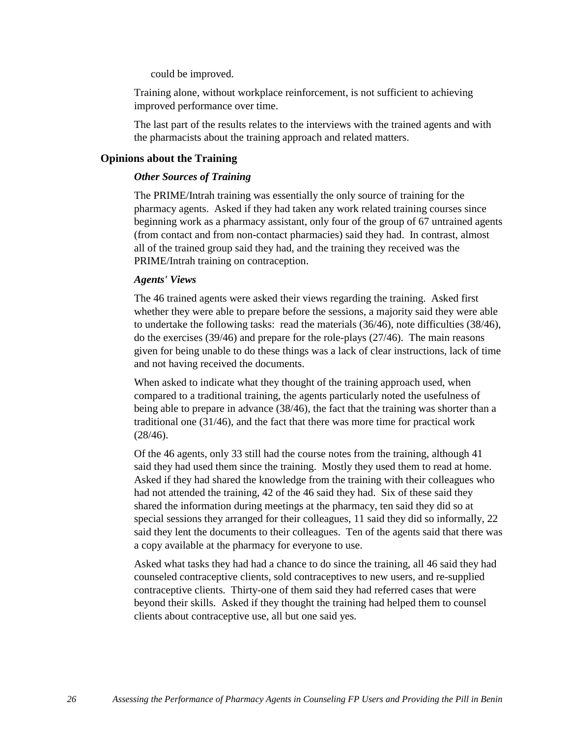could be improved.

Training alone, without workplace reinforcement, is not sufficient to achieving improved performance over time.

The last part of the results relates to the interviews with the trained agents and with the pharmacists about the training approach and related matters.

## Opinions about the Training

### *Other Sources of Training*

The PRIME/Intrah training was essentially the only source of training for the pharmacy agents. Asked if they had taken any work related training courses since beginning work as a pharmacy assistant, only four of the group of 67 untrained agents (from contact and from non-contact pharmacies) said they had. In contrast, almost all of the trained group said they had, and the training they received was the PRIME/Intrah training on contraception.

### *Agents' Views*

The 46 trained agents were asked their views regarding the training. Asked first whether they were able to prepare before the sessions, a majority said they were able to undertake the following tasks: read the materials (36/46), note difficulties (38/46), do the exercises (39/46) and prepare for the role-plays (27/46). The main reasons given for being unable to do these things was a lack of clear instructions, lack of time and not having received the documents.

When asked to indicate what they thought of the training approach used, when compared to a traditional training, the agents particularly noted the usefulness of being able to prepare in advance (38/46), the fact that the training was shorter than a traditional one (31/46), and the fact that there was more time for practical work (28/46).

Of the 46 agents, only 33 still had the course notes from the training, although 41 said they had used them since the training. Mostly they used them to read at home. Asked if they had shared the knowledge from the training with their colleagues who had not attended the training, 42 of the 46 said they had. Six of these said they shared the information during meetings at the pharmacy, ten said they did so at special sessions they arranged for their colleagues, 11 said they did so informally, 22 said they lent the documents to their colleagues. Ten of the agents said that there was a copy available at the pharmacy for everyone to use.

Asked what tasks they had had a chance to do since the training, all 46 said they had counseled contraceptive clients, sold contraceptives to new users, and re-supplied contraceptive clients. Thirty-one of them said they had referred cases that were beyond their skills. Asked if they thought the training had helped them to counsel clients about contraceptive use, all but one said yes.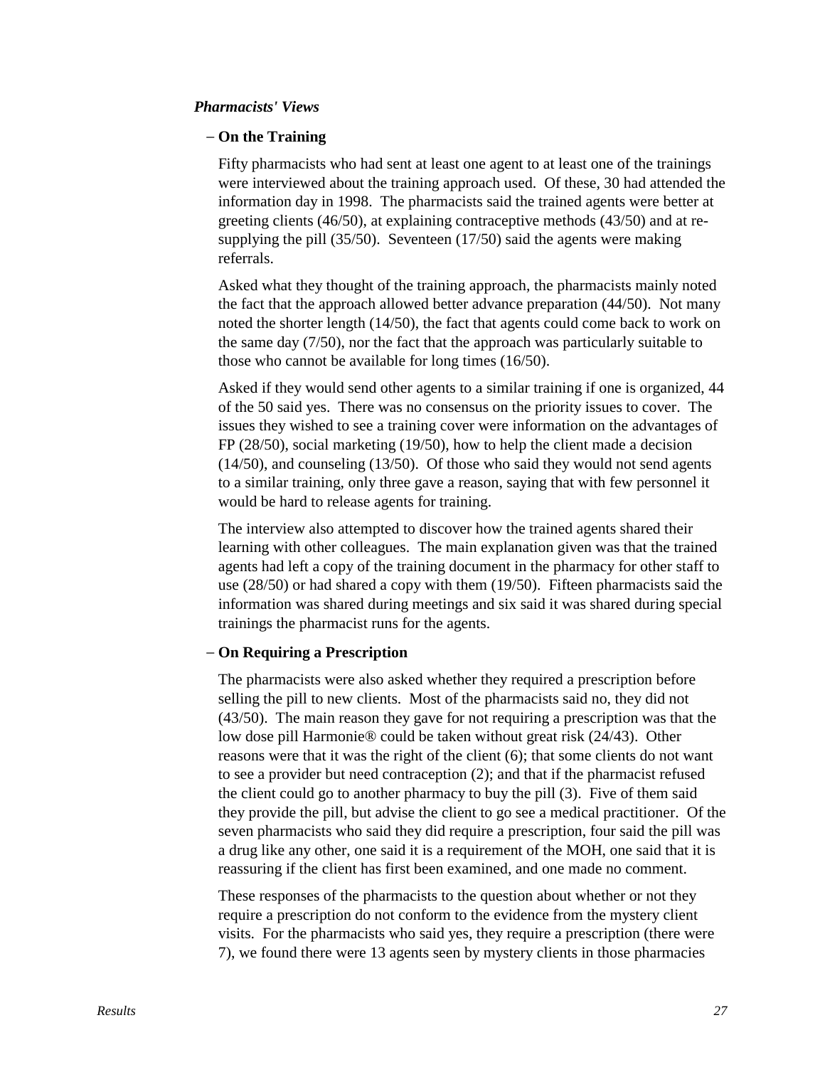***Pharmacists' Views***

**– On the Training**

Fifty pharmacists who had sent at least one agent to at least one of the trainings were interviewed about the training approach used. Of these, 30 had attended the information day in 1998. The pharmacists said the trained agents were better at greeting clients (46/50), at explaining contraceptive methods (43/50) and at re-supplying the pill (35/50). Seventeen (17/50) said the agents were making referrals.

Asked what they thought of the training approach, the pharmacists mainly noted the fact that the approach allowed better advance preparation (44/50). Not many noted the shorter length (14/50), the fact that agents could come back to work on the same day (7/50), nor the fact that the approach was particularly suitable to those who cannot be available for long times (16/50).

Asked if they would send other agents to a similar training if one is organized, 44 of the 50 said yes. There was no consensus on the priority issues to cover. The issues they wished to see a training cover were information on the advantages of FP (28/50), social marketing (19/50), how to help the client made a decision (14/50), and counseling (13/50). Of those who said they would not send agents to a similar training, only three gave a reason, saying that with few personnel it would be hard to release agents for training.

The interview also attempted to discover how the trained agents shared their learning with other colleagues. The main explanation given was that the trained agents had left a copy of the training document in the pharmacy for other staff to use (28/50) or had shared a copy with them (19/50). Fifteen pharmacists said the information was shared during meetings and six said it was shared during special trainings the pharmacist runs for the agents.

**– On Requiring a Prescription**

The pharmacists were also asked whether they required a prescription before selling the pill to new clients. Most of the pharmacists said no, they did not (43/50). The main reason they gave for not requiring a prescription was that the low dose pill Harmonie® could be taken without great risk (24/43). Other reasons were that it was the right of the client (6); that some clients do not want to see a provider but need contraception (2); and that if the pharmacist refused the client could go to another pharmacy to buy the pill (3). Five of them said they provide the pill, but advise the client to go see a medical practitioner. Of the seven pharmacists who said they did require a prescription, four said the pill was a drug like any other, one said it is a requirement of the MOH, one said that it is reassuring if the client has first been examined, and one made no comment.

These responses of the pharmacists to the question about whether or not they require a prescription do not conform to the evidence from the mystery client visits. For the pharmacists who said yes, they require a prescription (there were 7), we found there were 13 agents seen by mystery clients in those pharmacies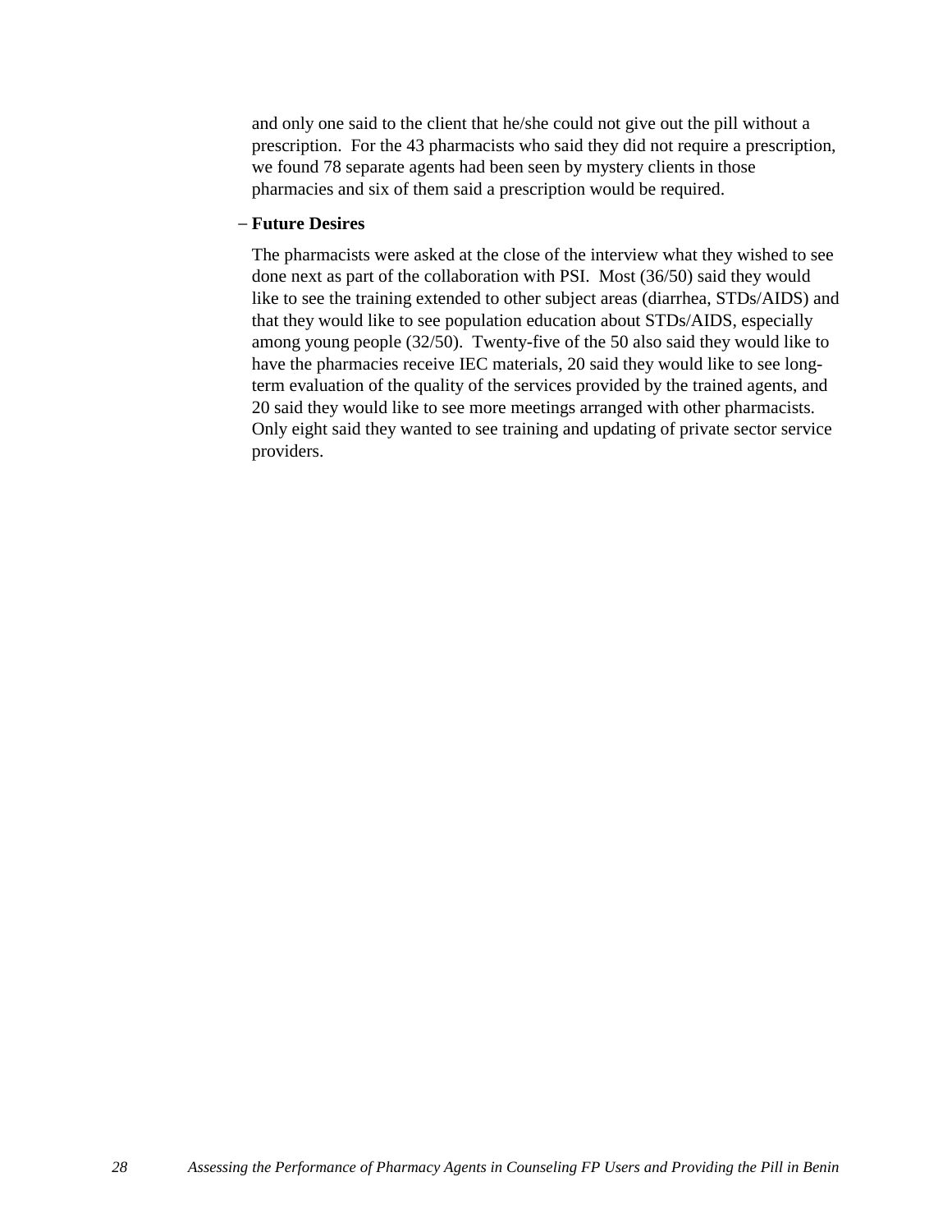and only one said to the client that he/she could not give out the pill without a prescription. For the 43 pharmacists who said they did not require a prescription, we found 78 separate agents had been seen by mystery clients in those pharmacies and six of them said a prescription would be required.

– **Future Desires**

The pharmacists were asked at the close of the interview what they wished to see done next as part of the collaboration with PSI. Most (36/50) said they would like to see the training extended to other subject areas (diarrhea, STDs/AIDS) and that they would like to see population education about STDs/AIDS, especially among young people (32/50). Twenty-five of the 50 also said they would like to have the pharmacies receive IEC materials, 20 said they would like to see long-term evaluation of the quality of the services provided by the trained agents, and 20 said they would like to see more meetings arranged with other pharmacists. Only eight said they wanted to see training and updating of private sector service providers.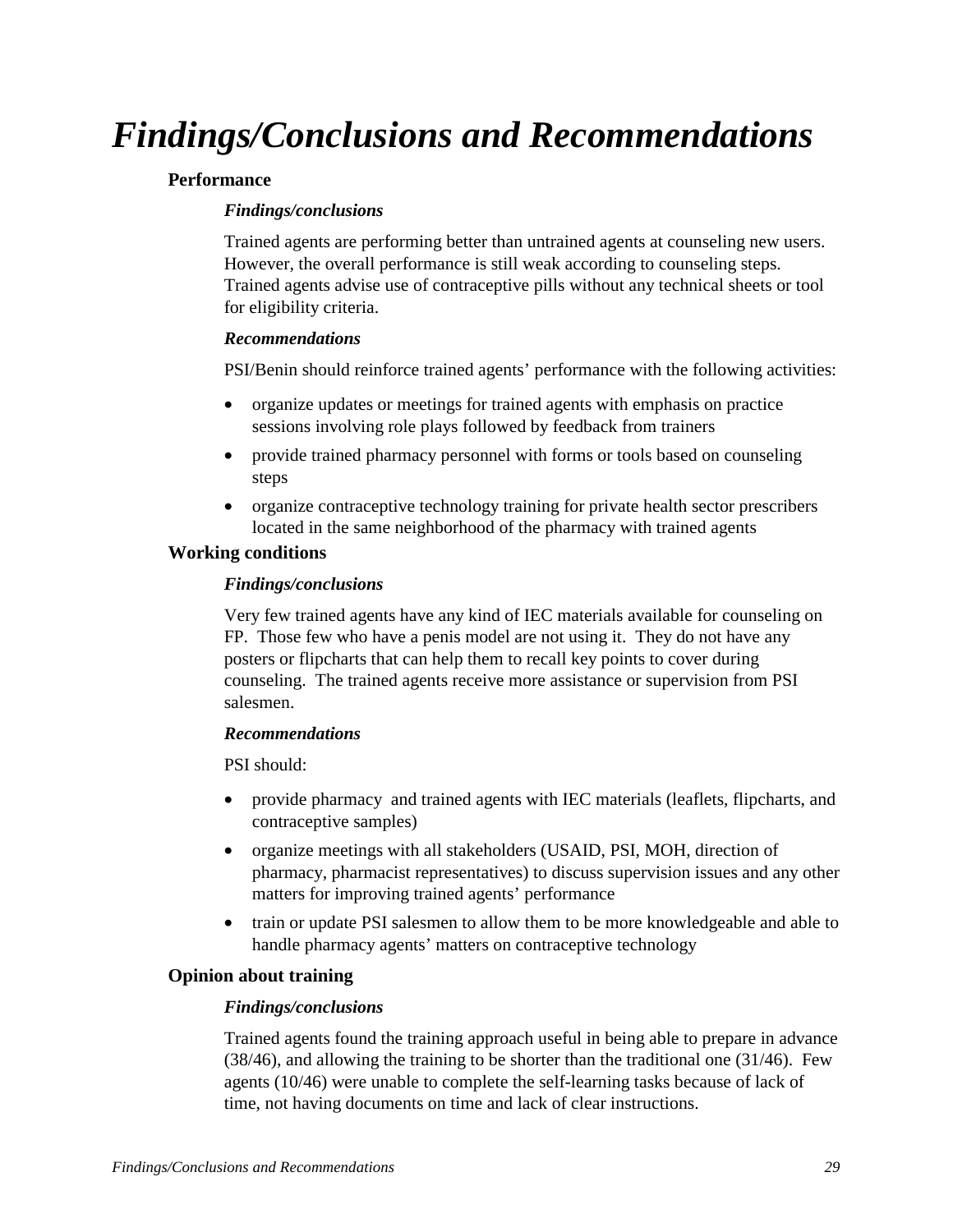# *Findings/Conclusions and Recommendations*

## Performance

### *Findings/conclusions*

Trained agents are performing better than untrained agents at counseling new users. However, the overall performance is still weak according to counseling steps. Trained agents advise use of contraceptive pills without any technical sheets or tool for eligibility criteria.

### *Recommendations*

PSI/Benin should reinforce trained agents' performance with the following activities:

- organize updates or meetings for trained agents with emphasis on practice sessions involving role plays followed by feedback from trainers
- provide trained pharmacy personnel with forms or tools based on counseling steps
- organize contraceptive technology training for private health sector prescribers located in the same neighborhood of the pharmacy with trained agents

## Working conditions

### *Findings/conclusions*

Very few trained agents have any kind of IEC materials available for counseling on FP. Those few who have a penis model are not using it. They do not have any posters or flipcharts that can help them to recall key points to cover during counseling. The trained agents receive more assistance or supervision from PSI salesmen.

### *Recommendations*

PSI should:

- provide pharmacy and trained agents with IEC materials (leaflets, flipcharts, and contraceptive samples)
- organize meetings with all stakeholders (USAID, PSI, MOH, direction of pharmacy, pharmacist representatives) to discuss supervision issues and any other matters for improving trained agents' performance
- train or update PSI salesmen to allow them to be more knowledgeable and able to handle pharmacy agents' matters on contraceptive technology

## Opinion about training

### *Findings/conclusions*

Trained agents found the training approach useful in being able to prepare in advance (38/46), and allowing the training to be shorter than the traditional one (31/46). Few agents (10/46) were unable to complete the self-learning tasks because of lack of time, not having documents on time and lack of clear instructions.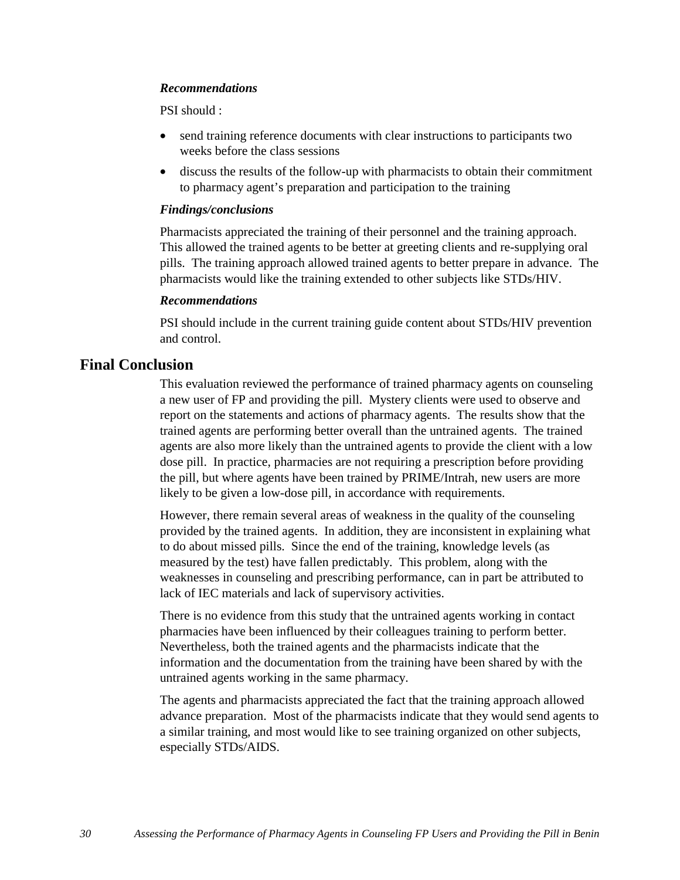***Recommendations***

PSI should :

- send training reference documents with clear instructions to participants two weeks before the class sessions
- discuss the results of the follow-up with pharmacists to obtain their commitment to pharmacy agent's preparation and participation to the training

***Findings/conclusions***

Pharmacists appreciated the training of their personnel and the training approach. This allowed the trained agents to be better at greeting clients and re-supplying oral pills. The training approach allowed trained agents to better prepare in advance. The pharmacists would like the training extended to other subjects like STDs/HIV.

***Recommendations***

PSI should include in the current training guide content about STDs/HIV prevention and control.

## Final Conclusion

This evaluation reviewed the performance of trained pharmacy agents on counseling a new user of FP and providing the pill. Mystery clients were used to observe and report on the statements and actions of pharmacy agents. The results show that the trained agents are performing better overall than the untrained agents. The trained agents are also more likely than the untrained agents to provide the client with a low dose pill. In practice, pharmacies are not requiring a prescription before providing the pill, but where agents have been trained by PRIME/Intrah, new users are more likely to be given a low-dose pill, in accordance with requirements.

However, there remain several areas of weakness in the quality of the counseling provided by the trained agents. In addition, they are inconsistent in explaining what to do about missed pills. Since the end of the training, knowledge levels (as measured by the test) have fallen predictably. This problem, along with the weaknesses in counseling and prescribing performance, can in part be attributed to lack of IEC materials and lack of supervisory activities.

There is no evidence from this study that the untrained agents working in contact pharmacies have been influenced by their colleagues training to perform better. Nevertheless, both the trained agents and the pharmacists indicate that the information and the documentation from the training have been shared by with the untrained agents working in the same pharmacy.

The agents and pharmacists appreciated the fact that the training approach allowed advance preparation. Most of the pharmacists indicate that they would send agents to a similar training, and most would like to see training organized on other subjects, especially STDs/AIDS.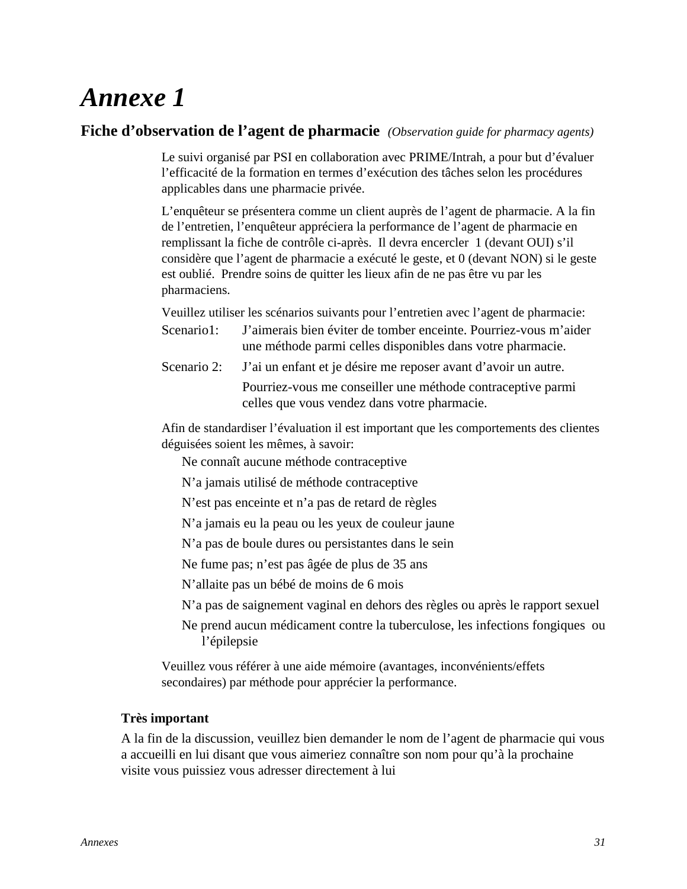# *Annexe 1*

## Fiche d'observation de l'agent de pharmacie *(Observation guide for pharmacy agents)*

Le suivi organisé par PSI en collaboration avec PRIME/Intrah, a pour but d'évaluer l'efficacité de la formation en termes d'exécution des tâches selon les procédures applicables dans une pharmacie privée.

L'enquêteur se présentera comme un client auprès de l'agent de pharmacie. A la fin de l'entretien, l'enquêteur appréciera la performance de l'agent de pharmacie en remplissant la fiche de contrôle ci-après. Il devra encercler 1 (devant OUI) s'il considère que l'agent de pharmacie a exécuté le geste, et 0 (devant NON) si le geste est oublié. Prendre soins de quitter les lieux afin de ne pas être vu par les pharmaciens.

Veuillez utiliser les scénarios suivants pour l'entretien avec l'agent de pharmacie:

Scenario1: J'aimerais bien éviter de tomber enceinte. Pourriez-vous m'aider une méthode parmi celles disponibles dans votre pharmacie.

Scenario 2: J'ai un enfant et je désire me reposer avant d'avoir un autre.

Pourriez-vous me conseiller une méthode contraceptive parmi celles que vous vendez dans votre pharmacie.

Afin de standardiser l'évaluation il est important que les comportements des clientes déguisées soient les mêmes, à savoir:

- Ne connaît aucune méthode contraceptive
- N'a jamais utilisé de méthode contraceptive
- N'est pas enceinte et n'a pas de retard de règles
- N'a jamais eu la peau ou les yeux de couleur jaune
- N'a pas de boule dures ou persistantes dans le sein
- Ne fume pas; n'est pas âgée de plus de 35 ans
- N'allaite pas un bébé de moins de 6 mois
- N'a pas de saignement vaginal en dehors des règles ou après le rapport sexuel
- Ne prend aucun médicament contre la tuberculose, les infections fongiques ou l'épilepsie

Veuillez vous référer à une aide mémoire (avantages, inconvénients/effets secondaires) par méthode pour apprécier la performance.

**Très important**

A la fin de la discussion, veuillez bien demander le nom de l'agent de pharmacie qui vous a accueilli en lui disant que vous aimeriez connaître son nom pour qu'à la prochaine visite vous puissiez vous adresser directement à lui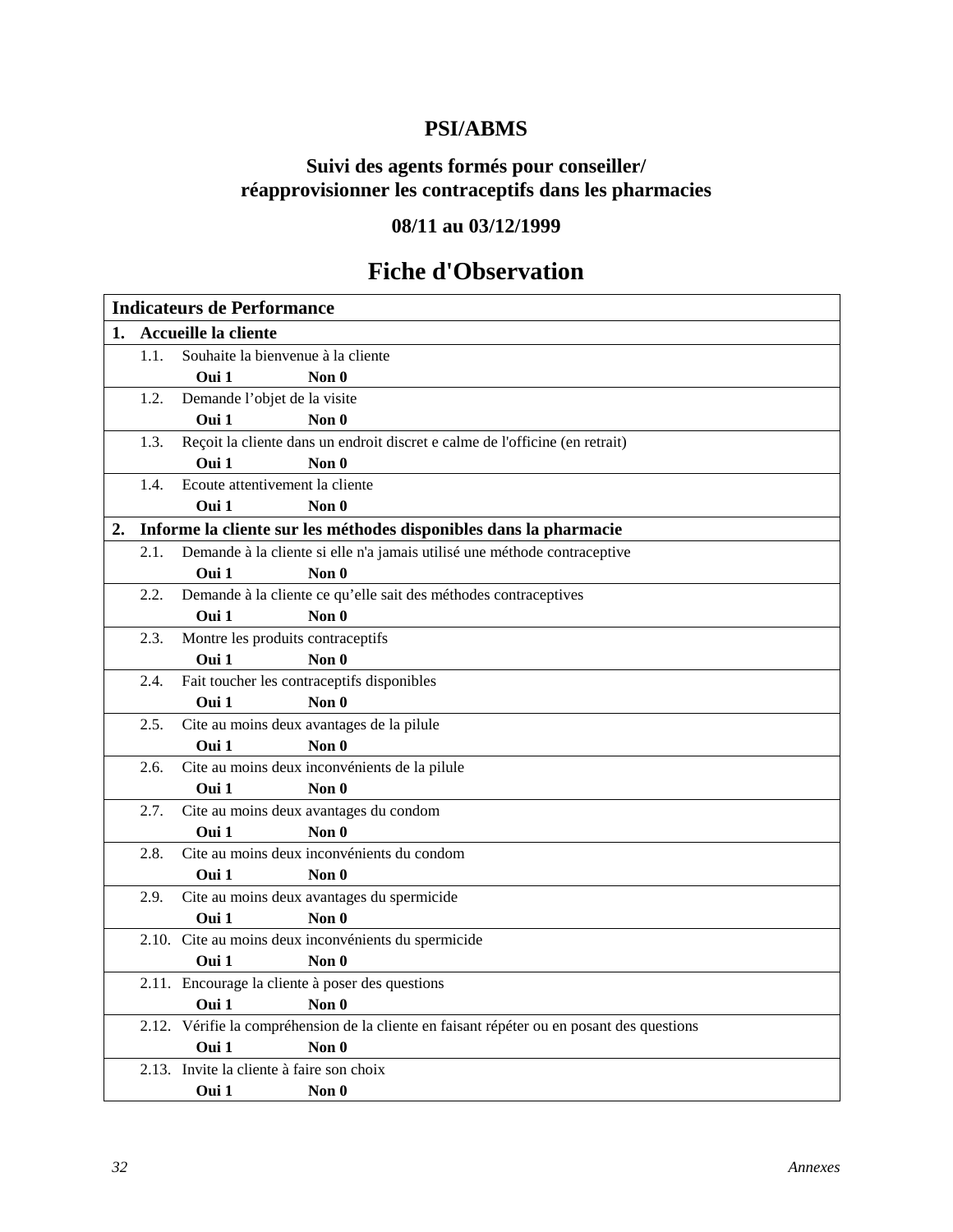**PSI/ABMS**

**Suivi des agents formés pour conseiller/ réapprovisionner les contraceptifs dans les pharmacies**

**08/11 au 03/12/1999**

# Fiche d'Observation

| Indicateurs de Performance |
|---|
| **1. Accueille la cliente** |
| 1.1. Souhaite la bienvenue à la cliente<br>**Oui 1** **Non 0** |
| 1.2. Demande l'objet de la visite<br>**Oui 1** **Non 0** |
| 1.3. Reçoit la cliente dans un endroit discret e calme de l'officine (en retrait)<br>**Oui 1** **Non 0** |
| 1.4. Ecoute attentivement la cliente<br>**Oui 1** **Non 0** |
| **2. Informe la cliente sur les méthodes disponibles dans la pharmacie** |
| 2.1. Demande à la cliente si elle n'a jamais utilisé une méthode contraceptive<br>**Oui 1** **Non 0** |
| 2.2. Demande à la cliente ce qu'elle sait des méthodes contraceptives<br>**Oui 1** **Non 0** |
| 2.3. Montre les produits contraceptifs<br>**Oui 1** **Non 0** |
| 2.4. Fait toucher les contraceptifs disponibles<br>**Oui 1** **Non 0** |
| 2.5. Cite au moins deux avantages de la pilule<br>**Oui 1** **Non 0** |
| 2.6. Cite au moins deux inconvénients de la pilule<br>**Oui 1** **Non 0** |
| 2.7. Cite au moins deux avantages du condom<br>**Oui 1** **Non 0** |
| 2.8. Cite au moins deux inconvénients du condom<br>**Oui 1** **Non 0** |
| 2.9. Cite au moins deux avantages du spermicide<br>**Oui 1** **Non 0** |
| 2.10. Cite au moins deux inconvénients du spermicide<br>**Oui 1** **Non 0** |
| 2.11. Encourage la cliente à poser des questions<br>**Oui 1** **Non 0** |
| 2.12. Vérifie la compréhension de la cliente en faisant répéter ou en posant des questions<br>**Oui 1** **Non 0** |
| 2.13. Invite la cliente à faire son choix<br>**Oui 1** **Non 0** |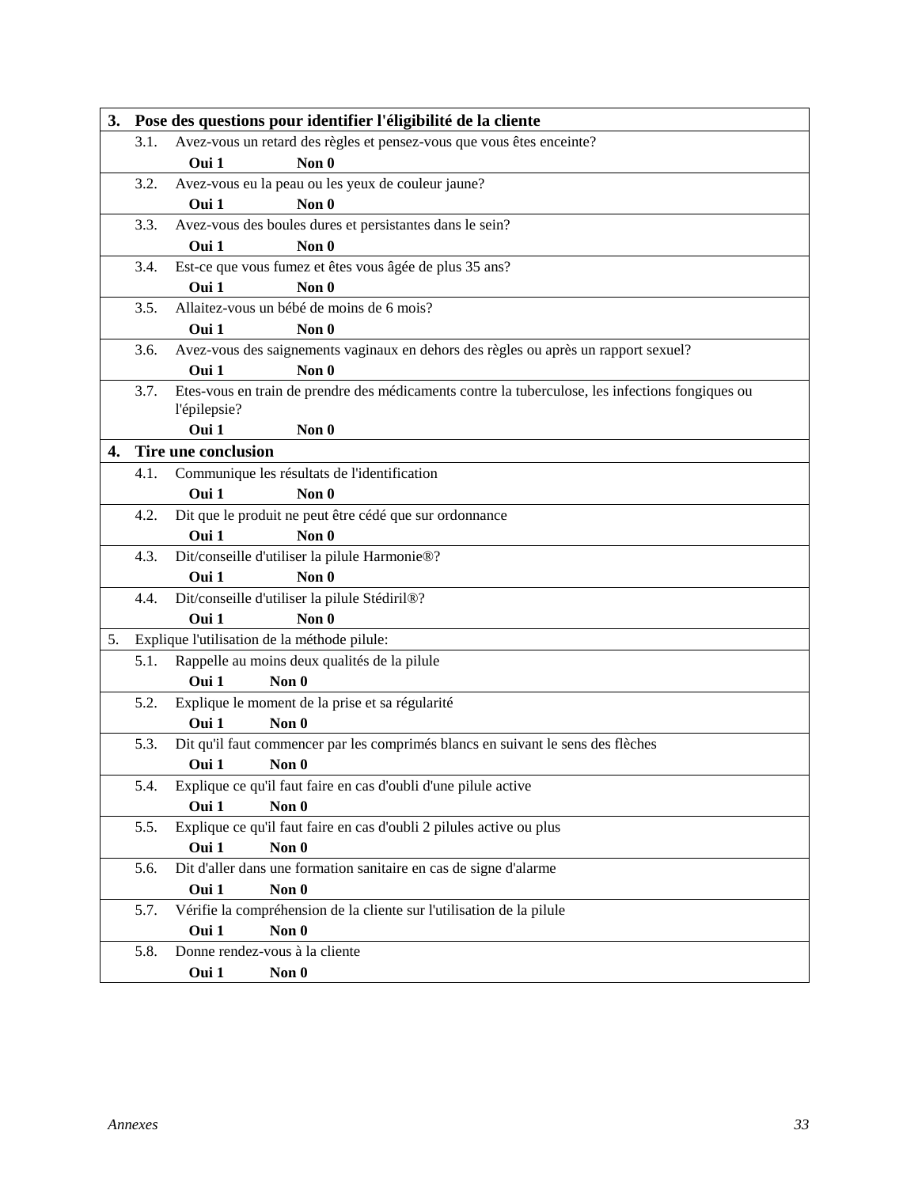| **3.** | **Pose des questions pour identifier l'éligibilité de la cliente** |
|---|---|
| 3.1. | Avez-vous un retard des règles et pensez-vous que vous êtes enceinte? **Oui 1** **Non 0** |
| 3.2. | Avez-vous eu la peau ou les yeux de couleur jaune? **Oui 1** **Non 0** |
| 3.3. | Avez-vous des boules dures et persistantes dans le sein? **Oui 1** **Non 0** |
| 3.4. | Est-ce que vous fumez et êtes vous âgée de plus 35 ans? **Oui 1** **Non 0** |
| 3.5. | Allaitez-vous un bébé de moins de 6 mois? **Oui 1** **Non 0** |
| 3.6. | Avez-vous des saignements vaginaux en dehors des règles ou après un rapport sexuel? **Oui 1** **Non 0** |
| 3.7. | Etes-vous en train de prendre des médicaments contre la tuberculose, les infections fongiques ou l'épilepsie? **Oui 1** **Non 0** |
| **4.** | **Tire une conclusion** |
| 4.1. | Communique les résultats de l'identification **Oui 1** **Non 0** |
| 4.2. | Dit que le produit ne peut être cédé que sur ordonnance **Oui 1** **Non 0** |
| 4.3. | Dit/conseille d'utiliser la pilule Harmonie®? **Oui 1** **Non 0** |
| 4.4. | Dit/conseille d'utiliser la pilule Stédiril®? **Oui 1** **Non 0** |
| 5. | Explique l'utilisation de la méthode pilule: |
| 5.1. | Rappelle au moins deux qualités de la pilule **Oui 1** **Non 0** |
| 5.2. | Explique le moment de la prise et sa régularité **Oui 1** **Non 0** |
| 5.3. | Dit qu'il faut commencer par les comprimés blancs en suivant le sens des flèches **Oui 1** **Non 0** |
| 5.4. | Explique ce qu'il faut faire en cas d'oubli d'une pilule active **Oui 1** **Non 0** |
| 5.5. | Explique ce qu'il faut faire en cas d'oubli 2 pilules active ou plus **Oui 1** **Non 0** |
| 5.6. | Dit d'aller dans une formation sanitaire en cas de signe d'alarme **Oui 1** **Non 0** |
| 5.7. | Vérifie la compréhension de la cliente sur l'utilisation de la pilule **Oui 1** **Non 0** |
| 5.8. | Donne rendez-vous à la cliente **Oui 1** **Non 0** |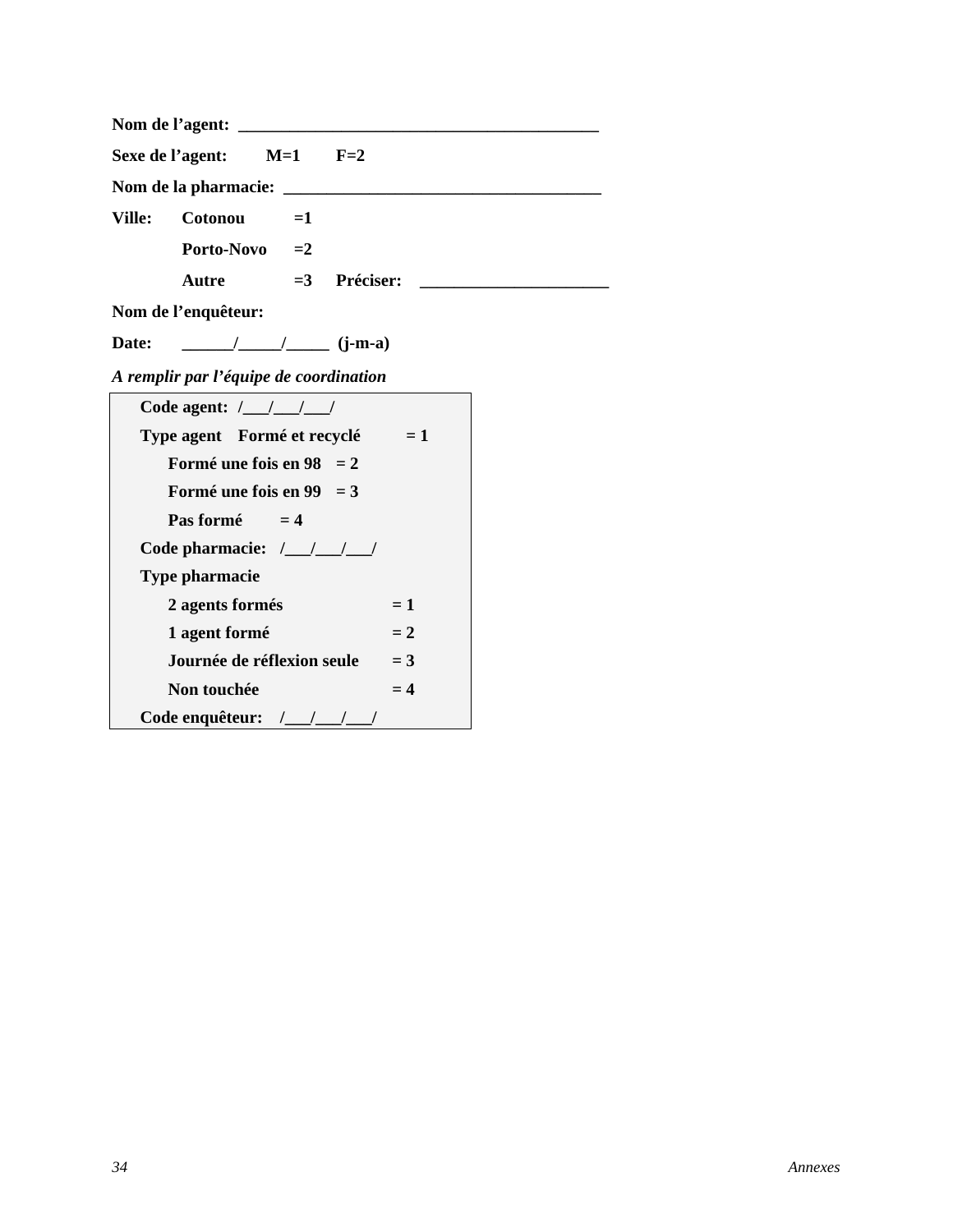**Nom de l'agent:** ___________________________________________

**Sexe de l'agent:** M=1 F=2

**Nom de la pharmacie:** _____________________________________

**Ville:** Cotonou =1

Porto-Novo =2

Autre =3 Préciser: ______________________

**Nom de l'enquêteur:**

**Date:** ______/_____/_____ (j-m-a)

***A remplir par l'équipe de coordination***

**Code agent:** /___/___/___/

**Type agent** Formé et recyclé = 1

Formé une fois en 98 = 2

Formé une fois en 99 = 3

Pas formé = 4

**Code pharmacie:** /___/___/___/

**Type pharmacie**

2 agents formés = 1

1 agent formé = 2

Journée de réflexion seule = 3

Non touchée = 4

**Code enquêteur:** /___/___/___/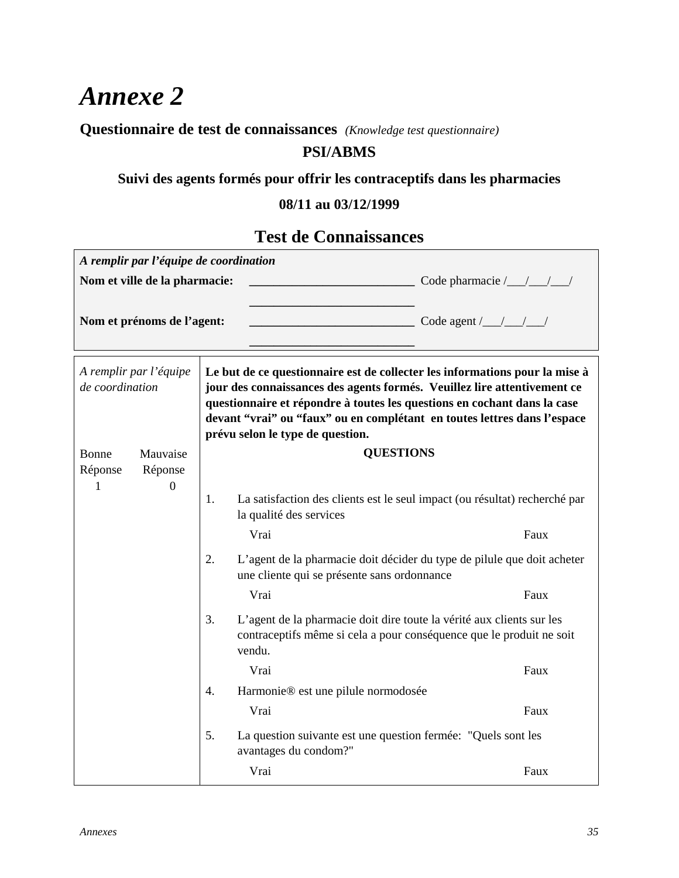# *Annexe 2*

**Questionnaire de test de connaissances** *(Knowledge test questionnaire)*

**PSI/ABMS**

**Suivi des agents formés pour offrir les contraceptifs dans les pharmacies**

**08/11 au 03/12/1999**

## Test de Connaissances

| *A remplir par l'équipe de coordination* | | |
|---|---|---|
| **Nom et ville de la pharmacie:** | ___________________________ ___________________________ | Code pharmacie /___/___/___/ |
| **Nom et prénoms de l'agent:** | ___________________________ ___________________________ | Code agent /___/___/___/ |

| *A remplir par l'équipe de coordination* | **Le but de ce questionnaire est de collecter les informations pour la mise à jour des connaissances des agents formés. Veuillez lire attentivement ce questionnaire et répondre à toutes les questions en cochant dans la case devant "vrai" ou "faux" ou en complétant en toutes lettres dans l'espace prévu selon le type de question.** |
|---|---|
| Bonne Réponse 1 / Mauvaise Réponse 0 | **QUESTIONS** |
| | 1. La satisfaction des clients est le seul impact (ou résultat) recherché par la qualité des services<br>Vrai Faux |
| | 2. L'agent de la pharmacie doit décider du type de pilule que doit acheter une cliente qui se présente sans ordonnance<br>Vrai Faux |
| | 3. L'agent de la pharmacie doit dire toute la vérité aux clients sur les contraceptifs même si cela a pour conséquence que le produit ne soit vendu.<br>Vrai Faux |
| | 4. Harmonie® est une pilule normodosée<br>Vrai Faux |
| | 5. La question suivante est une question fermée: "Quels sont les avantages du condom?"<br>Vrai Faux |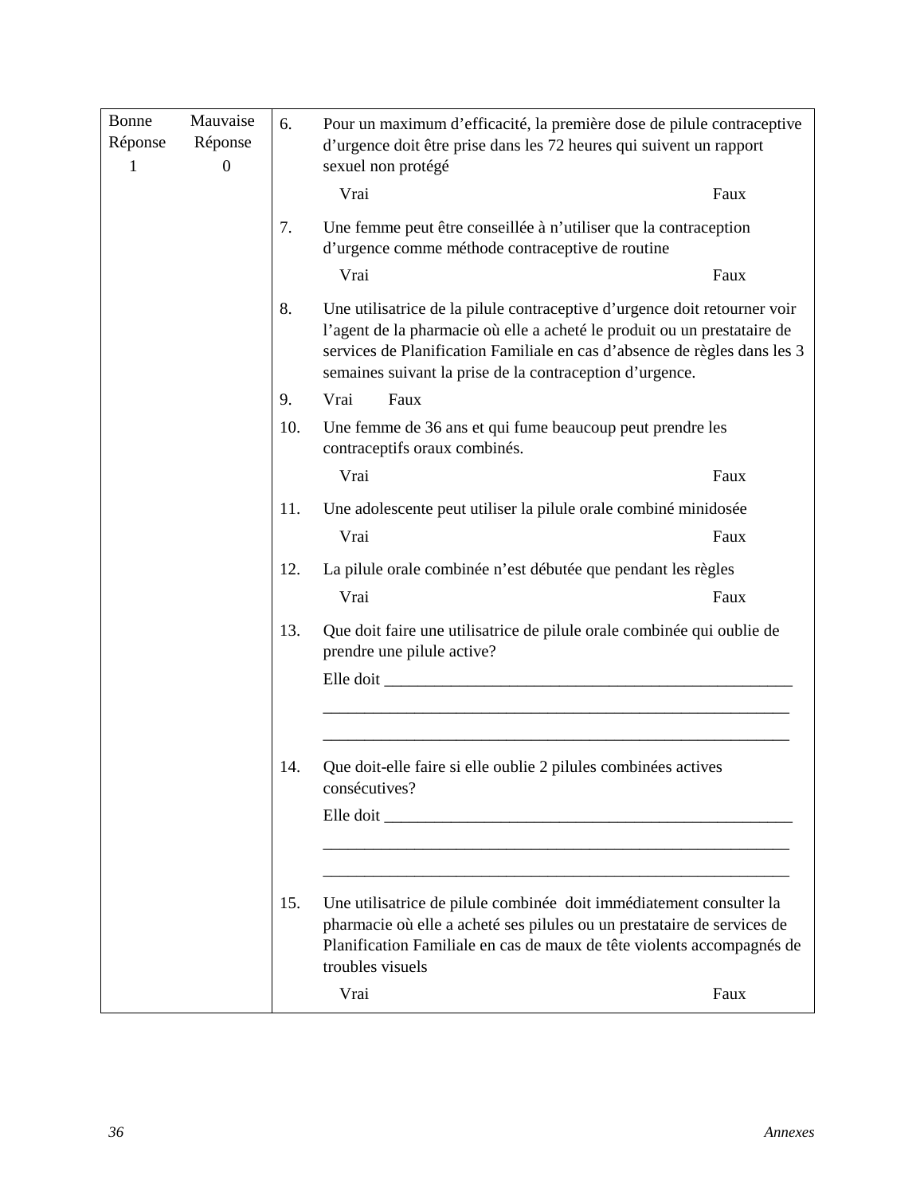| Bonne Réponse 1 | Mauvaise Réponse 0 | |
|---|---|---|
| | | 6. Pour un maximum d'efficacité, la première dose de pilule contraceptive d'urgence doit être prise dans les 72 heures qui suivent un rapport sexuel non protégé<br><br>Vrai Faux<br><br>7. Une femme peut être conseillée à n'utiliser que la contraception d'urgence comme méthode contraceptive de routine<br><br>Vrai Faux<br><br>8. Une utilisatrice de la pilule contraceptive d'urgence doit retourner voir l'agent de la pharmacie où elle a acheté le produit ou un prestataire de services de Planification Familiale en cas d'absence de règles dans les 3 semaines suivant la prise de la contraception d'urgence.<br><br>9. Vrai Faux<br><br>10. Une femme de 36 ans et qui fume beaucoup peut prendre les contraceptifs oraux combinés.<br><br>Vrai Faux<br><br>11. Une adolescente peut utiliser la pilule orale combiné minidosée<br><br>Vrai Faux<br><br>12. La pilule orale combinée n'est débutée que pendant les règles<br><br>Vrai Faux<br><br>13. Que doit faire une utilisatrice de pilule orale combinée qui oublie de prendre une pilule active?<br><br>Elle doit ___________________________________________________<br>_________________________________________________________<br>_________________________________________________________<br><br>14. Que doit-elle faire si elle oublie 2 pilules combinées actives consécutives?<br><br>Elle doit ___________________________________________________<br>_________________________________________________________<br>_________________________________________________________<br><br>15. Une utilisatrice de pilule combinée doit immédiatement consulter la pharmacie où elle a acheté ses pilules ou un prestataire de services de Planification Familiale en cas de maux de tête violents accompagnés de troubles visuels<br><br>Vrai Faux |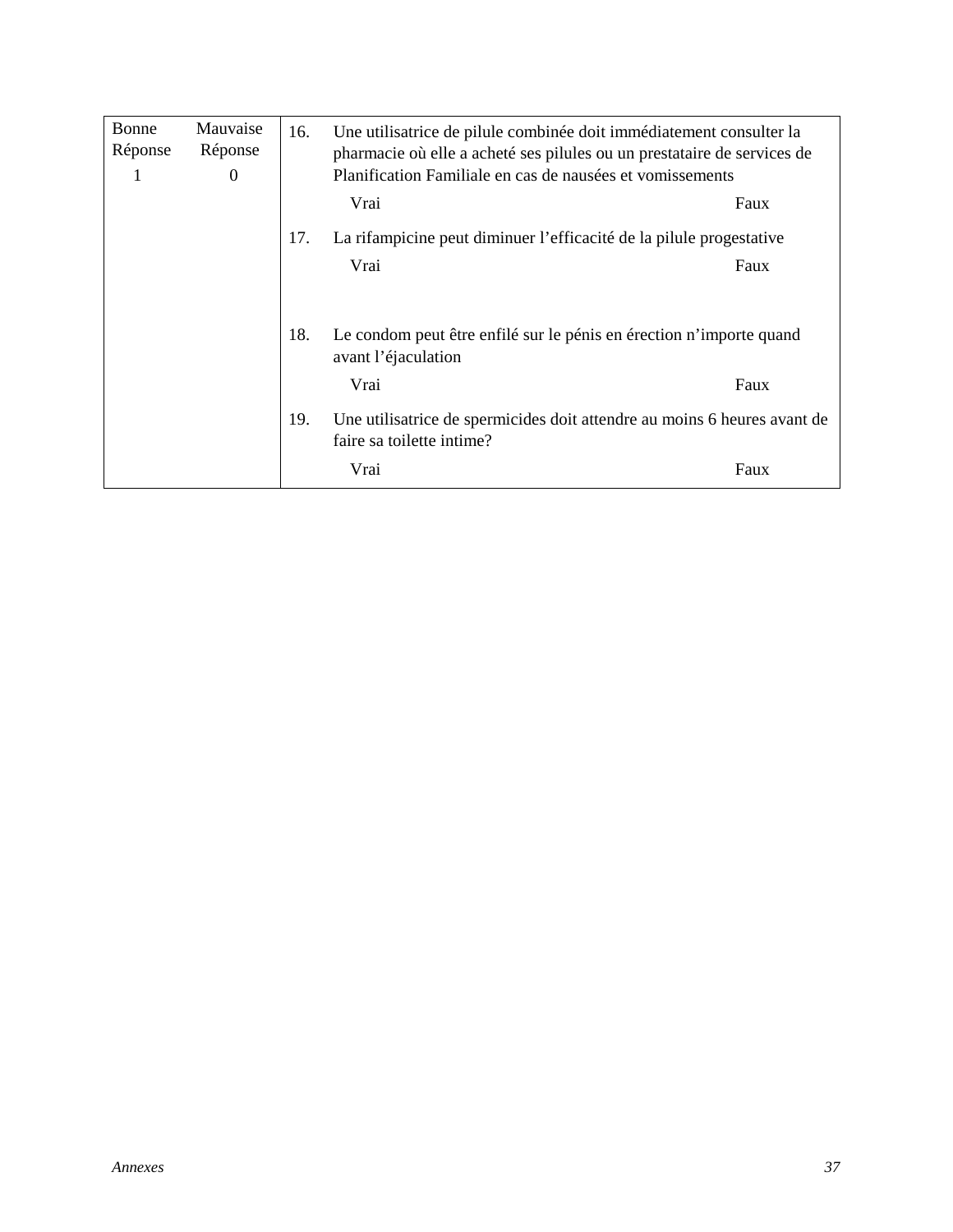| Bonne Réponse | Mauvaise Réponse | |
|---|---|---|
| 1 | 0 | 16. Une utilisatrice de pilule combinée doit immédiatement consulter la pharmacie où elle a acheté ses pilules ou un prestataire de services de Planification Familiale en cas de nausées et vomissements<br>Vrai Faux<br>17. La rifampicine peut diminuer l'efficacité de la pilule progestative<br>Vrai Faux<br>18. Le condom peut être enfilé sur le pénis en érection n'importe quand avant l'éjaculation<br>Vrai Faux<br>19. Une utilisatrice de spermicides doit attendre au moins 6 heures avant de faire sa toilette intime?<br>Vrai Faux |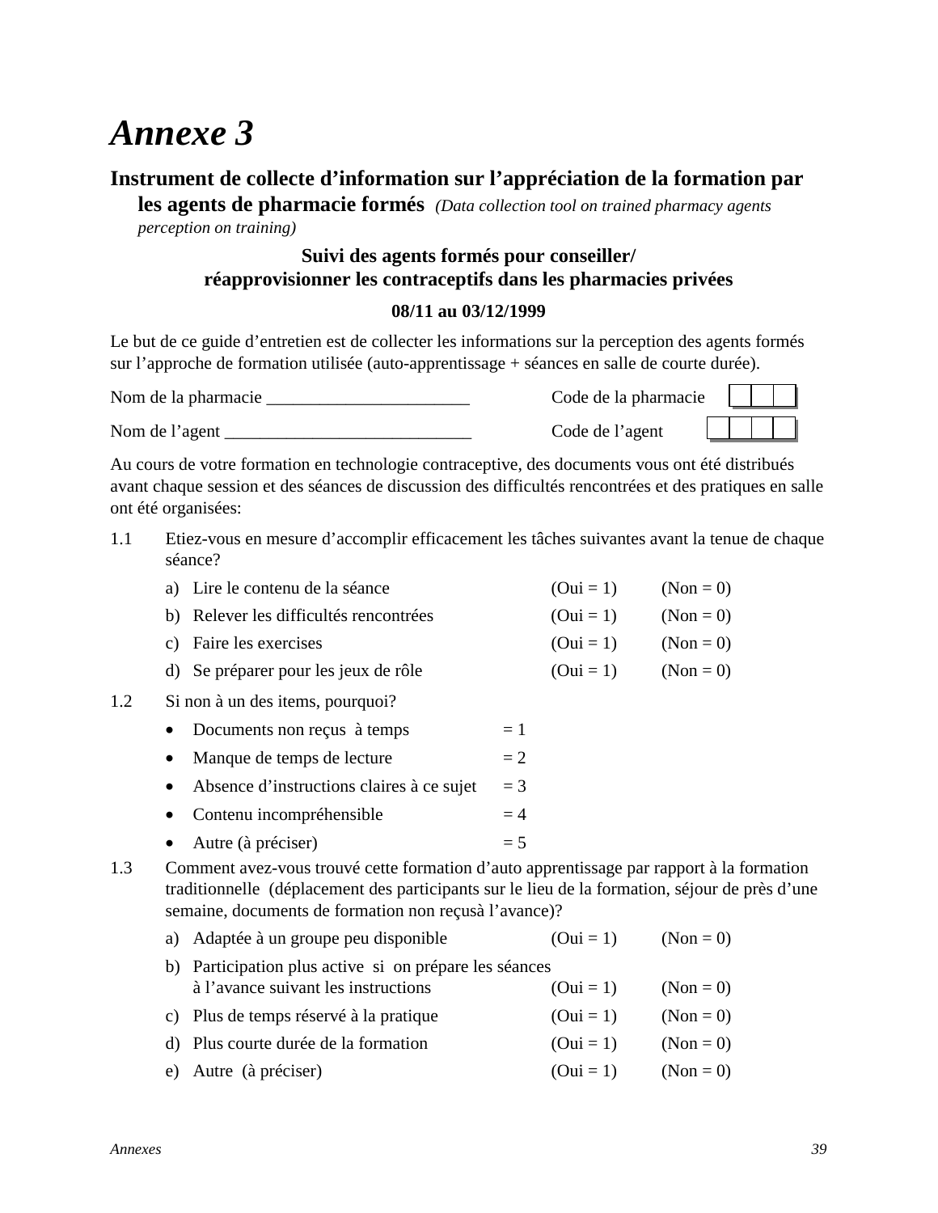# Annexe 3

## Instrument de collecte d'information sur l'appréciation de la formation par les agents de pharmacie formés *(Data collection tool on trained pharmacy agents perception on training)*

**Suivi des agents formés pour conseiller/ réapprovisionner les contraceptifs dans les pharmacies privées**

**08/11 au 03/12/1999**

Le but de ce guide d'entretien est de collecter les informations sur la perception des agents formés sur l'approche de formation utilisée (auto-apprentissage + séances en salle de courte durée).

Nom de la pharmacie _______________________ Code de la pharmacie |_|_|_|

Nom de l'agent ___________________________ Code de l'agent |_|_|_|_|

Au cours de votre formation en technologie contraceptive, des documents vous ont été distribués avant chaque session et des séances de discussion des difficultés rencontrées et des pratiques en salle ont été organisées:

1.1 Etiez-vous en mesure d'accomplir efficacement les tâches suivantes avant la tenue de chaque séance?

a) Lire le contenu de la séance (Oui = 1) (Non = 0)

b) Relever les difficultés rencontrées (Oui = 1) (Non = 0)

c) Faire les exercises (Oui = 1) (Non = 0)

d) Se préparer pour les jeux de rôle (Oui = 1) (Non = 0)

1.2 Si non à un des items, pourquoi?

- Documents non reçus à temps = 1
- Manque de temps de lecture = 2
- Absence d'instructions claires à ce sujet = 3
- Contenu incompréhensible = 4
- Autre (à préciser) = 5

1.3 Comment avez-vous trouvé cette formation d'auto apprentissage par rapport à la formation traditionnelle (déplacement des participants sur le lieu de la formation, séjour de près d'une semaine, documents de formation non reçusà l'avance)?

a) Adaptée à un groupe peu disponible (Oui = 1) (Non = 0)

b) Participation plus active si on prépare les séances à l'avance suivant les instructions (Oui = 1) (Non = 0)

c) Plus de temps réservé à la pratique (Oui = 1) (Non = 0)

d) Plus courte durée de la formation (Oui = 1) (Non = 0)

e) Autre (à préciser) (Oui = 1) (Non = 0)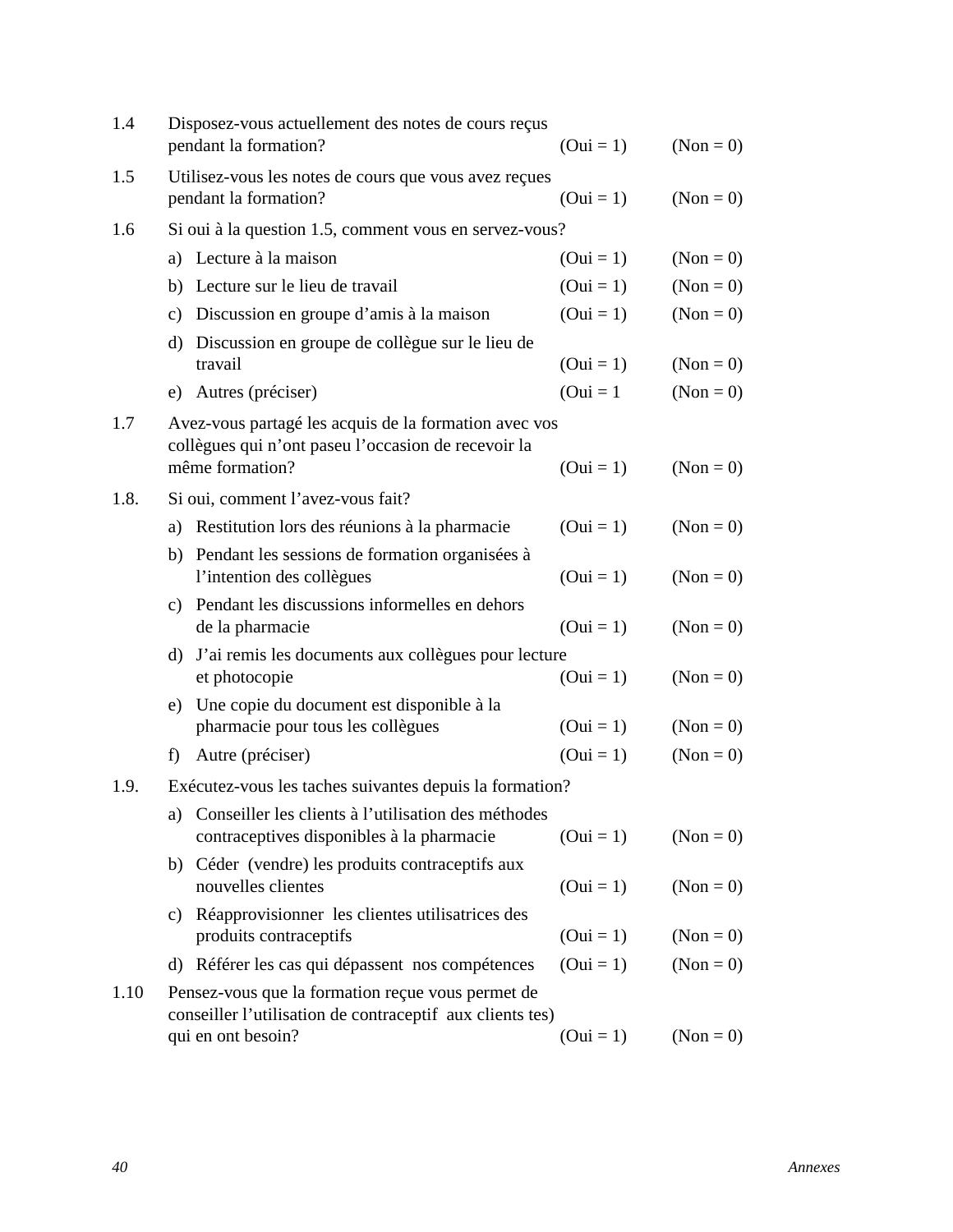| | | | |
|---|---|---|---|
| 1.4 | Disposez-vous actuellement des notes de cours reçus pendant la formation? | (Oui = 1) | (Non = 0) |
| 1.5 | Utilisez-vous les notes de cours que vous avez reçues pendant la formation? | (Oui = 1) | (Non = 0) |
| 1.6 | Si oui à la question 1.5, comment vous en servez-vous? | | |
| | a) Lecture à la maison | (Oui = 1) | (Non = 0) |
| | b) Lecture sur le lieu de travail | (Oui = 1) | (Non = 0) |
| | c) Discussion en groupe d'amis à la maison | (Oui = 1) | (Non = 0) |
| | d) Discussion en groupe de collègue sur le lieu de travail | (Oui = 1) | (Non = 0) |
| | e) Autres (préciser) | (Oui = 1 | (Non = 0) |
| 1.7 | Avez-vous partagé les acquis de la formation avec vos collègues qui n'ont paseu l'occasion de recevoir la même formation? | (Oui = 1) | (Non = 0) |
| 1.8. | Si oui, comment l'avez-vous fait? | | |
| | a) Restitution lors des réunions à la pharmacie | (Oui = 1) | (Non = 0) |
| | b) Pendant les sessions de formation organisées à l'intention des collègues | (Oui = 1) | (Non = 0) |
| | c) Pendant les discussions informelles en dehors de la pharmacie | (Oui = 1) | (Non = 0) |
| | d) J'ai remis les documents aux collègues pour lecture et photocopie | (Oui = 1) | (Non = 0) |
| | e) Une copie du document est disponible à la pharmacie pour tous les collègues | (Oui = 1) | (Non = 0) |
| | f) Autre (préciser) | (Oui = 1) | (Non = 0) |
| 1.9. | Exécutez-vous les taches suivantes depuis la formation? | | |
| | a) Conseiller les clients à l'utilisation des méthodes contraceptives disponibles à la pharmacie | (Oui = 1) | (Non = 0) |
| | b) Céder (vendre) les produits contraceptifs aux nouvelles clientes | (Oui = 1) | (Non = 0) |
| | c) Réapprovisionner les clientes utilisatrices des produits contraceptifs | (Oui = 1) | (Non = 0) |
| | d) Référer les cas qui dépassent nos compétences | (Oui = 1) | (Non = 0) |
| 1.10 | Pensez-vous que la formation reçue vous permet de conseiller l'utilisation de contraceptif aux clients tes) qui en ont besoin? | (Oui = 1) | (Non = 0) |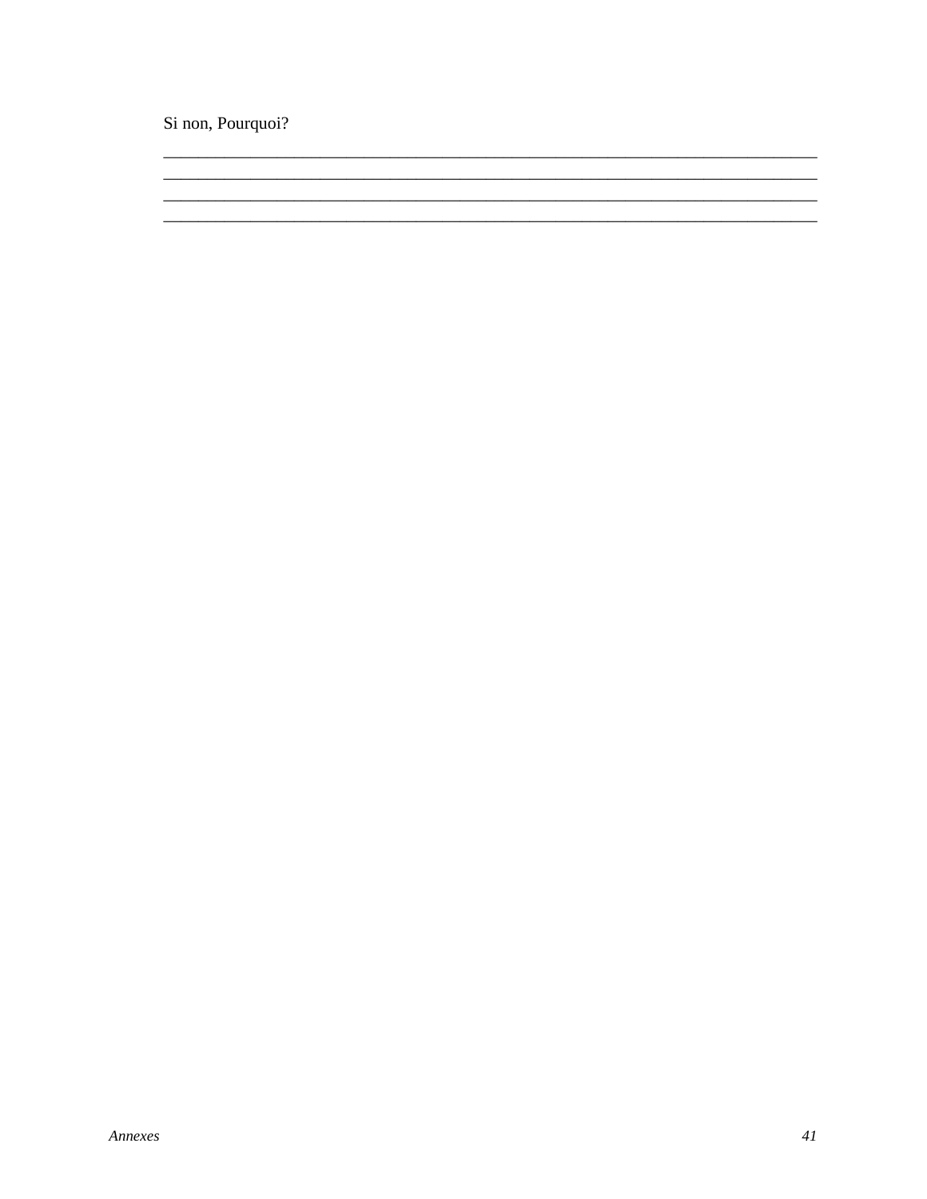Si non, Pourquoi?

_______________________________________________________________________________
_______________________________________________________________________________
_______________________________________________________________________________
_______________________________________________________________________________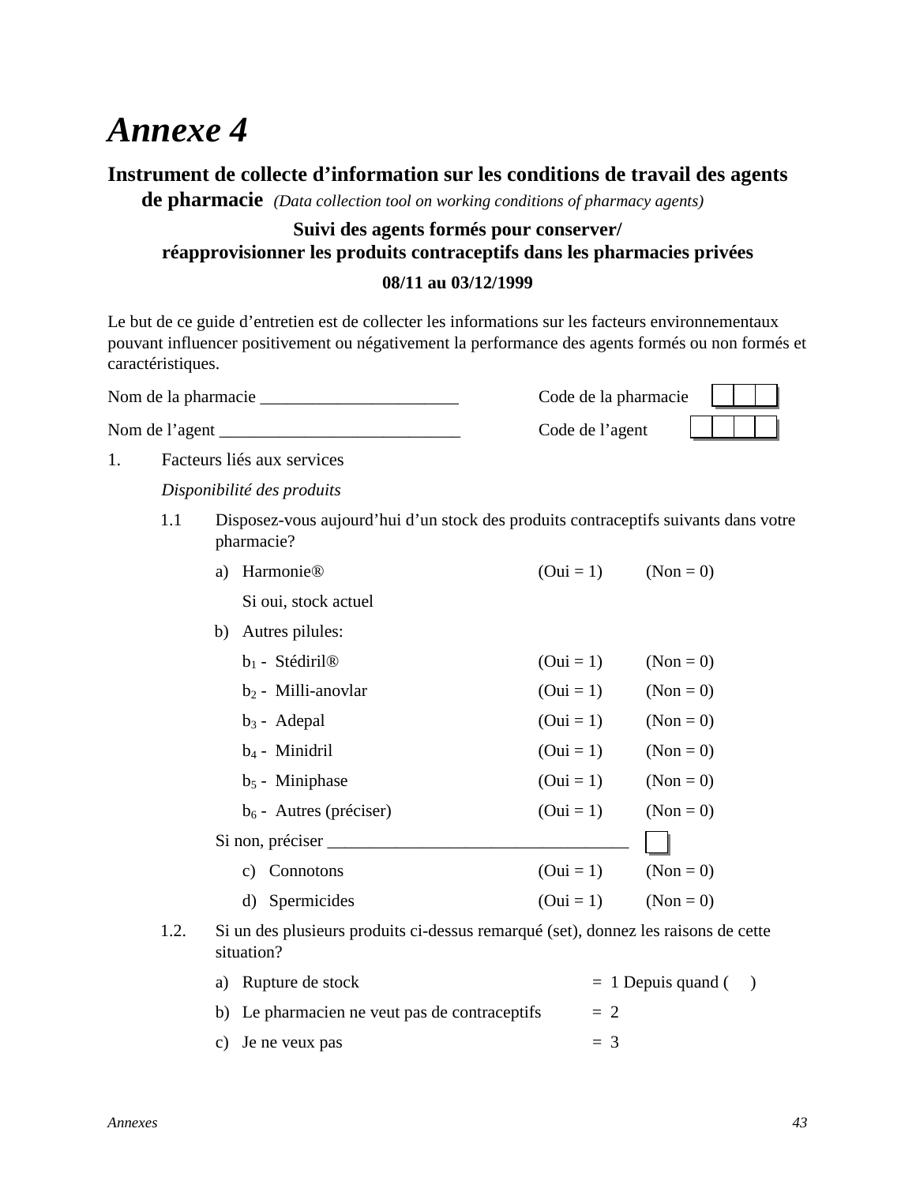# Annexe 4

## Instrument de collecte d'information sur les conditions de travail des agents de pharmacie *(Data collection tool on working conditions of pharmacy agents)*

**Suivi des agents formés pour conserver/ réapprovisionner les produits contraceptifs dans les pharmacies privées**

**08/11 au 03/12/1999**

Le but de ce guide d'entretien est de collecter les informations sur les facteurs environnementaux pouvant influencer positivement ou négativement la performance des agents formés ou non formés et caractéristiques.

Nom de la pharmacie _______________________ Code de la pharmacie [ | | ]

Nom de l'agent ____________________________ Code de l'agent [ | | | ]

1. Facteurs liés aux services

   *Disponibilité des produits*

   1.1 Disposez-vous aujourd'hui d'un stock des produits contraceptifs suivants dans votre pharmacie?

   a) Harmonie® (Oui = 1) (Non = 0)

   Si oui, stock actuel

   b) Autres pilules:

   $b_1$ - Stédiril® (Oui = 1) (Non = 0)

   $b_2$ - Milli-anovlar (Oui = 1) (Non = 0)

   $b_3$ - Adepal (Oui = 1) (Non = 0)

   $b_4$ - Minidril (Oui = 1) (Non = 0)

   $b_5$ - Miniphase (Oui = 1) (Non = 0)

   $b_6$ - Autres (préciser) (Oui = 1) (Non = 0)

   Si non, préciser __________________________________ [ ]

   c) Connotons (Oui = 1) (Non = 0)

   d) Spermicides (Oui = 1) (Non = 0)

   1.2. Si un des plusieurs produits ci-dessus remarqué (set), donnez les raisons de cette situation?

   a) Rupture de stock = 1 Depuis quand ( )

   b) Le pharmacien ne veut pas de contraceptifs = 2

   c) Je ne veux pas = 3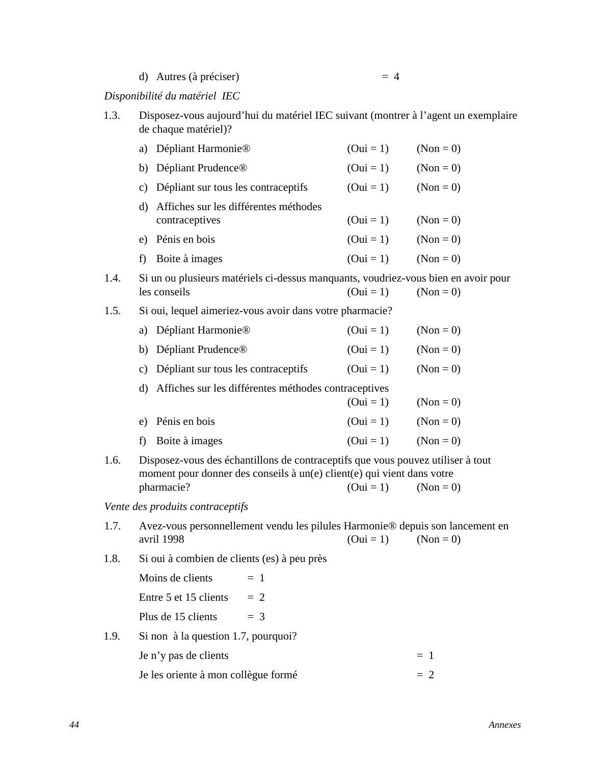d) Autres (à préciser) = 4

*Disponibilité du matériel IEC*

1.3. Disposez-vous aujourd'hui du matériel IEC suivant (montrer à l'agent un exemplaire de chaque matériel)?

a) Dépliant Harmonie® (Oui = 1) (Non = 0)

b) Dépliant Prudence® (Oui = 1) (Non = 0)

c) Dépliant sur tous les contraceptifs (Oui = 1) (Non = 0)

d) Affiches sur les différentes méthodes contraceptives (Oui = 1) (Non = 0)

e) Pénis en bois (Oui = 1) (Non = 0)

f) Boite à images (Oui = 1) (Non = 0)

1.4. Si un ou plusieurs matériels ci-dessus manquants, voudriez-vous bien en avoir pour les conseils (Oui = 1) (Non = 0)

1.5. Si oui, lequel aimeriez-vous avoir dans votre pharmacie?

a) Dépliant Harmonie® (Oui = 1) (Non = 0)

b) Dépliant Prudence® (Oui = 1) (Non = 0)

c) Dépliant sur tous les contraceptifs (Oui = 1) (Non = 0)

d) Affiches sur les différentes méthodes contraceptives (Oui = 1) (Non = 0)

e) Pénis en bois (Oui = 1) (Non = 0)

f) Boite à images (Oui = 1) (Non = 0)

1.6. Disposez-vous des échantillons de contraceptifs que vous pouvez utiliser à tout moment pour donner des conseils à un(e) client(e) qui vient dans votre pharmacie? (Oui = 1) (Non = 0)

*Vente des produits contraceptifs*

1.7. Avez-vous personnellement vendu les pilules Harmonie® depuis son lancement en avril 1998 (Oui = 1) (Non = 0)

1.8. Si oui à combien de clients (es) à peu près

Moins de clients = 1

Entre 5 et 15 clients = 2

Plus de 15 clients = 3

1.9. Si non à la question 1.7, pourquoi?

Je n'y pas de clients = 1

Je les oriente à mon collègue formé = 2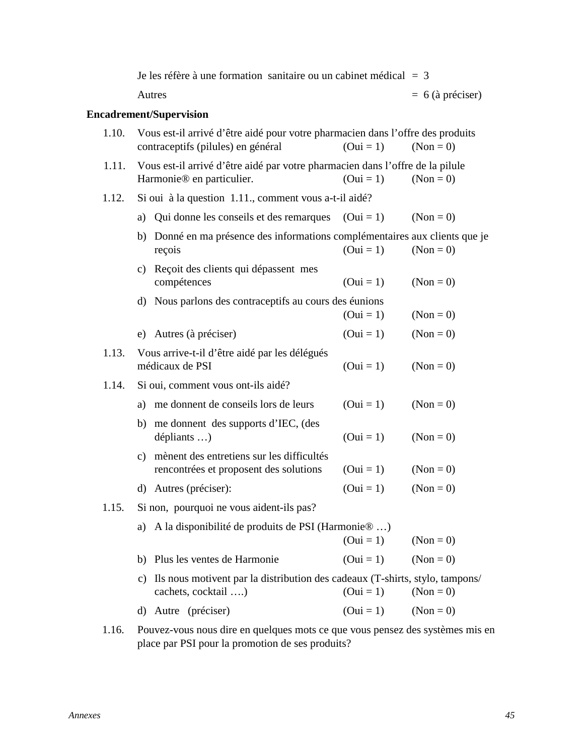Je les réfère à une formation sanitaire ou un cabinet médical = 3

Autres = 6 (à préciser)

**Encadrement/Supervision**

1.10. Vous est-il arrivé d'être aidé pour votre pharmacien dans l'offre des produits contraceptifs (pilules) en général (Oui = 1) (Non = 0)

1.11. Vous est-il arrivé d'être aidé par votre pharmacien dans l'offre de la pilule Harmonie® en particulier. (Oui = 1) (Non = 0)

1.12. Si oui à la question 1.11., comment vous a-t-il aidé?

a) Qui donne les conseils et des remarques (Oui = 1) (Non = 0)

b) Donné en ma présence des informations complémentaires aux clients que je reçois (Oui = 1) (Non = 0)

c) Reçoit des clients qui dépassent mes compétences (Oui = 1) (Non = 0)

d) Nous parlons des contraceptifs au cours des éunions (Oui = 1) (Non = 0)

e) Autres (à préciser) (Oui = 1) (Non = 0)

1.13. Vous arrive-t-il d'être aidé par les délégués médicaux de PSI (Oui = 1) (Non = 0)

1.14. Si oui, comment vous ont-ils aidé?

a) me donnent de conseils lors de leurs (Oui = 1) (Non = 0)

b) me donnent des supports d'IEC, (des dépliants …) (Oui = 1) (Non = 0)

c) mènent des entretiens sur les difficultés rencontrées et proposent des solutions (Oui = 1) (Non = 0)

d) Autres (préciser): (Oui = 1) (Non = 0)

1.15. Si non, pourquoi ne vous aident-ils pas?

a) A la disponibilité de produits de PSI (Harmonie® …) (Oui = 1) (Non = 0)

b) Plus les ventes de Harmonie (Oui = 1) (Non = 0)

c) Ils nous motivent par la distribution des cadeaux (T-shirts, stylo, tampons/ cachets, cocktail ….) (Oui = 1) (Non = 0)

d) Autre (préciser) (Oui = 1) (Non = 0)

1.16. Pouvez-vous nous dire en quelques mots ce que vous pensez des systèmes mis en place par PSI pour la promotion de ses produits?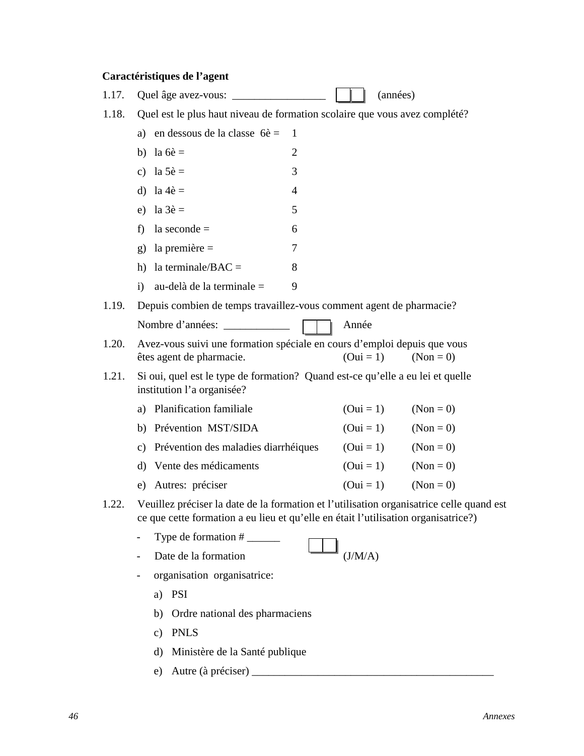**Caractéristiques de l'agent**

1.17. Quel âge avez-vous: _________________ [ ][ ] (années)

1.18. Quel est le plus haut niveau de formation scolaire que vous avez complété?

a) en dessous de la classe 6è = 1

b) la 6è = 2

c) la 5è = 3

d) la 4è = 4

e) la 3è = 5

f) la seconde = 6

g) la première = 7

h) la terminale/BAC = 8

i) au-delà de la terminale = 9

1.19. Depuis combien de temps travaillez-vous comment agent de pharmacie?

Nombre d'années: ____________ [ ][ ] Année

1.20. Avez-vous suivi une formation spéciale en cours d'emploi depuis que vous êtes agent de pharmacie. (Oui = 1) (Non = 0)

1.21. Si oui, quel est le type de formation? Quand est-ce qu'elle a eu lei et quelle institution l'a organisée?

a) Planification familiale (Oui = 1) (Non = 0)

b) Prévention MST/SIDA (Oui = 1) (Non = 0)

c) Prévention des maladies diarrhéiques (Oui = 1) (Non = 0)

d) Vente des médicaments (Oui = 1) (Non = 0)

e) Autres: préciser (Oui = 1) (Non = 0)

1.22. Veuillez préciser la date de la formation et l'utilisation organisatrice celle quand est ce que cette formation a eu lieu et qu'elle en était l'utilisation organisatrice?)

- Type de formation # ______
- Date de la formation [ ][ ] (J/M/A)
- organisation organisatrice:
  a) PSI
  b) Ordre national des pharmaciens
  c) PNLS
  d) Ministère de la Santé publique
  e) Autre (à préciser) ____________________________________________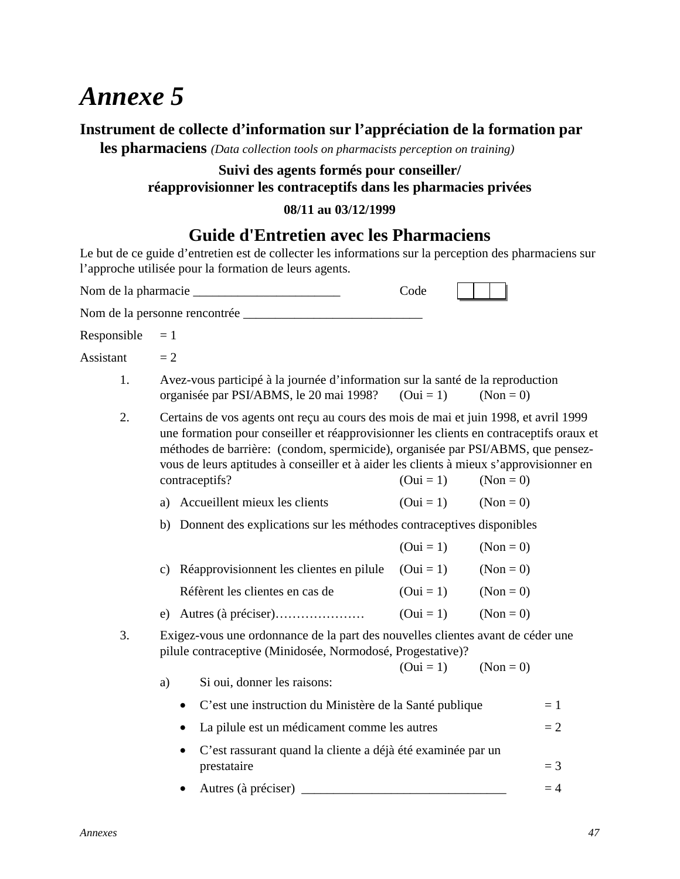# *Annexe 5*

## Instrument de collecte d'information sur l'appréciation de la formation par les pharmaciens *(Data collection tools on pharmacists perception on training)*

**Suivi des agents formés pour conseiller/ réapprovisionner les contraceptifs dans les pharmacies privées**

**08/11 au 03/12/1999**

## Guide d'Entretien avec les Pharmaciens

Le but de ce guide d'entretien est de collecter les informations sur la perception des pharmaciens sur l'approche utilisée pour la formation de leurs agents.

Nom de la pharmacie _______________________ Code | | | |

Nom de la personne rencontrée ____________________________

Responsible = 1

Assistant = 2

1. Avez-vous participé à la journée d'information sur la santé de la reproduction organisée par PSI/ABMS, le 20 mai 1998? (Oui = 1) (Non = 0)

2. Certains de vos agents ont reçu au cours des mois de mai et juin 1998, et avril 1999 une formation pour conseiller et réapprovisionner les clients en contraceptifs oraux et méthodes de barrière: (condom, spermicide), organisée par PSI/ABMS, que pensez-vous de leurs aptitudes à conseiller et à aider les clients à mieux s'approvisionner en contraceptifs? (Oui = 1) (Non = 0)

   a) Accueillent mieux les clients (Oui = 1) (Non = 0)

   b) Donnent des explications sur les méthodes contraceptives disponibles (Oui = 1) (Non = 0)

   c) Réapprovisionnent les clientes en pilule (Oui = 1) (Non = 0)

   Réfèrent les clientes en cas de (Oui = 1) (Non = 0)

   e) Autres (à préciser)………………… (Oui = 1) (Non = 0)

3. Exigez-vous une ordonnance de la part des nouvelles clientes avant de céder une pilule contraceptive (Minidosée, Normodosé, Progestative)? (Oui = 1) (Non = 0)

   a) Si oui, donner les raisons:

   - C'est une instruction du Ministère de la Santé publique = 1
   - La pilule est un médicament comme les autres = 2
   - C'est rassurant quand la cliente a déjà été examinée par un prestataire = 3
   - Autres (à préciser) ________________________________ = 4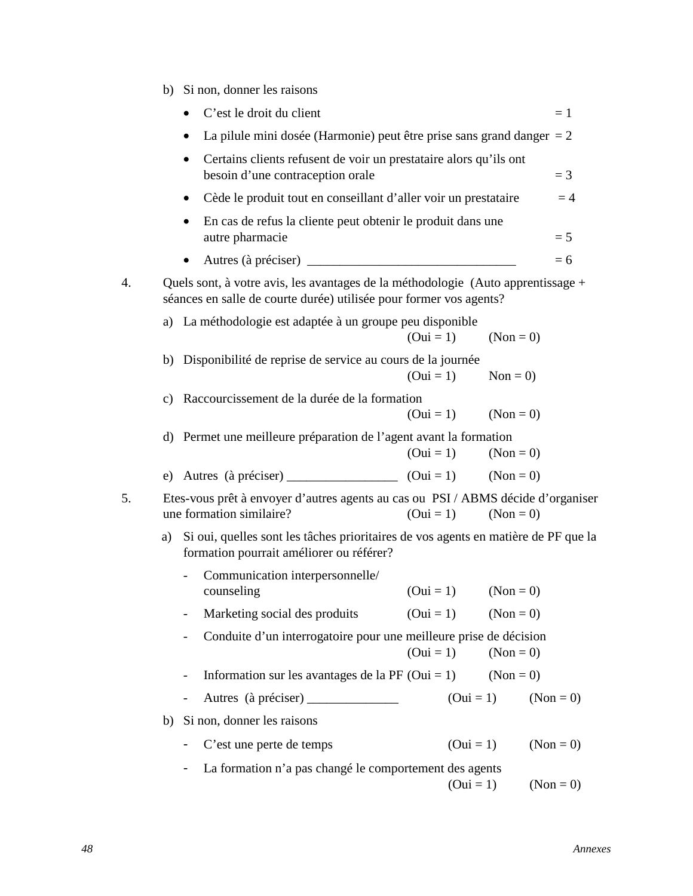b) Si non, donner les raisons

- C'est le droit du client = 1
- La pilule mini dosée (Harmonie) peut être prise sans grand danger = 2
- Certains clients refusent de voir un prestataire alors qu'ils ont besoin d'une contraception orale = 3
- Cède le produit tout en conseillant d'aller voir un prestataire = 4
- En cas de refus la cliente peut obtenir le produit dans une autre pharmacie = 5
- Autres (à préciser) ________________________________ = 6

4. Quels sont, à votre avis, les avantages de la méthodologie (Auto apprentissage + séances en salle de courte durée) utilisée pour former vos agents?

   a) La méthodologie est adaptée à un groupe peu disponible (Oui = 1) (Non = 0)

   b) Disponibilité de reprise de service au cours de la journée (Oui = 1) Non = 0)

   c) Raccourcissement de la durée de la formation (Oui = 1) (Non = 0)

   d) Permet une meilleure préparation de l'agent avant la formation (Oui = 1) (Non = 0)

   e) Autres (à préciser) _________________ (Oui = 1) (Non = 0)

5. Etes-vous prêt à envoyer d'autres agents au cas ou PSI / ABMS décide d'organiser une formation similaire? (Oui = 1) (Non = 0)

   a) Si oui, quelles sont les tâches prioritaires de vos agents en matière de PF que la formation pourrait améliorer ou référer?

      - Communication interpersonnelle/ counseling (Oui = 1) (Non = 0)
      - Marketing social des produits (Oui = 1) (Non = 0)
      - Conduite d'un interrogatoire pour une meilleure prise de décision (Oui = 1) (Non = 0)
      - Information sur les avantages de la PF (Oui = 1) (Non = 0)
      - Autres (à préciser) ______________ (Oui = 1) (Non = 0)

   b) Si non, donner les raisons

      - C'est une perte de temps (Oui = 1) (Non = 0)
      - La formation n'a pas changé le comportement des agents (Oui = 1) (Non = 0)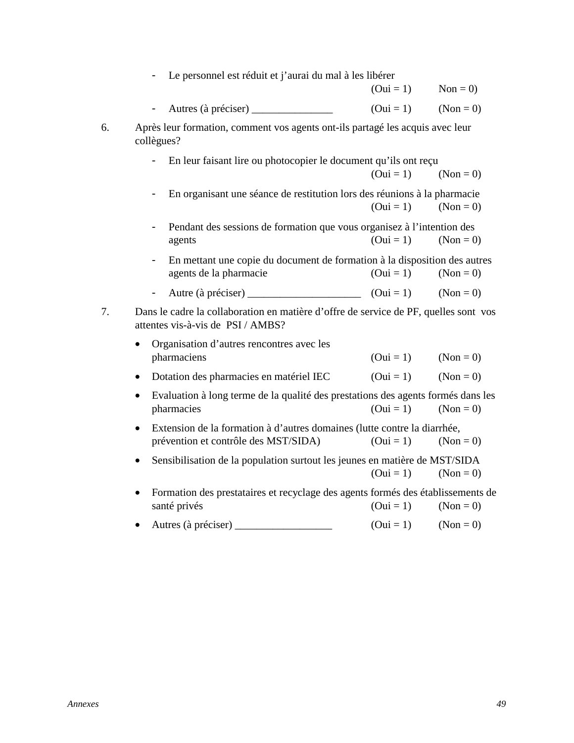- Le personnel est réduit et j'aurai du mal à les libérer (Oui = 1) Non = 0)
- Autres (à préciser) _______________ (Oui = 1) (Non = 0)

6. Après leur formation, comment vos agents ont-ils partagé les acquis avec leur collègues?

   - En leur faisant lire ou photocopier le document qu'ils ont reçu (Oui = 1) (Non = 0)
   - En organisant une séance de restitution lors des réunions à la pharmacie (Oui = 1) (Non = 0)
   - Pendant des sessions de formation que vous organisez à l'intention des agents (Oui = 1) (Non = 0)
   - En mettant une copie du document de formation à la disposition des autres agents de la pharmacie (Oui = 1) (Non = 0)
   - Autre (à préciser) _____________________ (Oui = 1) (Non = 0)

7. Dans le cadre la collaboration en matière d'offre de service de PF, quelles sont vos attentes vis-à-vis de PSI / AMBS?

   - Organisation d'autres rencontres avec les pharmaciens (Oui = 1) (Non = 0)
   - Dotation des pharmacies en matériel IEC (Oui = 1) (Non = 0)
   - Evaluation à long terme de la qualité des prestations des agents formés dans les pharmacies (Oui = 1) (Non = 0)
   - Extension de la formation à d'autres domaines (lutte contre la diarrhée, prévention et contrôle des MST/SIDA) (Oui = 1) (Non = 0)
   - Sensibilisation de la population surtout les jeunes en matière de MST/SIDA (Oui = 1) (Non = 0)
   - Formation des prestataires et recyclage des agents formés des établissements de santé privés (Oui = 1) (Non = 0)
   - Autres (à préciser) __________________ (Oui = 1) (Non = 0)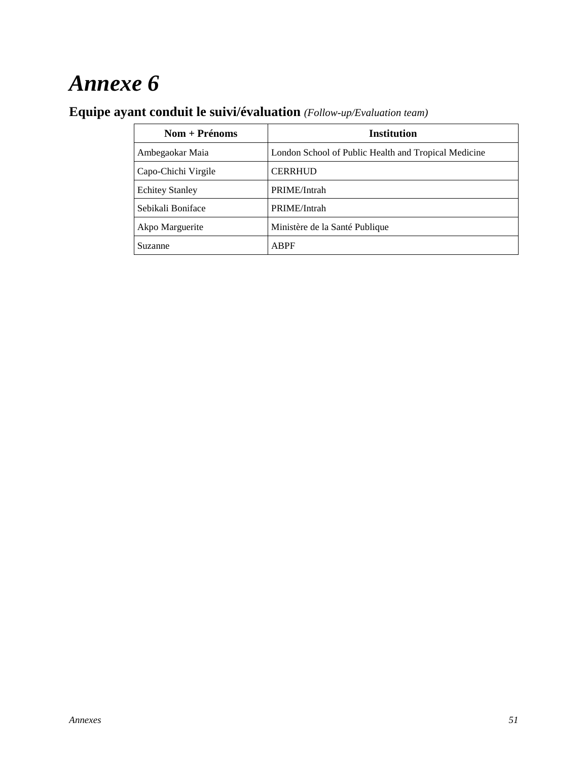# *Annexe 6*

## Equipe ayant conduit le suivi/évaluation *(Follow-up/Evaluation team)*

| Nom + Prénoms | Institution |
|---|---|
| Ambegaokar Maia | London School of Public Health and Tropical Medicine |
| Capo-Chichi Virgile | CERRHUD |
| Echitey Stanley | PRIME/Intrah |
| Sebikali Boniface | PRIME/Intrah |
| Akpo Marguerite | Ministère de la Santé Publique |
| Suzanne | ABPF |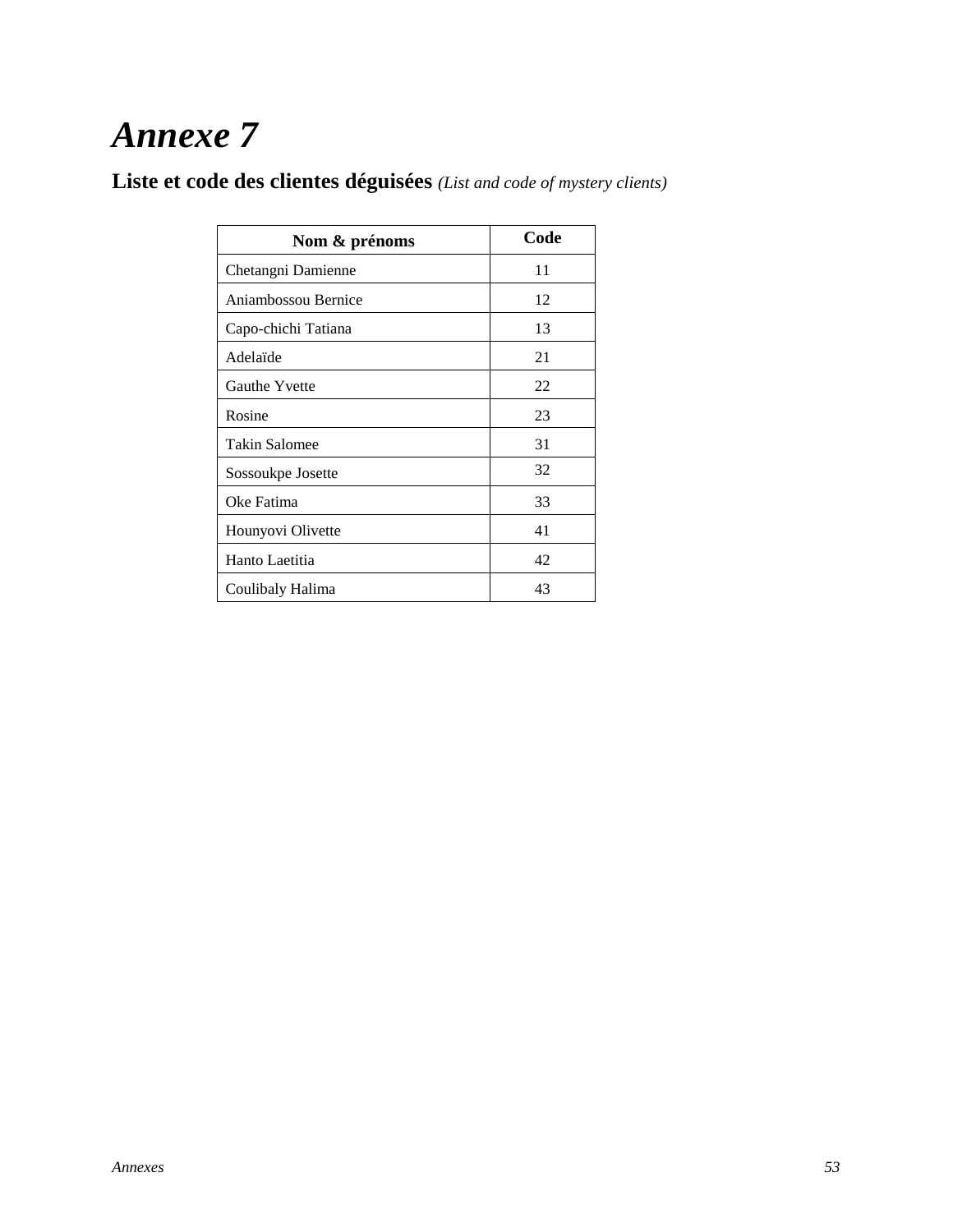# *Annexe 7*

**Liste et code des clientes déguisées** *(List and code of mystery clients)*

| Nom & prénoms | Code |
|---|---|
| Chetangni Damienne | 11 |
| Aniambossou Bernice | 12 |
| Capo-chichi Tatiana | 13 |
| Adelaïde | 21 |
| Gauthe Yvette | 22 |
| Rosine | 23 |
| Takin Salomee | 31 |
| Sossoukpe Josette | 32 |
| Oke Fatima | 33 |
| Hounyovi Olivette | 41 |
| Hanto Laetitia | 42 |
| Coulibaly Halima | 43 |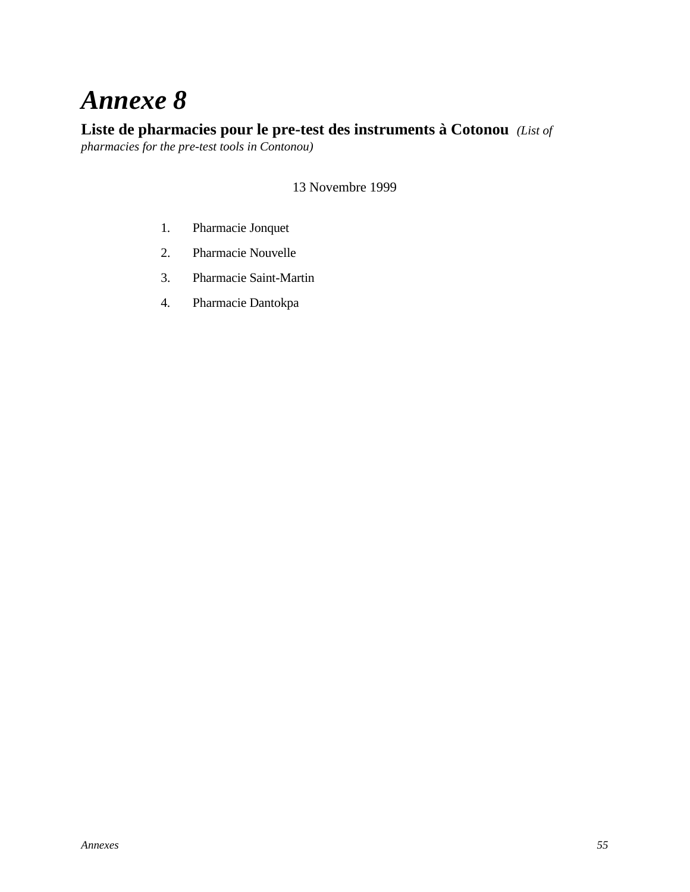# *Annexe 8*

**Liste de pharmacies pour le pre-test des instruments à Cotonou** *(List of pharmacies for the pre-test tools in Contonou)*

13 Novembre 1999

1. Pharmacie Jonquet
2. Pharmacie Nouvelle
3. Pharmacie Saint-Martin
4. Pharmacie Dantokpa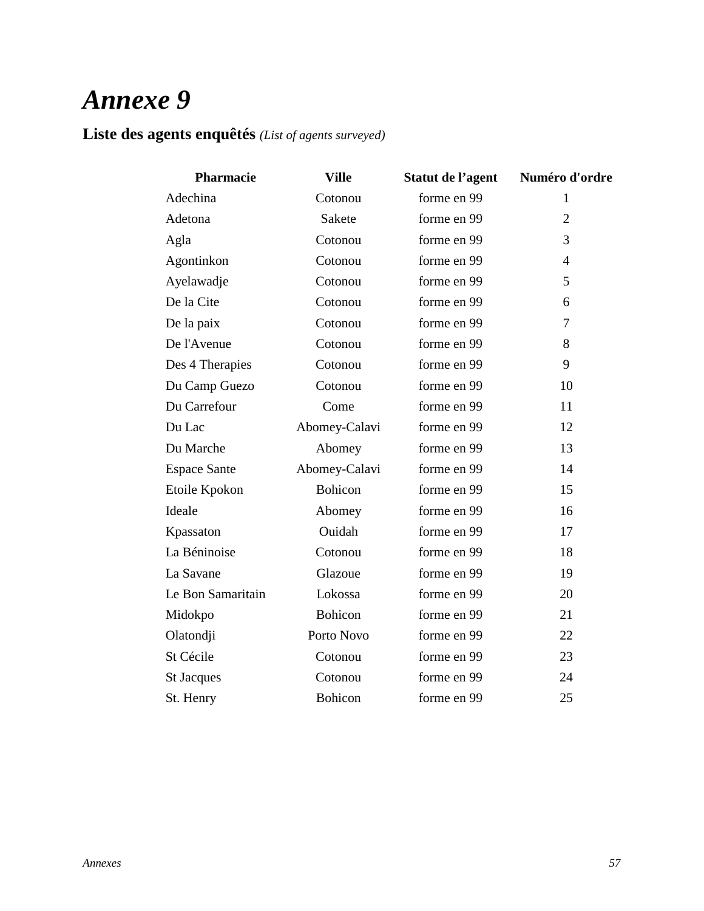# *Annexe 9*

**Liste des agents enquêtés** *(List of agents surveyed)*

| Pharmacie | Ville | Statut de l'agent | Numéro d'ordre |
|---|---|---|---|
| Adechina | Cotonou | forme en 99 | 1 |
| Adetona | Sakete | forme en 99 | 2 |
| Agla | Cotonou | forme en 99 | 3 |
| Agontinkon | Cotonou | forme en 99 | 4 |
| Ayelawadje | Cotonou | forme en 99 | 5 |
| De la Cite | Cotonou | forme en 99 | 6 |
| De la paix | Cotonou | forme en 99 | 7 |
| De l'Avenue | Cotonou | forme en 99 | 8 |
| Des 4 Therapies | Cotonou | forme en 99 | 9 |
| Du Camp Guezo | Cotonou | forme en 99 | 10 |
| Du Carrefour | Come | forme en 99 | 11 |
| Du Lac | Abomey-Calavi | forme en 99 | 12 |
| Du Marche | Abomey | forme en 99 | 13 |
| Espace Sante | Abomey-Calavi | forme en 99 | 14 |
| Etoile Kpokon | Bohicon | forme en 99 | 15 |
| Ideale | Abomey | forme en 99 | 16 |
| Kpassaton | Ouidah | forme en 99 | 17 |
| La Béninoise | Cotonou | forme en 99 | 18 |
| La Savane | Glazoue | forme en 99 | 19 |
| Le Bon Samaritain | Lokossa | forme en 99 | 20 |
| Midokpo | Bohicon | forme en 99 | 21 |
| Olatondji | Porto Novo | forme en 99 | 22 |
| St Cécile | Cotonou | forme en 99 | 23 |
| St Jacques | Cotonou | forme en 99 | 24 |
| St. Henry | Bohicon | forme en 99 | 25 |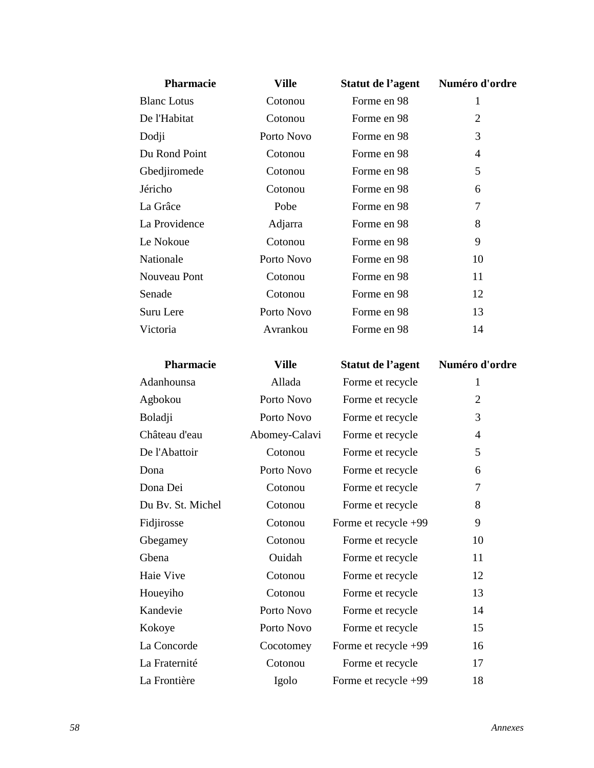| Pharmacie | Ville | Statut de l’agent | Numéro d'ordre |
|---|---|---|---|
| Blanc Lotus | Cotonou | Forme en 98 | 1 |
| De l'Habitat | Cotonou | Forme en 98 | 2 |
| Dodji | Porto Novo | Forme en 98 | 3 |
| Du Rond Point | Cotonou | Forme en 98 | 4 |
| Gbedjiromede | Cotonou | Forme en 98 | 5 |
| Jéricho | Cotonou | Forme en 98 | 6 |
| La Grâce | Pobe | Forme en 98 | 7 |
| La Providence | Adjarra | Forme en 98 | 8 |
| Le Nokoue | Cotonou | Forme en 98 | 9 |
| Nationale | Porto Novo | Forme en 98 | 10 |
| Nouveau Pont | Cotonou | Forme en 98 | 11 |
| Senade | Cotonou | Forme en 98 | 12 |
| Suru Lere | Porto Novo | Forme en 98 | 13 |
| Victoria | Avrankou | Forme en 98 | 14 |

| Pharmacie | Ville | Statut de l’agent | Numéro d'ordre |
|---|---|---|---|
| Adanhounsa | Allada | Forme et recycle | 1 |
| Agbokou | Porto Novo | Forme et recycle | 2 |
| Boladji | Porto Novo | Forme et recycle | 3 |
| Château d'eau | Abomey-Calavi | Forme et recycle | 4 |
| De l'Abattoir | Cotonou | Forme et recycle | 5 |
| Dona | Porto Novo | Forme et recycle | 6 |
| Dona Dei | Cotonou | Forme et recycle | 7 |
| Du Bv. St. Michel | Cotonou | Forme et recycle | 8 |
| Fidjirosse | Cotonou | Forme et recycle +99 | 9 |
| Gbegamey | Cotonou | Forme et recycle | 10 |
| Gbena | Ouidah | Forme et recycle | 11 |
| Haie Vive | Cotonou | Forme et recycle | 12 |
| Houeyiho | Cotonou | Forme et recycle | 13 |
| Kandevie | Porto Novo | Forme et recycle | 14 |
| Kokoye | Porto Novo | Forme et recycle | 15 |
| La Concorde | Cocotomey | Forme et recycle +99 | 16 |
| La Fraternité | Cotonou | Forme et recycle | 17 |
| La Frontière | Igolo | Forme et recycle +99 | 18 |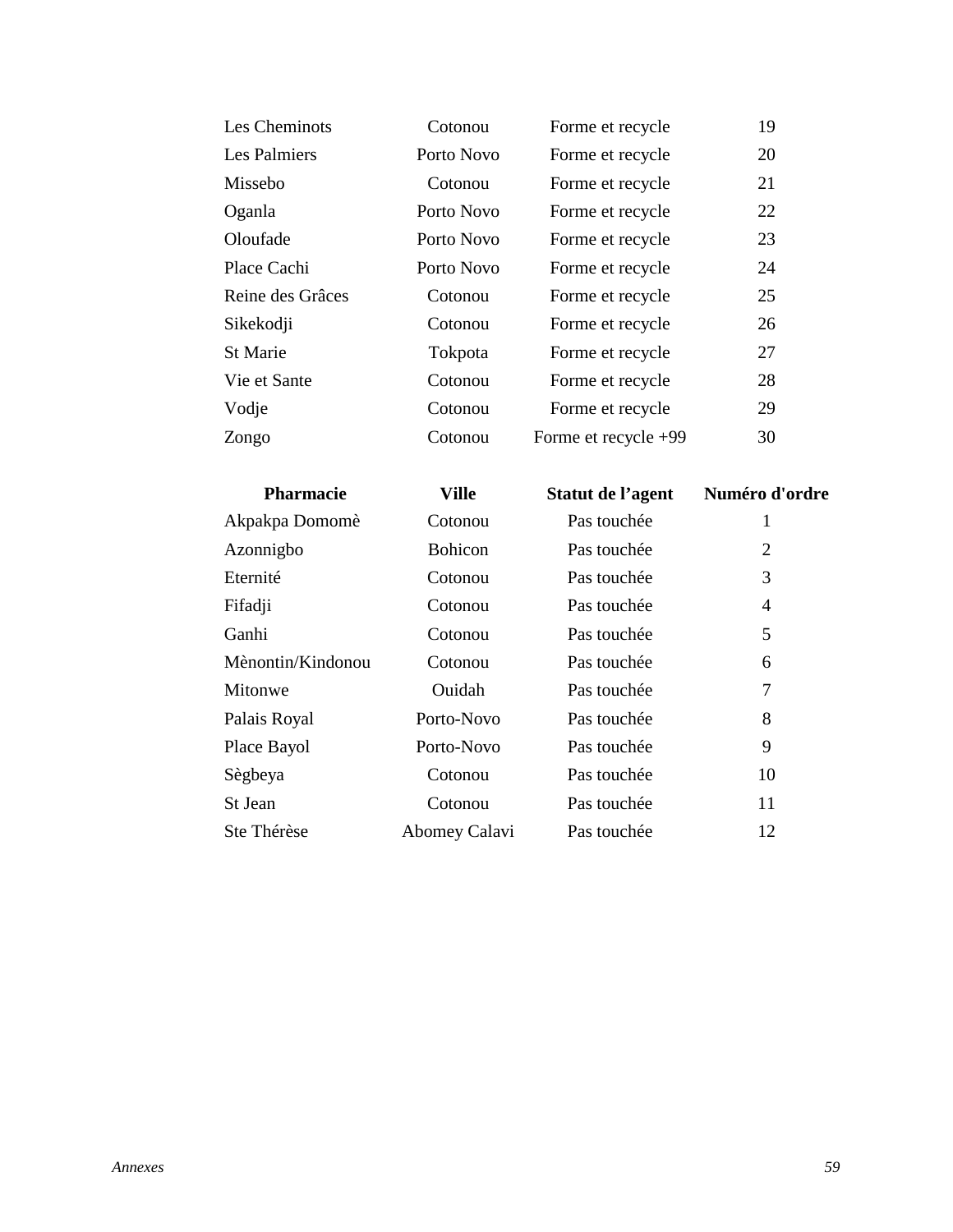| | | | |
|---|---|---|---|
| Les Cheminots | Cotonou | Forme et recycle | 19 |
| Les Palmiers | Porto Novo | Forme et recycle | 20 |
| Missebo | Cotonou | Forme et recycle | 21 |
| Oganla | Porto Novo | Forme et recycle | 22 |
| Oloufade | Porto Novo | Forme et recycle | 23 |
| Place Cachi | Porto Novo | Forme et recycle | 24 |
| Reine des Grâces | Cotonou | Forme et recycle | 25 |
| Sikekodji | Cotonou | Forme et recycle | 26 |
| St Marie | Tokpota | Forme et recycle | 27 |
| Vie et Sante | Cotonou | Forme et recycle | 28 |
| Vodje | Cotonou | Forme et recycle | 29 |
| Zongo | Cotonou | Forme et recycle +99 | 30 |

| Pharmacie | Ville | Statut de l'agent | Numéro d'ordre |
|---|---|---|---|
| Akpakpa Domomè | Cotonou | Pas touchée | 1 |
| Azonnigbo | Bohicon | Pas touchée | 2 |
| Eternité | Cotonou | Pas touchée | 3 |
| Fifadji | Cotonou | Pas touchée | 4 |
| Ganhi | Cotonou | Pas touchée | 5 |
| Mènontin/Kindonou | Cotonou | Pas touchée | 6 |
| Mitonwe | Ouidah | Pas touchée | 7 |
| Palais Royal | Porto-Novo | Pas touchée | 8 |
| Place Bayol | Porto-Novo | Pas touchée | 9 |
| Sègbeya | Cotonou | Pas touchée | 10 |
| St Jean | Cotonou | Pas touchée | 11 |
| Ste Thérèse | Abomey Calavi | Pas touchée | 12 |